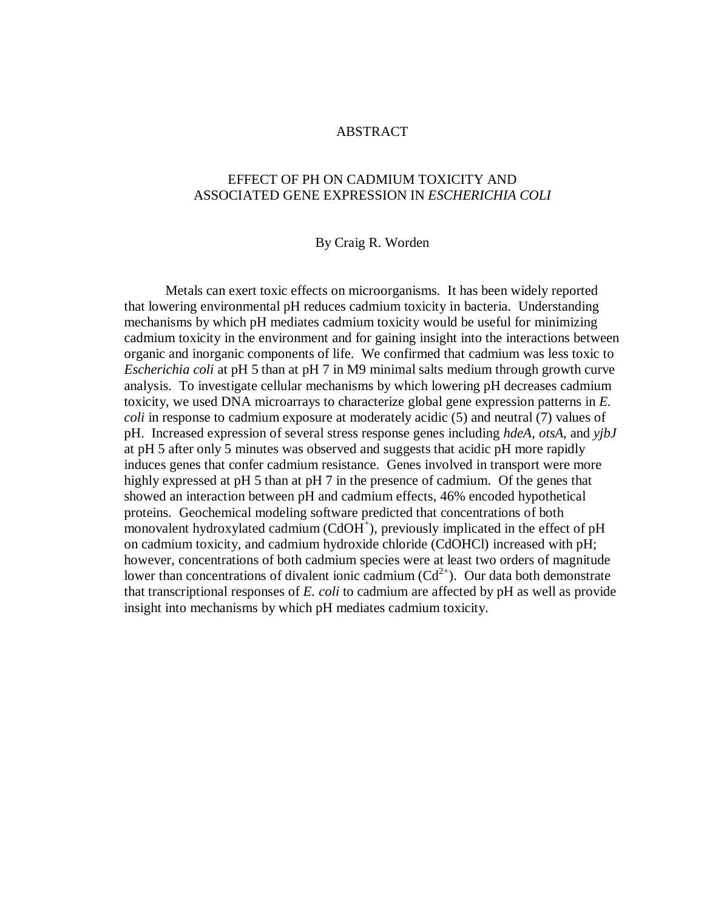# ABSTRACT

## EFFECT OF PH ON CADMIUM TOXICITY AND ASSOCIATED GENE EXPRESSION IN *ESCHERICHIA COLI*

By Craig R. Worden

Metals can exert toxic effects on microorganisms. It has been widely reported that lowering environmental pH reduces cadmium toxicity in bacteria. Understanding mechanisms by which pH mediates cadmium toxicity would be useful for minimizing cadmium toxicity in the environment and for gaining insight into the interactions between organic and inorganic components of life. We confirmed that cadmium was less toxic to *Escherichia coli* at pH 5 than at pH 7 in M9 minimal salts medium through growth curve analysis. To investigate cellular mechanisms by which lowering pH decreases cadmium toxicity, we used DNA microarrays to characterize global gene expression patterns in *E. coli* in response to cadmium exposure at moderately acidic (5) and neutral (7) values of pH. Increased expression of several stress response genes including *hdeA*, *otsA*, and *yjbJ* at pH 5 after only 5 minutes was observed and suggests that acidic pH more rapidly induces genes that confer cadmium resistance. Genes involved in transport were more highly expressed at pH 5 than at pH 7 in the presence of cadmium. Of the genes that showed an interaction between pH and cadmium effects, 46% encoded hypothetical proteins. Geochemical modeling software predicted that concentrations of both monovalent hydroxylated cadmium ($CdOH^{+}$), previously implicated in the effect of pH on cadmium toxicity, and cadmium hydroxide chloride ($CdOHCl$) increased with pH; however, concentrations of both cadmium species were at least two orders of magnitude lower than concentrations of divalent ionic cadmium ($Cd^{2+}$). Our data both demonstrate that transcriptional responses of *E. coli* to cadmium are affected by pH as well as provide insight into mechanisms by which pH mediates cadmium toxicity.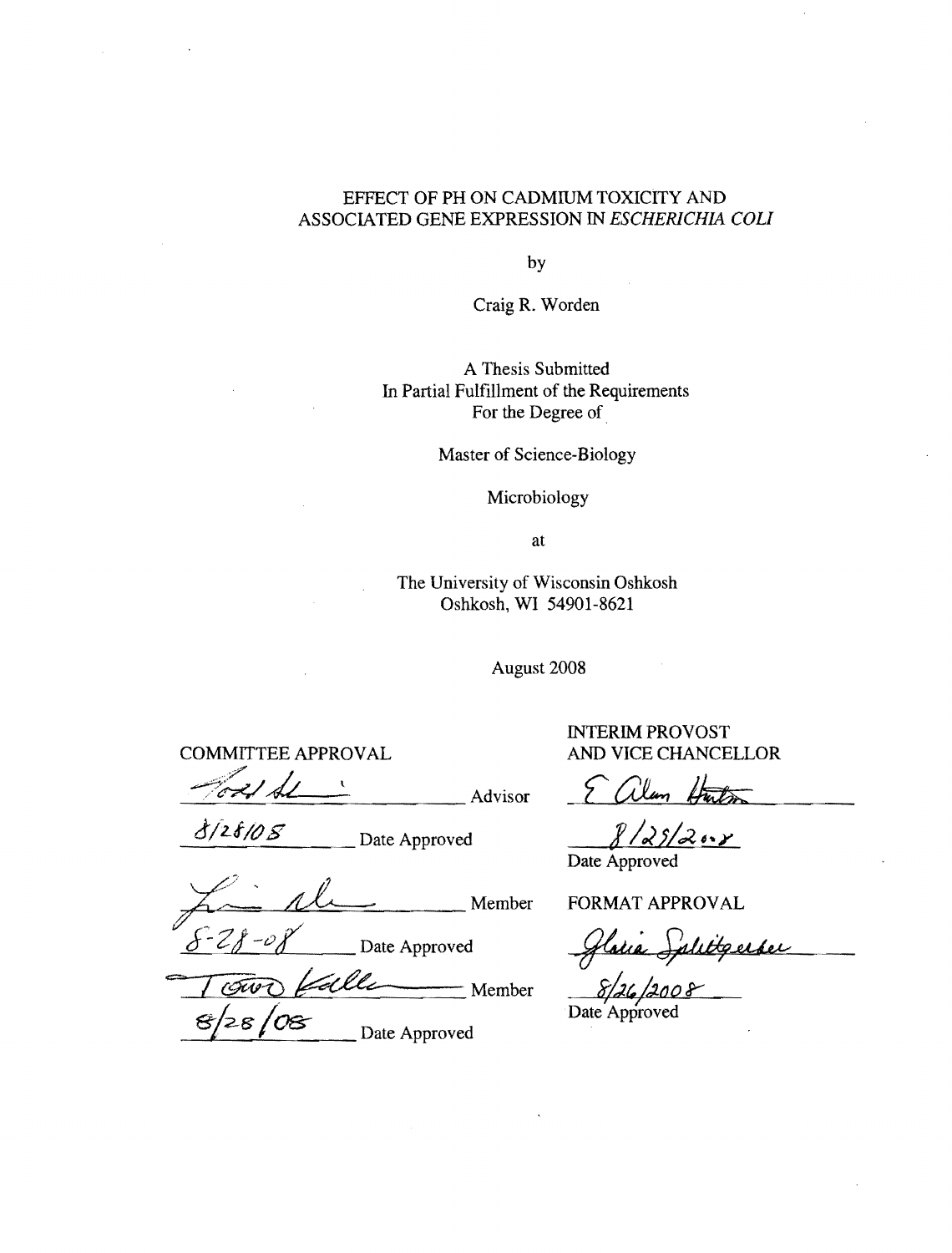EFFECT OF PH ON CADMIUM TOXICITY AND ASSOCIATED GENE EXPRESSION IN *ESCHERICHIA COLI*

by

Craig R. Worden

A Thesis Submitted
In Partial Fulfillment of the Requirements
For the Degree of

Master of Science-Biology

Microbiology

at

The University of Wisconsin Oshkosh
Oshkosh, WI 54901-8621

August 2008

COMMITTEE APPROVAL

_______________ Advisor

8/28/08 _______________ Date Approved

_______________ Member

8-28-08 _______________ Date Approved

_______________ Member

8/28/08 _______________ Date Approved

INTERIM PROVOST
AND VICE CHANCELLOR

E. Alan Hinton

8/29/2008
Date Approved

FORMAT APPROVAL

Gloria Splittgerber

8/26/2008
Date Approved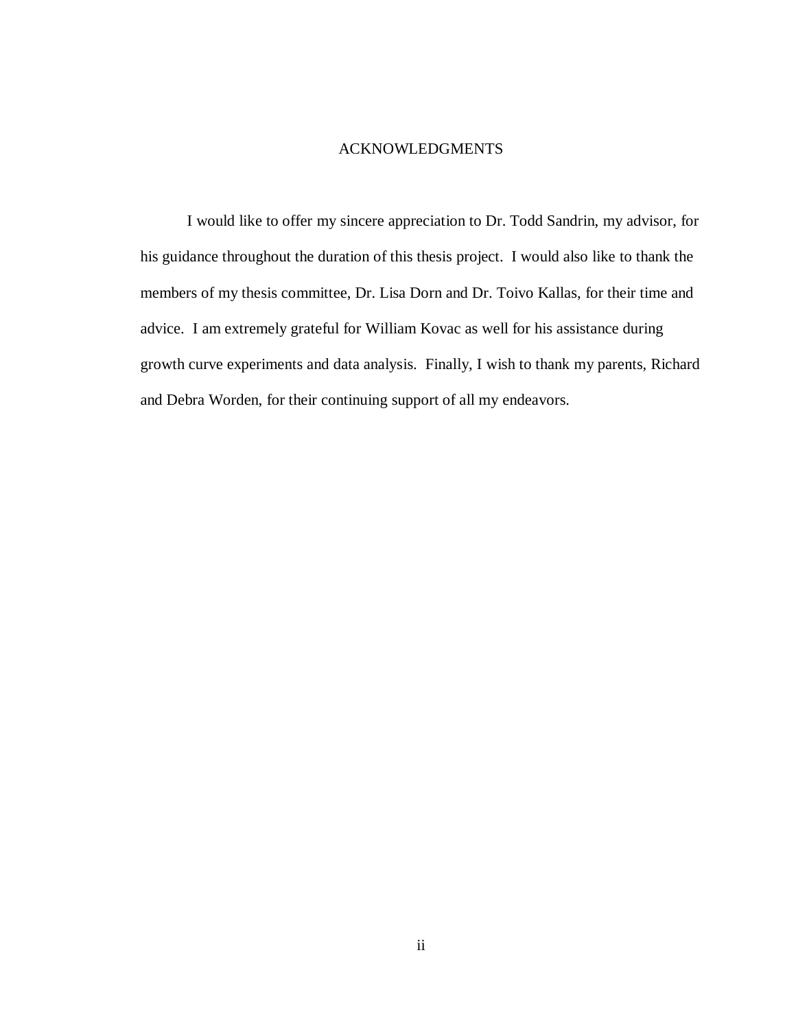## ACKNOWLEDGMENTS

I would like to offer my sincere appreciation to Dr. Todd Sandrin, my advisor, for his guidance throughout the duration of this thesis project. I would also like to thank the members of my thesis committee, Dr. Lisa Dorn and Dr. Toivo Kallas, for their time and advice. I am extremely grateful for William Kovac as well for his assistance during growth curve experiments and data analysis. Finally, I wish to thank my parents, Richard and Debra Worden, for their continuing support of all my endeavors.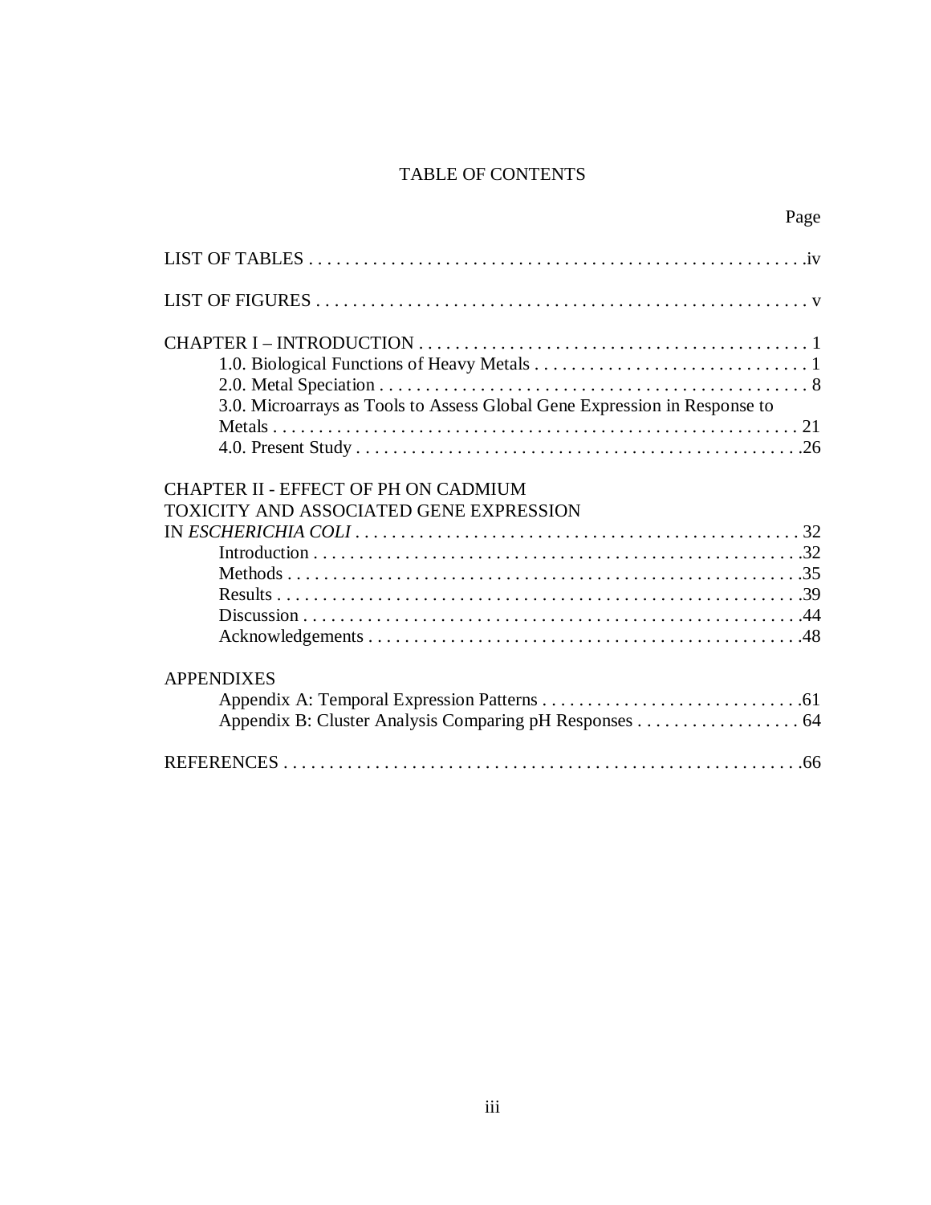# TABLE OF CONTENTS

Page

LIST OF TABLES . . . . . . . . . . . . . . . . . . . . . . . . . . . . . . . . . . . . . . . . . . . . . . . . . . . . . .iv

LIST OF FIGURES . . . . . . . . . . . . . . . . . . . . . . . . . . . . . . . . . . . . . . . . . . . . . . . . . . . . . v

CHAPTER I – INTRODUCTION . . . . . . . . . . . . . . . . . . . . . . . . . . . . . . . . . . . . . . . . . . . 1
- 1.0. Biological Functions of Heavy Metals . . . . . . . . . . . . . . . . . . . . . . . . . . . . . . 1
- 2.0. Metal Speciation . . . . . . . . . . . . . . . . . . . . . . . . . . . . . . . . . . . . . . . . . . . . . . . 8
- 3.0. Microarrays as Tools to Assess Global Gene Expression in Response to Metals . . . . . . . . . . . . . . . . . . . . . . . . . . . . . . . . . . . . . . . . . . . . . . . . . . . . . . . . 21
- 4.0. Present Study . . . . . . . . . . . . . . . . . . . . . . . . . . . . . . . . . . . . . . . . . . . . . . . . .26

CHAPTER II - EFFECT OF PH ON CADMIUM TOXICITY AND ASSOCIATED GENE EXPRESSION IN *ESCHERICHIA COLI* . . . . . . . . . . . . . . . . . . . . . . . . . . . . . . . . . . . . . . . . . . . . . . . . 32
- Introduction . . . . . . . . . . . . . . . . . . . . . . . . . . . . . . . . . . . . . . . . . . . . . . . . . . . . .32
- Methods . . . . . . . . . . . . . . . . . . . . . . . . . . . . . . . . . . . . . . . . . . . . . . . . . . . . . . . .35
- Results . . . . . . . . . . . . . . . . . . . . . . . . . . . . . . . . . . . . . . . . . . . . . . . . . . . . . . . . .39
- Discussion . . . . . . . . . . . . . . . . . . . . . . . . . . . . . . . . . . . . . . . . . . . . . . . . . . . . . .44
- Acknowledgements . . . . . . . . . . . . . . . . . . . . . . . . . . . . . . . . . . . . . . . . . . . . . . .48

APPENDIXES
- Appendix A: Temporal Expression Patterns . . . . . . . . . . . . . . . . . . . . . . . . . . . . .61
- Appendix B: Cluster Analysis Comparing pH Responses . . . . . . . . . . . . . . . . . . 64

REFERENCES . . . . . . . . . . . . . . . . . . . . . . . . . . . . . . . . . . . . . . . . . . . . . . . . . . . . . . . . .66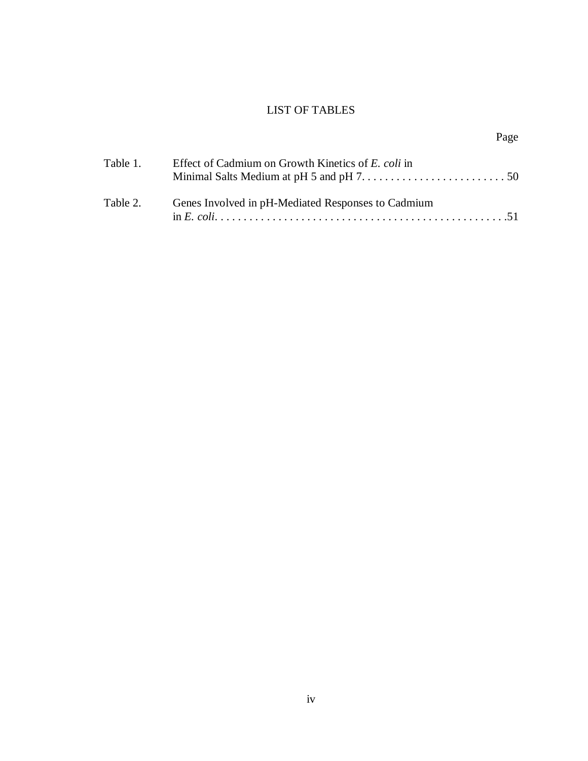# LIST OF TABLES

| | | Page |
|---|---|---|
| Table 1. | Effect of Cadmium on Growth Kinetics of *E. coli* in Minimal Salts Medium at pH 5 and pH 7 | 50 |
| Table 2. | Genes Involved in pH-Mediated Responses to Cadmium in *E. coli* | 51 |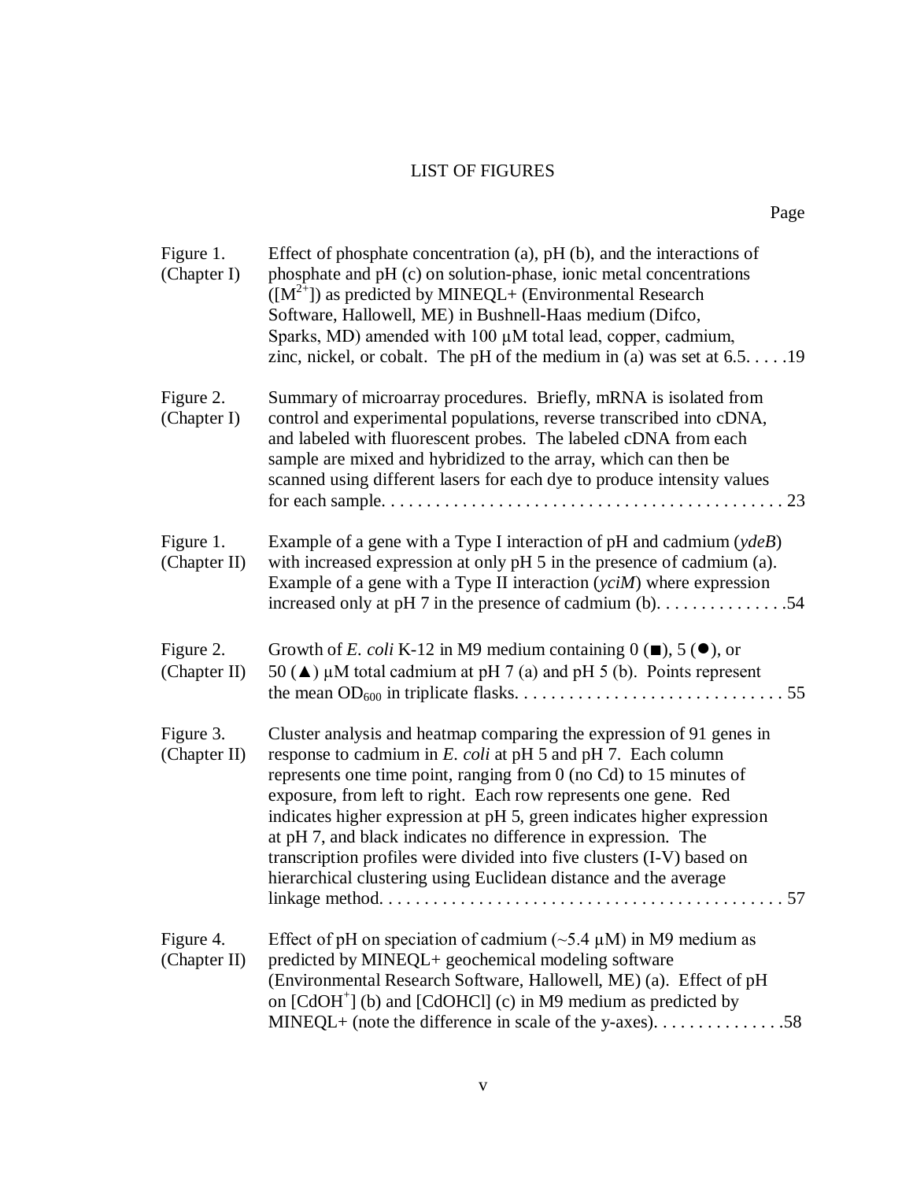# LIST OF FIGURES

| | | Page |
|---|---|---|
| Figure 1. (Chapter I) | Effect of phosphate concentration (a), pH (b), and the interactions of phosphate and pH (c) on solution-phase, ionic metal concentrations ($[M^{2+}]$) as predicted by MINEQL+ (Environmental Research Software, Hallowell, ME) in Bushnell-Haas medium (Difco, Sparks, MD) amended with 100 μM total lead, copper, cadmium, zinc, nickel, or cobalt. The pH of the medium in (a) was set at 6.5. | 19 |
| Figure 2. (Chapter I) | Summary of microarray procedures. Briefly, mRNA is isolated from control and experimental populations, reverse transcribed into cDNA, and labeled with fluorescent probes. The labeled cDNA from each sample are mixed and hybridized to the array, which can then be scanned using different lasers for each dye to produce intensity values for each sample. | 23 |
| Figure 1. (Chapter II) | Example of a gene with a Type I interaction of pH and cadmium (*ydeB*) with increased expression at only pH 5 in the presence of cadmium (a). Example of a gene with a Type II interaction (*yciM*) where expression increased only at pH 7 in the presence of cadmium (b). | 54 |
| Figure 2. (Chapter II) | Growth of *E. coli* K-12 in M9 medium containing 0 (■), 5 (●), or 50 (▲) μM total cadmium at pH 7 (a) and pH 5 (b). Points represent the mean $OD_{600}$ in triplicate flasks. | 55 |
| Figure 3. (Chapter II) | Cluster analysis and heatmap comparing the expression of 91 genes in response to cadmium in *E. coli* at pH 5 and pH 7. Each column represents one time point, ranging from 0 (no Cd) to 15 minutes of exposure, from left to right. Each row represents one gene. Red indicates higher expression at pH 5, green indicates higher expression at pH 7, and black indicates no difference in expression. The transcription profiles were divided into five clusters (I-V) based on hierarchical clustering using Euclidean distance and the average linkage method. | 57 |
| Figure 4. (Chapter II) | Effect of pH on speciation of cadmium (~5.4 μM) in M9 medium as predicted by MINEQL+ geochemical modeling software (Environmental Research Software, Hallowell, ME) (a). Effect of pH on $[CdOH^{+}]$ (b) and [CdOHCl] (c) in M9 medium as predicted by MINEQL+ (note the difference in scale of the y-axes). | 58 |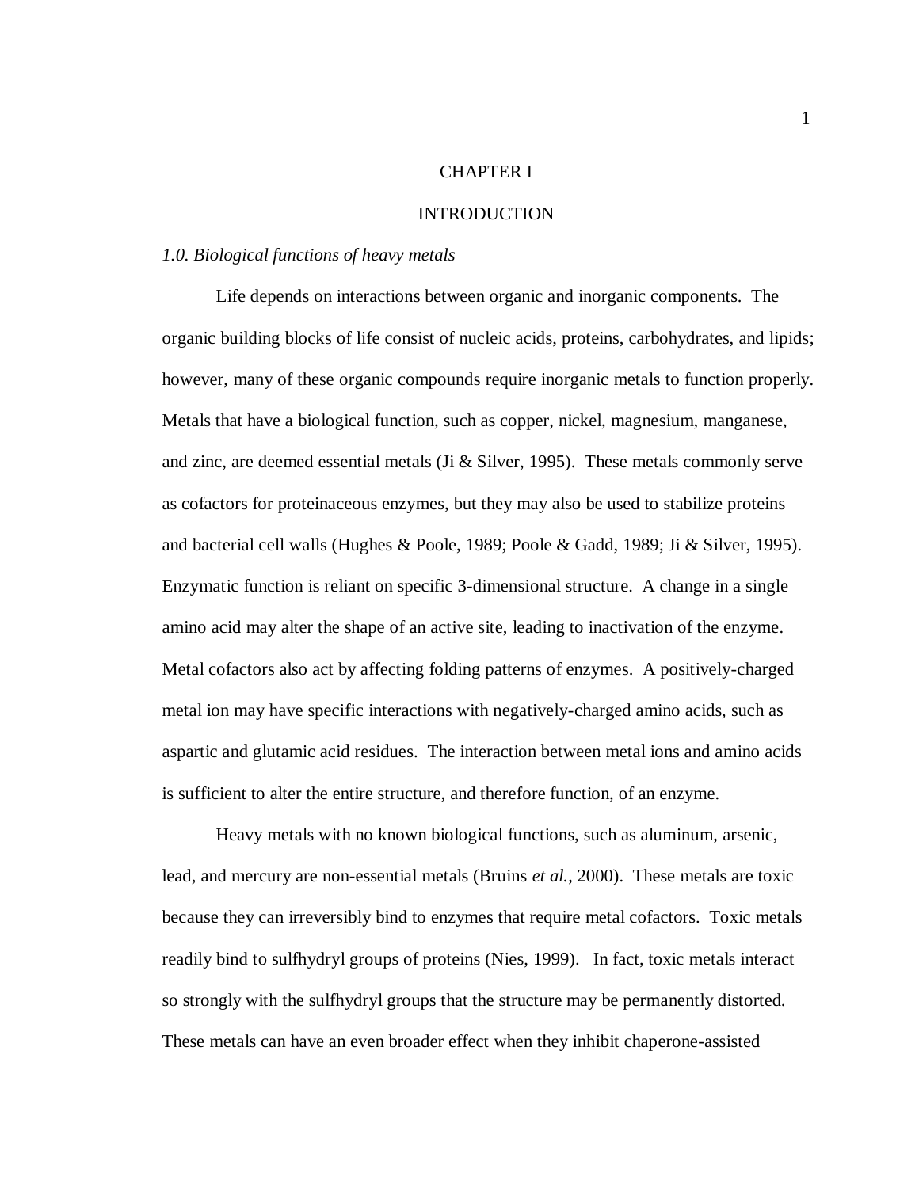# CHAPTER I

# INTRODUCTION

### *1.0. Biological functions of heavy metals*

Life depends on interactions between organic and inorganic components. The organic building blocks of life consist of nucleic acids, proteins, carbohydrates, and lipids; however, many of these organic compounds require inorganic metals to function properly. Metals that have a biological function, such as copper, nickel, magnesium, manganese, and zinc, are deemed essential metals (Ji & Silver, 1995). These metals commonly serve as cofactors for proteinaceous enzymes, but they may also be used to stabilize proteins and bacterial cell walls (Hughes & Poole, 1989; Poole & Gadd, 1989; Ji & Silver, 1995). Enzymatic function is reliant on specific 3-dimensional structure. A change in a single amino acid may alter the shape of an active site, leading to inactivation of the enzyme. Metal cofactors also act by affecting folding patterns of enzymes. A positively-charged metal ion may have specific interactions with negatively-charged amino acids, such as aspartic and glutamic acid residues. The interaction between metal ions and amino acids is sufficient to alter the entire structure, and therefore function, of an enzyme.

Heavy metals with no known biological functions, such as aluminum, arsenic, lead, and mercury are non-essential metals (Bruins *et al.*, 2000). These metals are toxic because they can irreversibly bind to enzymes that require metal cofactors. Toxic metals readily bind to sulfhydryl groups of proteins (Nies, 1999). In fact, toxic metals interact so strongly with the sulfhydryl groups that the structure may be permanently distorted. These metals can have an even broader effect when they inhibit chaperone-assisted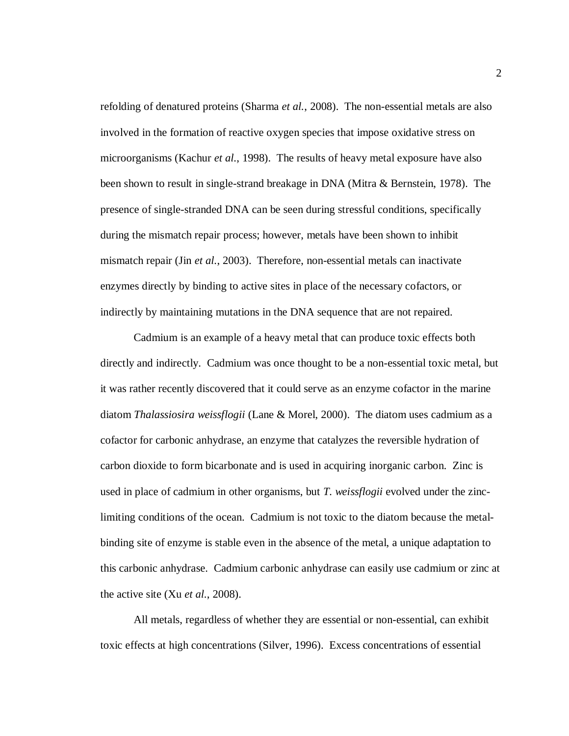refolding of denatured proteins (Sharma *et al.*, 2008). The non-essential metals are also involved in the formation of reactive oxygen species that impose oxidative stress on microorganisms (Kachur *et al.*, 1998). The results of heavy metal exposure have also been shown to result in single-strand breakage in DNA (Mitra & Bernstein, 1978). The presence of single-stranded DNA can be seen during stressful conditions, specifically during the mismatch repair process; however, metals have been shown to inhibit mismatch repair (Jin *et al.*, 2003). Therefore, non-essential metals can inactivate enzymes directly by binding to active sites in place of the necessary cofactors, or indirectly by maintaining mutations in the DNA sequence that are not repaired.

Cadmium is an example of a heavy metal that can produce toxic effects both directly and indirectly. Cadmium was once thought to be a non-essential toxic metal, but it was rather recently discovered that it could serve as an enzyme cofactor in the marine diatom *Thalassiosira weissflogii* (Lane & Morel, 2000). The diatom uses cadmium as a cofactor for carbonic anhydrase, an enzyme that catalyzes the reversible hydration of carbon dioxide to form bicarbonate and is used in acquiring inorganic carbon. Zinc is used in place of cadmium in other organisms, but *T. weissflogii* evolved under the zinc-limiting conditions of the ocean. Cadmium is not toxic to the diatom because the metal-binding site of enzyme is stable even in the absence of the metal, a unique adaptation to this carbonic anhydrase. Cadmium carbonic anhydrase can easily use cadmium or zinc at the active site (Xu *et al.*, 2008).

All metals, regardless of whether they are essential or non-essential, can exhibit toxic effects at high concentrations (Silver, 1996). Excess concentrations of essential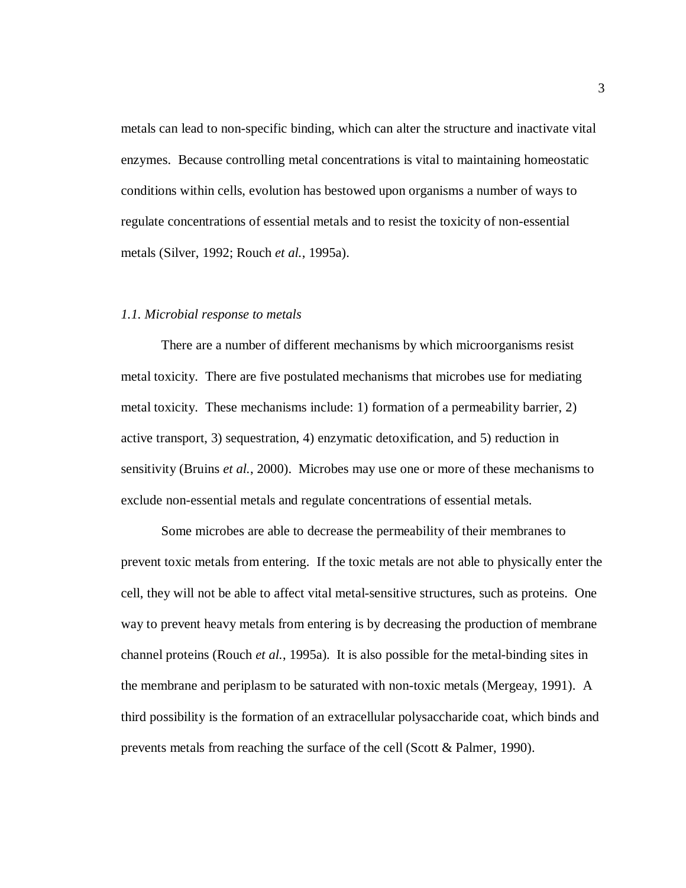metals can lead to non-specific binding, which can alter the structure and inactivate vital enzymes. Because controlling metal concentrations is vital to maintaining homeostatic conditions within cells, evolution has bestowed upon organisms a number of ways to regulate concentrations of essential metals and to resist the toxicity of non-essential metals (Silver, 1992; Rouch *et al.*, 1995a).

### *1.1. Microbial response to metals*

There are a number of different mechanisms by which microorganisms resist metal toxicity. There are five postulated mechanisms that microbes use for mediating metal toxicity. These mechanisms include: 1) formation of a permeability barrier, 2) active transport, 3) sequestration, 4) enzymatic detoxification, and 5) reduction in sensitivity (Bruins *et al.*, 2000). Microbes may use one or more of these mechanisms to exclude non-essential metals and regulate concentrations of essential metals.

Some microbes are able to decrease the permeability of their membranes to prevent toxic metals from entering. If the toxic metals are not able to physically enter the cell, they will not be able to affect vital metal-sensitive structures, such as proteins. One way to prevent heavy metals from entering is by decreasing the production of membrane channel proteins (Rouch *et al.*, 1995a). It is also possible for the metal-binding sites in the membrane and periplasm to be saturated with non-toxic metals (Mergeay, 1991). A third possibility is the formation of an extracellular polysaccharide coat, which binds and prevents metals from reaching the surface of the cell (Scott & Palmer, 1990).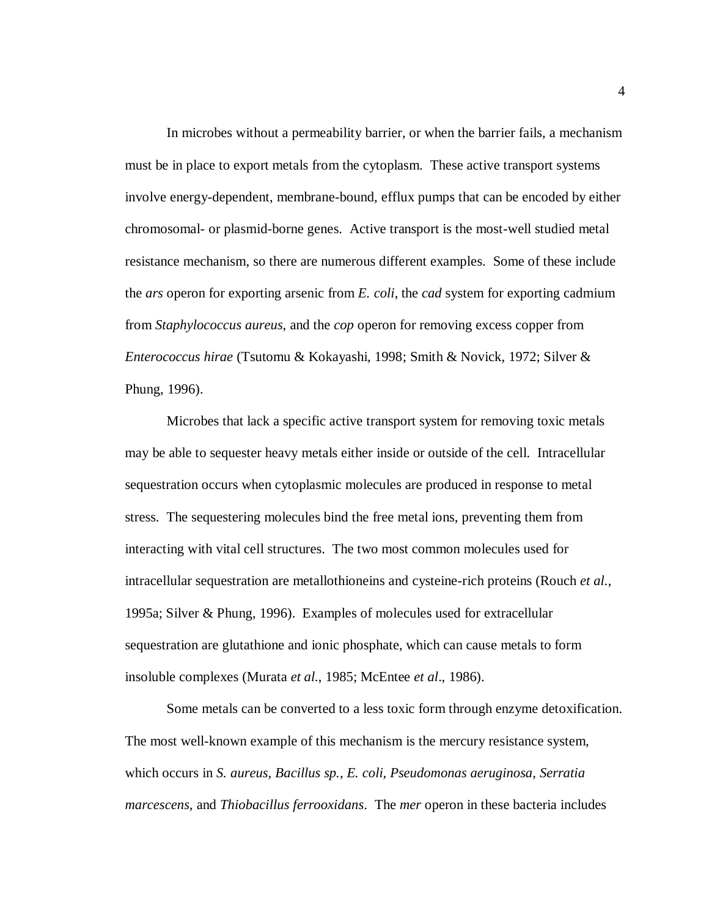In microbes without a permeability barrier, or when the barrier fails, a mechanism must be in place to export metals from the cytoplasm. These active transport systems involve energy-dependent, membrane-bound, efflux pumps that can be encoded by either chromosomal- or plasmid-borne genes. Active transport is the most-well studied metal resistance mechanism, so there are numerous different examples. Some of these include the *ars* operon for exporting arsenic from *E. coli*, the *cad* system for exporting cadmium from *Staphylococcus aureus*, and the *cop* operon for removing excess copper from *Enterococcus hirae* (Tsutomu & Kokayashi, 1998; Smith & Novick, 1972; Silver & Phung, 1996).

Microbes that lack a specific active transport system for removing toxic metals may be able to sequester heavy metals either inside or outside of the cell. Intracellular sequestration occurs when cytoplasmic molecules are produced in response to metal stress. The sequestering molecules bind the free metal ions, preventing them from interacting with vital cell structures. The two most common molecules used for intracellular sequestration are metallothioneins and cysteine-rich proteins (Rouch *et al.*, 1995a; Silver & Phung, 1996). Examples of molecules used for extracellular sequestration are glutathione and ionic phosphate, which can cause metals to form insoluble complexes (Murata *et al.*, 1985; McEntee *et al*., 1986).

Some metals can be converted to a less toxic form through enzyme detoxification. The most well-known example of this mechanism is the mercury resistance system, which occurs in *S. aureus, Bacillus sp., E. coli, Pseudomonas aeruginosa, Serratia marcescens,* and *Thiobacillus ferrooxidans*. The *mer* operon in these bacteria includes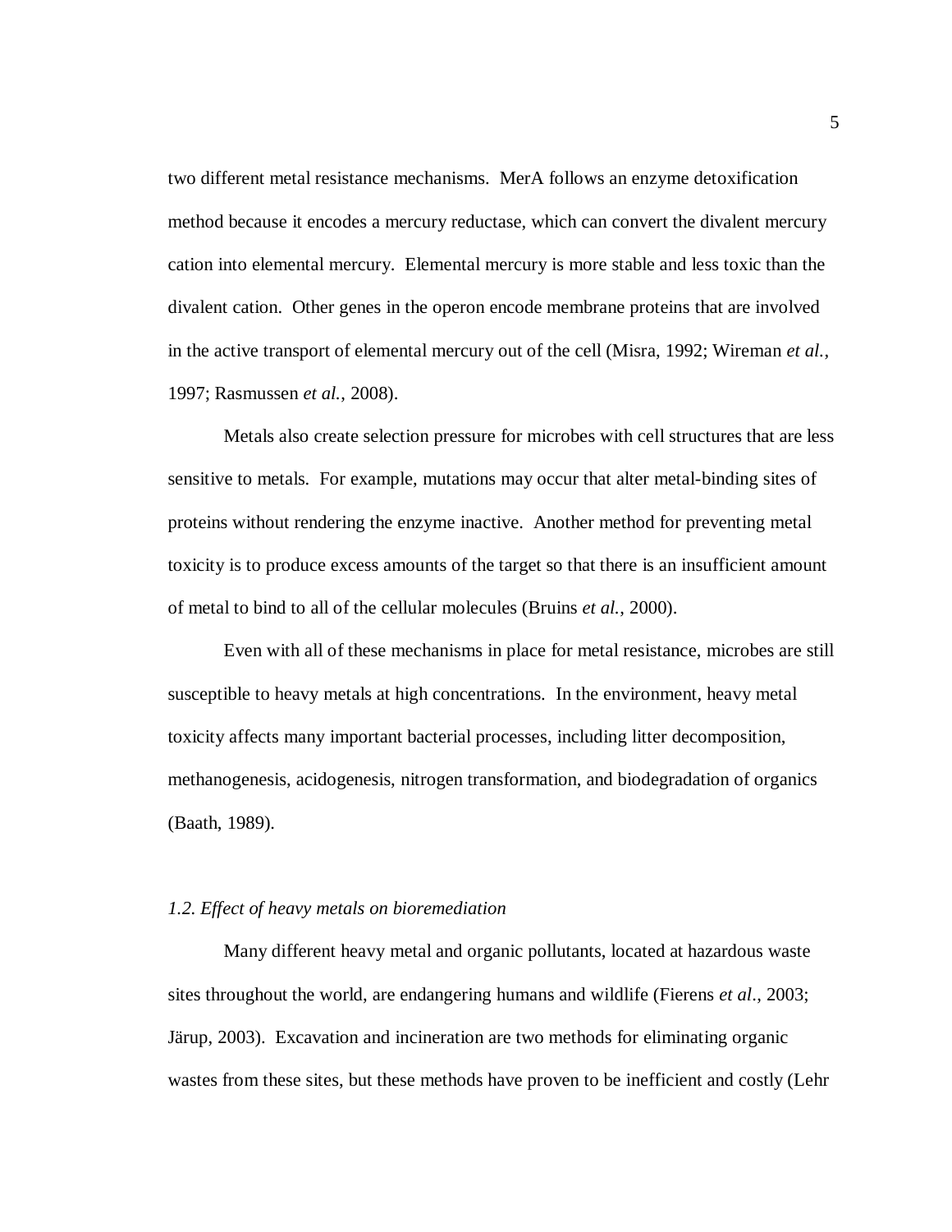two different metal resistance mechanisms. MerA follows an enzyme detoxification method because it encodes a mercury reductase, which can convert the divalent mercury cation into elemental mercury. Elemental mercury is more stable and less toxic than the divalent cation. Other genes in the operon encode membrane proteins that are involved in the active transport of elemental mercury out of the cell (Misra, 1992; Wireman *et al.*, 1997; Rasmussen *et al.*, 2008).

Metals also create selection pressure for microbes with cell structures that are less sensitive to metals. For example, mutations may occur that alter metal-binding sites of proteins without rendering the enzyme inactive. Another method for preventing metal toxicity is to produce excess amounts of the target so that there is an insufficient amount of metal to bind to all of the cellular molecules (Bruins *et al.*, 2000).

Even with all of these mechanisms in place for metal resistance, microbes are still susceptible to heavy metals at high concentrations. In the environment, heavy metal toxicity affects many important bacterial processes, including litter decomposition, methanogenesis, acidogenesis, nitrogen transformation, and biodegradation of organics (Baath, 1989).

### *1.2. Effect of heavy metals on bioremediation*

Many different heavy metal and organic pollutants, located at hazardous waste sites throughout the world, are endangering humans and wildlife (Fierens *et al*., 2003; Järup, 2003). Excavation and incineration are two methods for eliminating organic wastes from these sites, but these methods have proven to be inefficient and costly (Lehr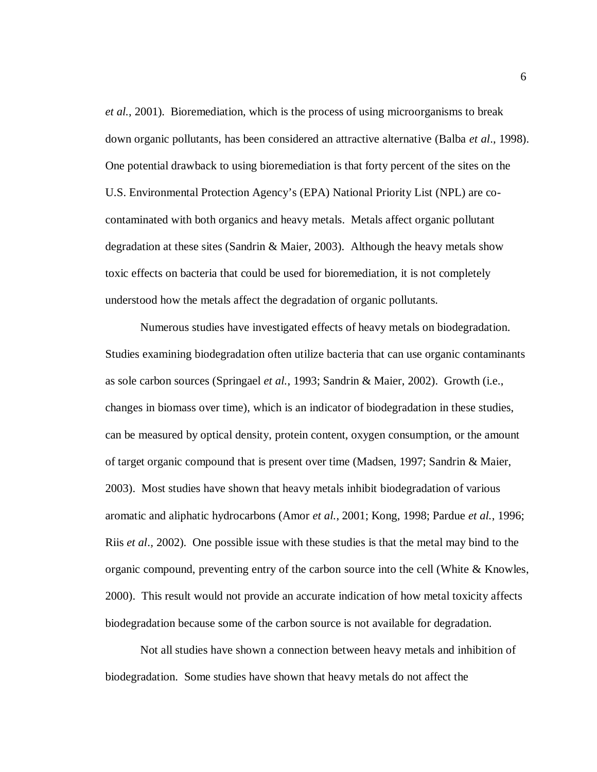*et al.,* 2001). Bioremediation, which is the process of using microorganisms to break down organic pollutants, has been considered an attractive alternative (Balba *et al*., 1998). One potential drawback to using bioremediation is that forty percent of the sites on the U.S. Environmental Protection Agency's (EPA) National Priority List (NPL) are co-contaminated with both organics and heavy metals. Metals affect organic pollutant degradation at these sites (Sandrin & Maier, 2003). Although the heavy metals show toxic effects on bacteria that could be used for bioremediation, it is not completely understood how the metals affect the degradation of organic pollutants.

Numerous studies have investigated effects of heavy metals on biodegradation. Studies examining biodegradation often utilize bacteria that can use organic contaminants as sole carbon sources (Springael *et al.*, 1993; Sandrin & Maier, 2002). Growth (i.e., changes in biomass over time), which is an indicator of biodegradation in these studies, can be measured by optical density, protein content, oxygen consumption, or the amount of target organic compound that is present over time (Madsen, 1997; Sandrin & Maier, 2003). Most studies have shown that heavy metals inhibit biodegradation of various aromatic and aliphatic hydrocarbons (Amor *et al.*, 2001; Kong, 1998; Pardue *et al.*, 1996; Riis *et al*., 2002). One possible issue with these studies is that the metal may bind to the organic compound, preventing entry of the carbon source into the cell (White & Knowles, 2000). This result would not provide an accurate indication of how metal toxicity affects biodegradation because some of the carbon source is not available for degradation.

Not all studies have shown a connection between heavy metals and inhibition of biodegradation. Some studies have shown that heavy metals do not affect the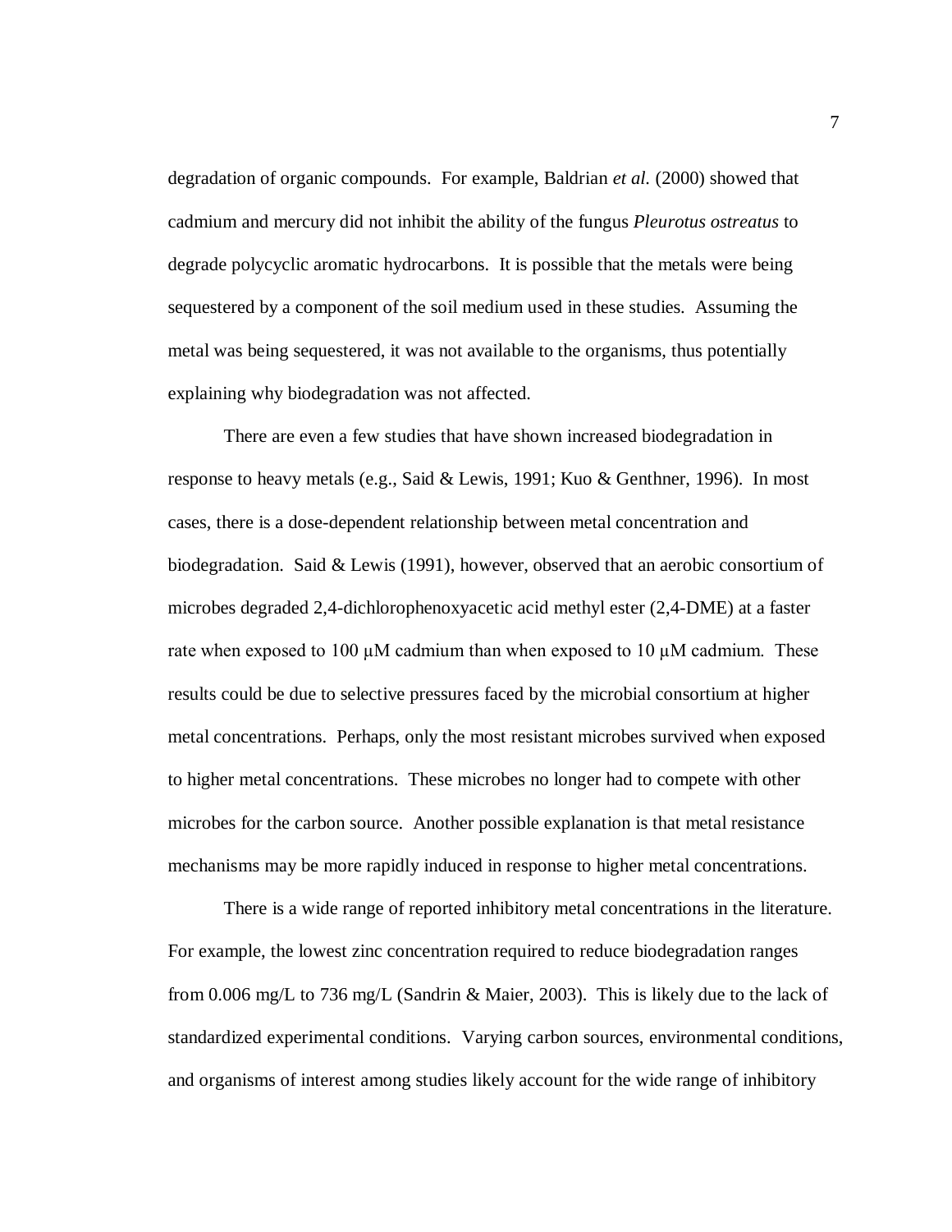degradation of organic compounds. For example, Baldrian *et al.* (2000) showed that cadmium and mercury did not inhibit the ability of the fungus *Pleurotus ostreatus* to degrade polycyclic aromatic hydrocarbons. It is possible that the metals were being sequestered by a component of the soil medium used in these studies. Assuming the metal was being sequestered, it was not available to the organisms, thus potentially explaining why biodegradation was not affected.

There are even a few studies that have shown increased biodegradation in response to heavy metals (e.g., Said & Lewis, 1991; Kuo & Genthner, 1996). In most cases, there is a dose-dependent relationship between metal concentration and biodegradation. Said & Lewis (1991), however, observed that an aerobic consortium of microbes degraded 2,4-dichlorophenoxyacetic acid methyl ester (2,4-DME) at a faster rate when exposed to 100 μM cadmium than when exposed to 10 μM cadmium. These results could be due to selective pressures faced by the microbial consortium at higher metal concentrations. Perhaps, only the most resistant microbes survived when exposed to higher metal concentrations. These microbes no longer had to compete with other microbes for the carbon source. Another possible explanation is that metal resistance mechanisms may be more rapidly induced in response to higher metal concentrations.

There is a wide range of reported inhibitory metal concentrations in the literature. For example, the lowest zinc concentration required to reduce biodegradation ranges from 0.006 mg/L to 736 mg/L (Sandrin & Maier, 2003). This is likely due to the lack of standardized experimental conditions. Varying carbon sources, environmental conditions, and organisms of interest among studies likely account for the wide range of inhibitory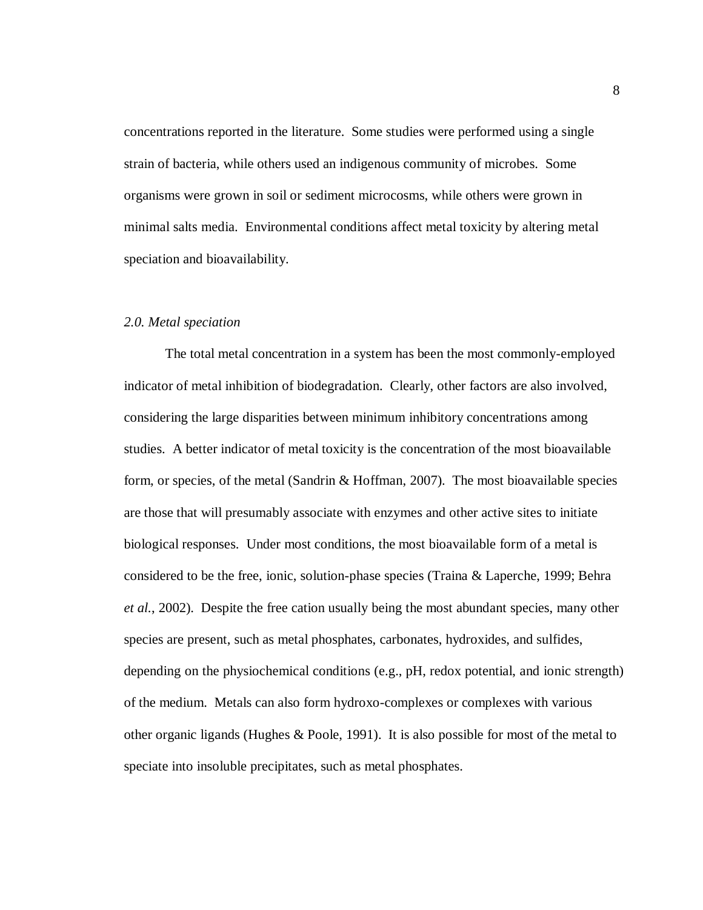concentrations reported in the literature. Some studies were performed using a single strain of bacteria, while others used an indigenous community of microbes. Some organisms were grown in soil or sediment microcosms, while others were grown in minimal salts media. Environmental conditions affect metal toxicity by altering metal speciation and bioavailability.

### *2.0. Metal speciation*

The total metal concentration in a system has been the most commonly-employed indicator of metal inhibition of biodegradation. Clearly, other factors are also involved, considering the large disparities between minimum inhibitory concentrations among studies. A better indicator of metal toxicity is the concentration of the most bioavailable form, or species, of the metal (Sandrin & Hoffman, 2007). The most bioavailable species are those that will presumably associate with enzymes and other active sites to initiate biological responses. Under most conditions, the most bioavailable form of a metal is considered to be the free, ionic, solution-phase species (Traina & Laperche, 1999; Behra *et al.*, 2002). Despite the free cation usually being the most abundant species, many other species are present, such as metal phosphates, carbonates, hydroxides, and sulfides, depending on the physiochemical conditions (e.g., pH, redox potential, and ionic strength) of the medium. Metals can also form hydroxo-complexes or complexes with various other organic ligands (Hughes & Poole, 1991). It is also possible for most of the metal to speciate into insoluble precipitates, such as metal phosphates.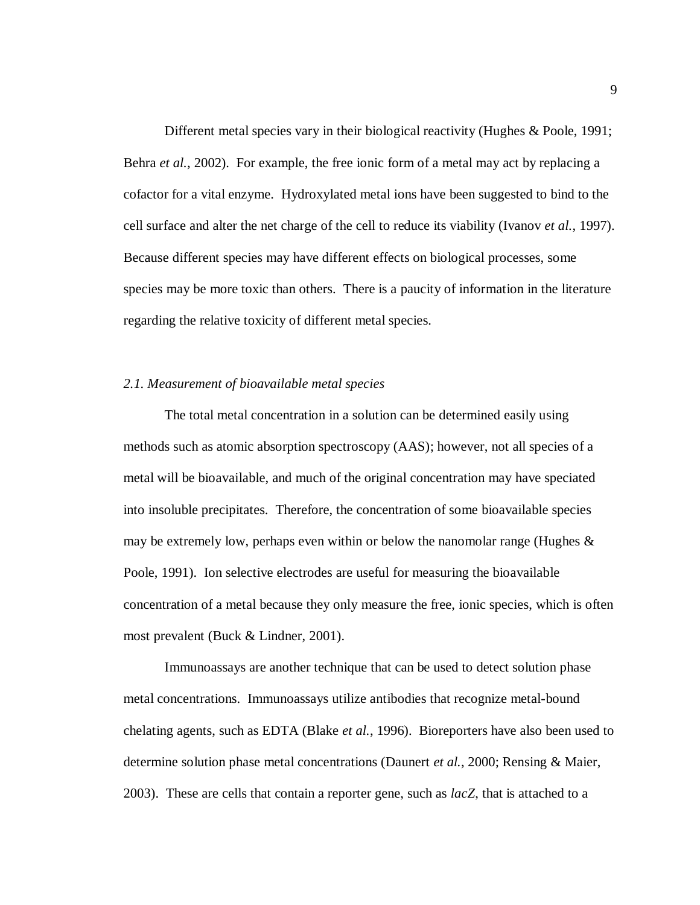Different metal species vary in their biological reactivity (Hughes & Poole, 1991; Behra *et al.*, 2002). For example, the free ionic form of a metal may act by replacing a cofactor for a vital enzyme. Hydroxylated metal ions have been suggested to bind to the cell surface and alter the net charge of the cell to reduce its viability (Ivanov *et al.*, 1997). Because different species may have different effects on biological processes, some species may be more toxic than others. There is a paucity of information in the literature regarding the relative toxicity of different metal species.

### *2.1. Measurement of bioavailable metal species*

The total metal concentration in a solution can be determined easily using methods such as atomic absorption spectroscopy (AAS); however, not all species of a metal will be bioavailable, and much of the original concentration may have speciated into insoluble precipitates. Therefore, the concentration of some bioavailable species may be extremely low, perhaps even within or below the nanomolar range (Hughes & Poole, 1991). Ion selective electrodes are useful for measuring the bioavailable concentration of a metal because they only measure the free, ionic species, which is often most prevalent (Buck & Lindner, 2001).

Immunoassays are another technique that can be used to detect solution phase metal concentrations. Immunoassays utilize antibodies that recognize metal-bound chelating agents, such as EDTA (Blake *et al.*, 1996). Bioreporters have also been used to determine solution phase metal concentrations (Daunert *et al.*, 2000; Rensing & Maier, 2003). These are cells that contain a reporter gene, such as *lacZ*, that is attached to a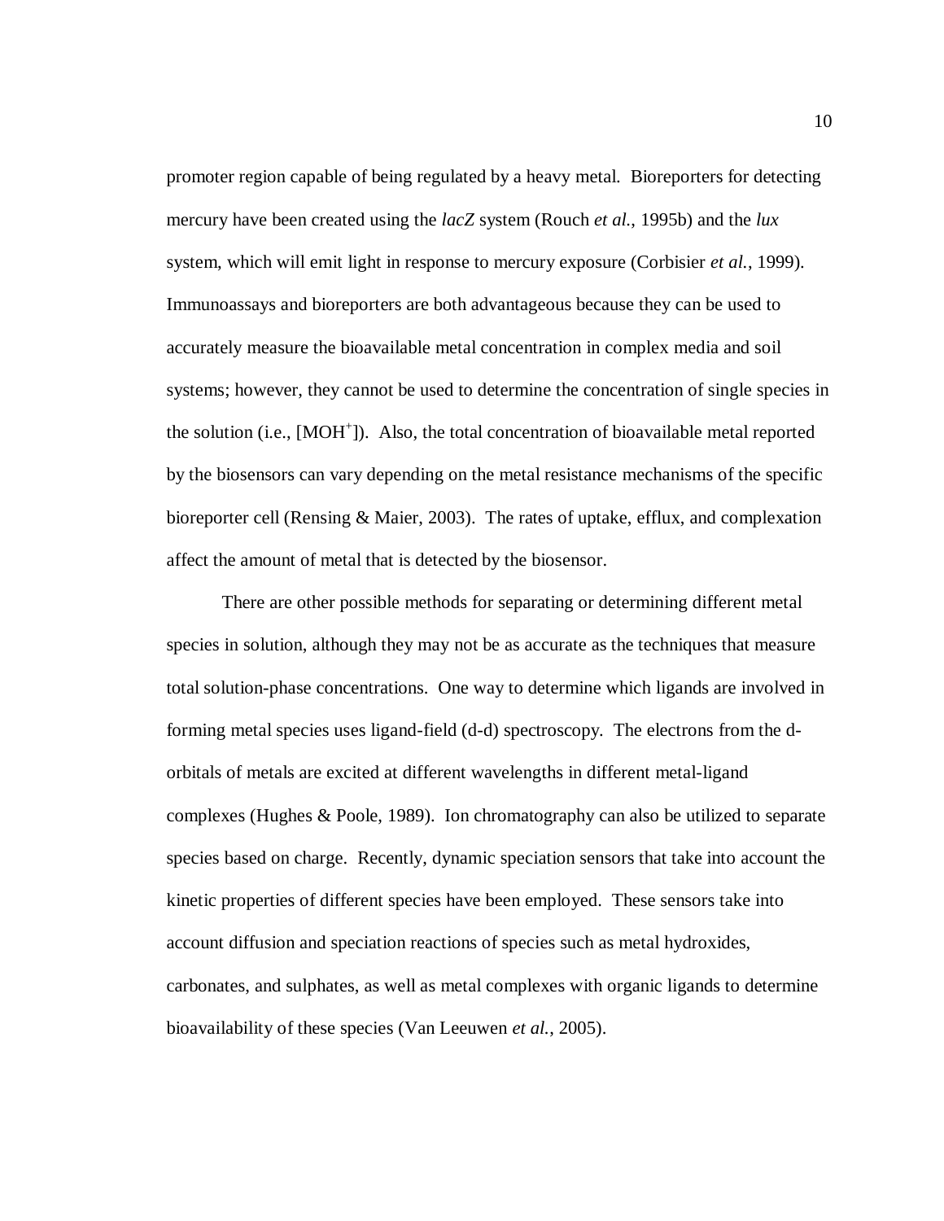promoter region capable of being regulated by a heavy metal. Bioreporters for detecting mercury have been created using the *lacZ* system (Rouch *et al.*, 1995b) and the *lux* system, which will emit light in response to mercury exposure (Corbisier *et al.*, 1999). Immunoassays and bioreporters are both advantageous because they can be used to accurately measure the bioavailable metal concentration in complex media and soil systems; however, they cannot be used to determine the concentration of single species in the solution (i.e., $[MOH^+]$). Also, the total concentration of bioavailable metal reported by the biosensors can vary depending on the metal resistance mechanisms of the specific bioreporter cell (Rensing & Maier, 2003). The rates of uptake, efflux, and complexation affect the amount of metal that is detected by the biosensor.

There are other possible methods for separating or determining different metal species in solution, although they may not be as accurate as the techniques that measure total solution-phase concentrations. One way to determine which ligands are involved in forming metal species uses ligand-field (d-d) spectroscopy. The electrons from the d-orbitals of metals are excited at different wavelengths in different metal-ligand complexes (Hughes & Poole, 1989). Ion chromatography can also be utilized to separate species based on charge. Recently, dynamic speciation sensors that take into account the kinetic properties of different species have been employed. These sensors take into account diffusion and speciation reactions of species such as metal hydroxides, carbonates, and sulphates, as well as metal complexes with organic ligands to determine bioavailability of these species (Van Leeuwen *et al.*, 2005).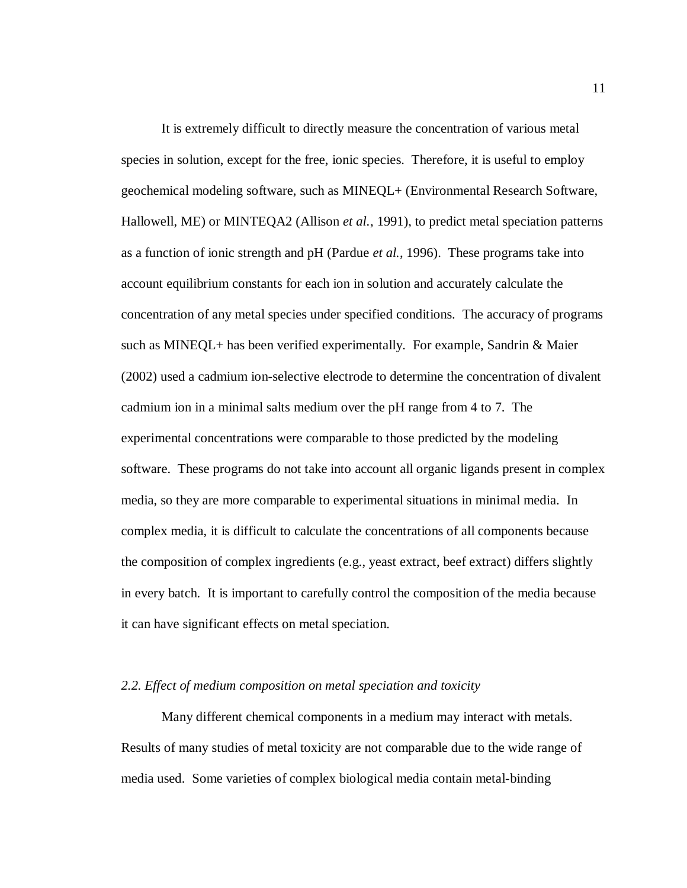It is extremely difficult to directly measure the concentration of various metal species in solution, except for the free, ionic species. Therefore, it is useful to employ geochemical modeling software, such as MINEQL+ (Environmental Research Software, Hallowell, ME) or MINTEQA2 (Allison *et al.*, 1991), to predict metal speciation patterns as a function of ionic strength and pH (Pardue *et al.*, 1996). These programs take into account equilibrium constants for each ion in solution and accurately calculate the concentration of any metal species under specified conditions. The accuracy of programs such as MINEQL+ has been verified experimentally. For example, Sandrin & Maier (2002) used a cadmium ion-selective electrode to determine the concentration of divalent cadmium ion in a minimal salts medium over the pH range from 4 to 7. The experimental concentrations were comparable to those predicted by the modeling software. These programs do not take into account all organic ligands present in complex media, so they are more comparable to experimental situations in minimal media. In complex media, it is difficult to calculate the concentrations of all components because the composition of complex ingredients (e.g., yeast extract, beef extract) differs slightly in every batch. It is important to carefully control the composition of the media because it can have significant effects on metal speciation.

### *2.2. Effect of medium composition on metal speciation and toxicity*

Many different chemical components in a medium may interact with metals. Results of many studies of metal toxicity are not comparable due to the wide range of media used. Some varieties of complex biological media contain metal-binding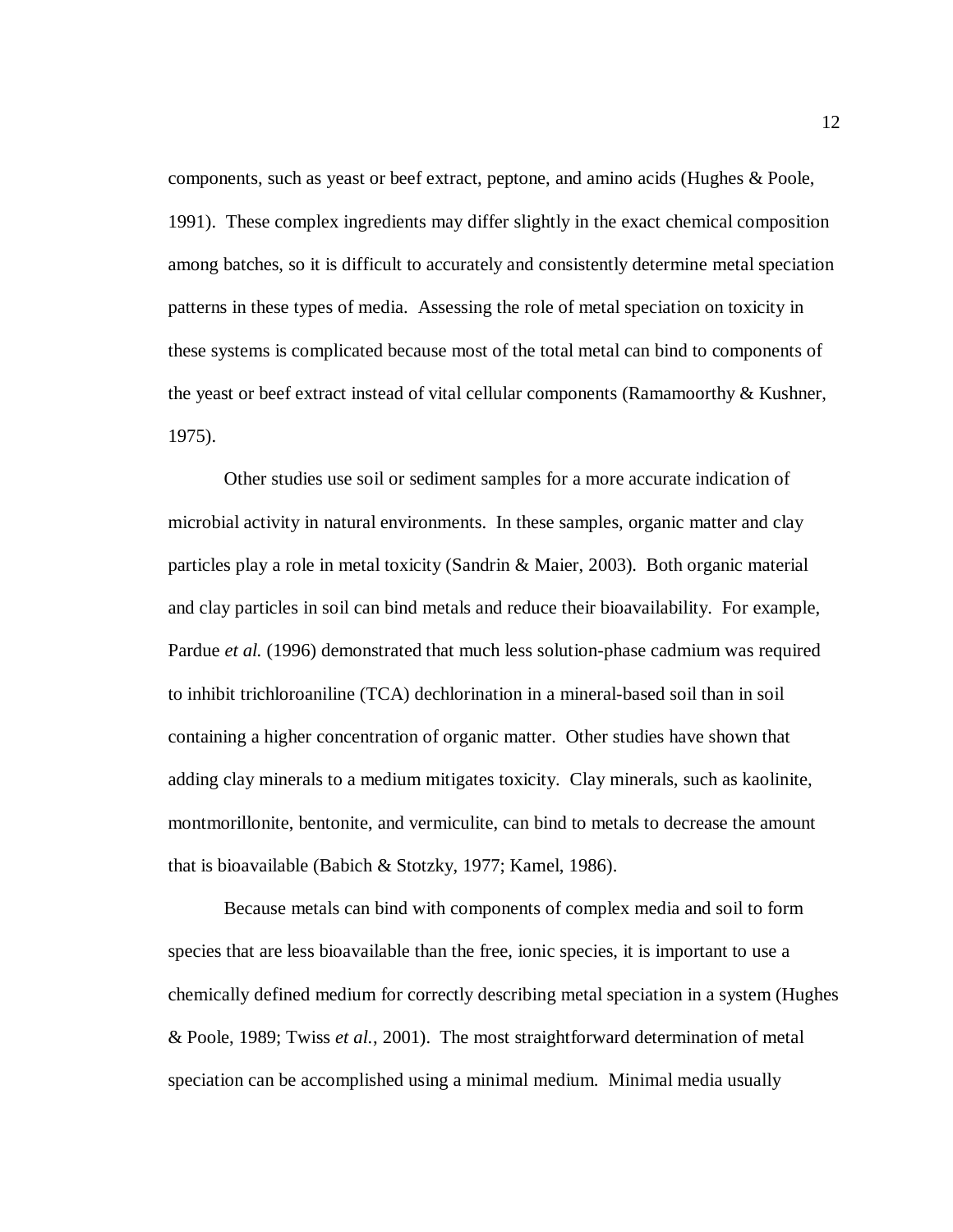components, such as yeast or beef extract, peptone, and amino acids (Hughes & Poole, 1991). These complex ingredients may differ slightly in the exact chemical composition among batches, so it is difficult to accurately and consistently determine metal speciation patterns in these types of media. Assessing the role of metal speciation on toxicity in these systems is complicated because most of the total metal can bind to components of the yeast or beef extract instead of vital cellular components (Ramamoorthy & Kushner, 1975).

Other studies use soil or sediment samples for a more accurate indication of microbial activity in natural environments. In these samples, organic matter and clay particles play a role in metal toxicity (Sandrin & Maier, 2003). Both organic material and clay particles in soil can bind metals and reduce their bioavailability. For example, Pardue *et al.* (1996) demonstrated that much less solution-phase cadmium was required to inhibit trichloroaniline (TCA) dechlorination in a mineral-based soil than in soil containing a higher concentration of organic matter. Other studies have shown that adding clay minerals to a medium mitigates toxicity. Clay minerals, such as kaolinite, montmorillonite, bentonite, and vermiculite, can bind to metals to decrease the amount that is bioavailable (Babich & Stotzky, 1977; Kamel, 1986).

Because metals can bind with components of complex media and soil to form species that are less bioavailable than the free, ionic species, it is important to use a chemically defined medium for correctly describing metal speciation in a system (Hughes & Poole, 1989; Twiss *et al.*, 2001). The most straightforward determination of metal speciation can be accomplished using a minimal medium. Minimal media usually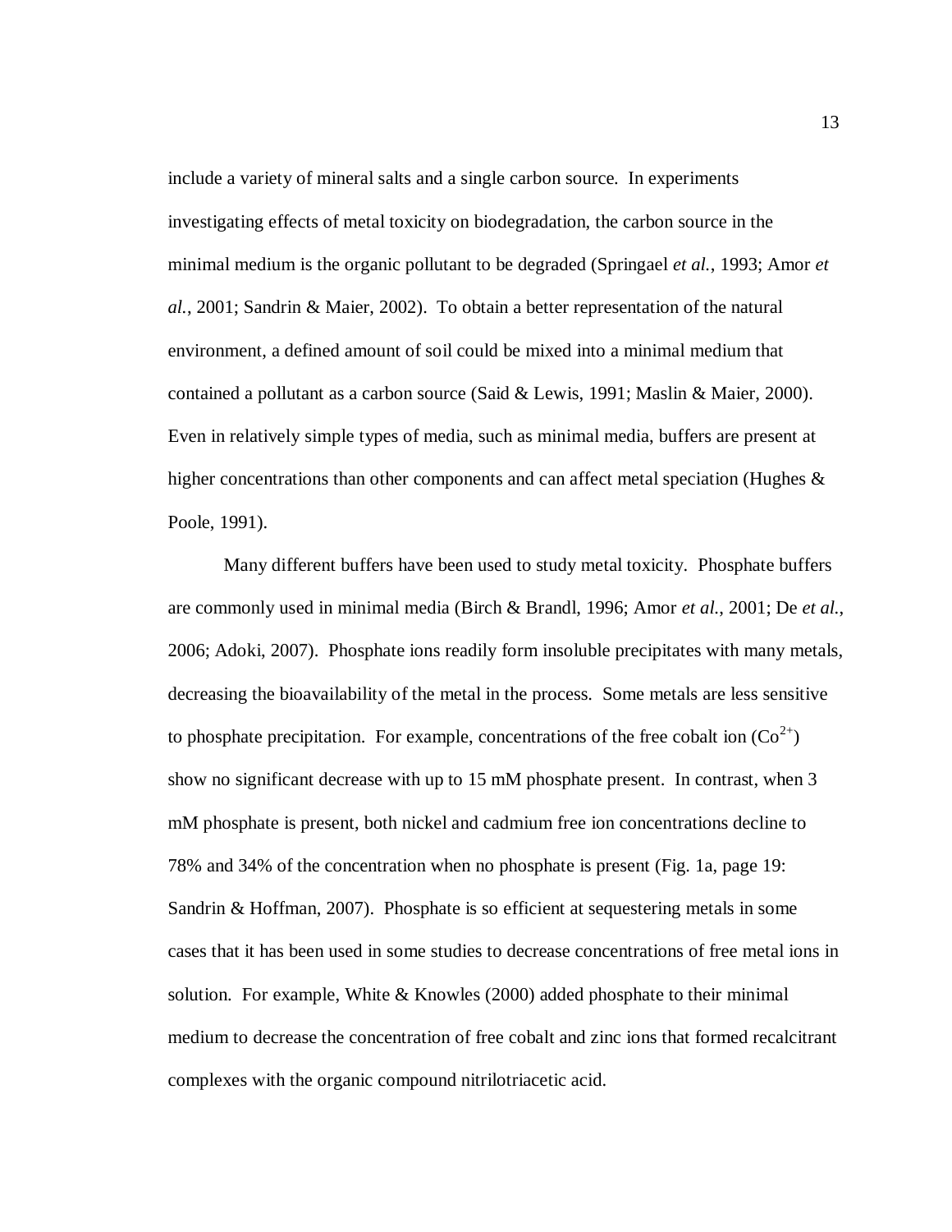include a variety of mineral salts and a single carbon source. In experiments investigating effects of metal toxicity on biodegradation, the carbon source in the minimal medium is the organic pollutant to be degraded (Springael *et al.*, 1993; Amor *et al.*, 2001; Sandrin & Maier, 2002). To obtain a better representation of the natural environment, a defined amount of soil could be mixed into a minimal medium that contained a pollutant as a carbon source (Said & Lewis, 1991; Maslin & Maier, 2000). Even in relatively simple types of media, such as minimal media, buffers are present at higher concentrations than other components and can affect metal speciation (Hughes & Poole, 1991).

Many different buffers have been used to study metal toxicity. Phosphate buffers are commonly used in minimal media (Birch & Brandl, 1996; Amor *et al.*, 2001; De *et al.*, 2006; Adoki, 2007). Phosphate ions readily form insoluble precipitates with many metals, decreasing the bioavailability of the metal in the process. Some metals are less sensitive to phosphate precipitation. For example, concentrations of the free cobalt ion ($Co^{2+}$) show no significant decrease with up to 15 mM phosphate present. In contrast, when 3 mM phosphate is present, both nickel and cadmium free ion concentrations decline to 78% and 34% of the concentration when no phosphate is present (Fig. 1a, page 19: Sandrin & Hoffman, 2007). Phosphate is so efficient at sequestering metals in some cases that it has been used in some studies to decrease concentrations of free metal ions in solution. For example, White & Knowles (2000) added phosphate to their minimal medium to decrease the concentration of free cobalt and zinc ions that formed recalcitrant complexes with the organic compound nitrilotriacetic acid.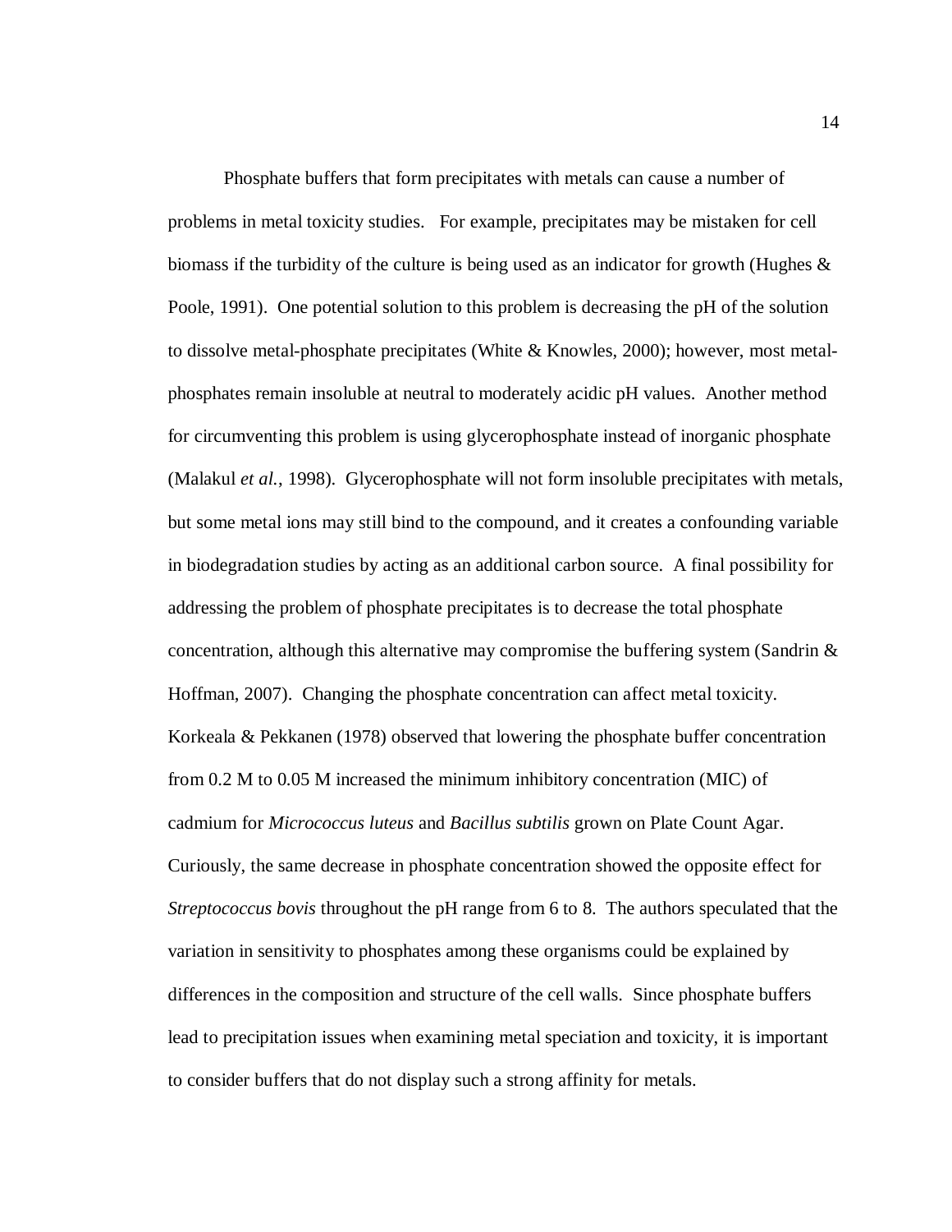Phosphate buffers that form precipitates with metals can cause a number of problems in metal toxicity studies. For example, precipitates may be mistaken for cell biomass if the turbidity of the culture is being used as an indicator for growth (Hughes & Poole, 1991). One potential solution to this problem is decreasing the pH of the solution to dissolve metal-phosphate precipitates (White & Knowles, 2000); however, most metal-phosphates remain insoluble at neutral to moderately acidic pH values. Another method for circumventing this problem is using glycerophosphate instead of inorganic phosphate (Malakul *et al.*, 1998). Glycerophosphate will not form insoluble precipitates with metals, but some metal ions may still bind to the compound, and it creates a confounding variable in biodegradation studies by acting as an additional carbon source. A final possibility for addressing the problem of phosphate precipitates is to decrease the total phosphate concentration, although this alternative may compromise the buffering system (Sandrin & Hoffman, 2007). Changing the phosphate concentration can affect metal toxicity. Korkeala & Pekkanen (1978) observed that lowering the phosphate buffer concentration from 0.2 M to 0.05 M increased the minimum inhibitory concentration (MIC) of cadmium for *Micrococcus luteus* and *Bacillus subtilis* grown on Plate Count Agar. Curiously, the same decrease in phosphate concentration showed the opposite effect for *Streptococcus bovis* throughout the pH range from 6 to 8. The authors speculated that the variation in sensitivity to phosphates among these organisms could be explained by differences in the composition and structure of the cell walls. Since phosphate buffers lead to precipitation issues when examining metal speciation and toxicity, it is important to consider buffers that do not display such a strong affinity for metals.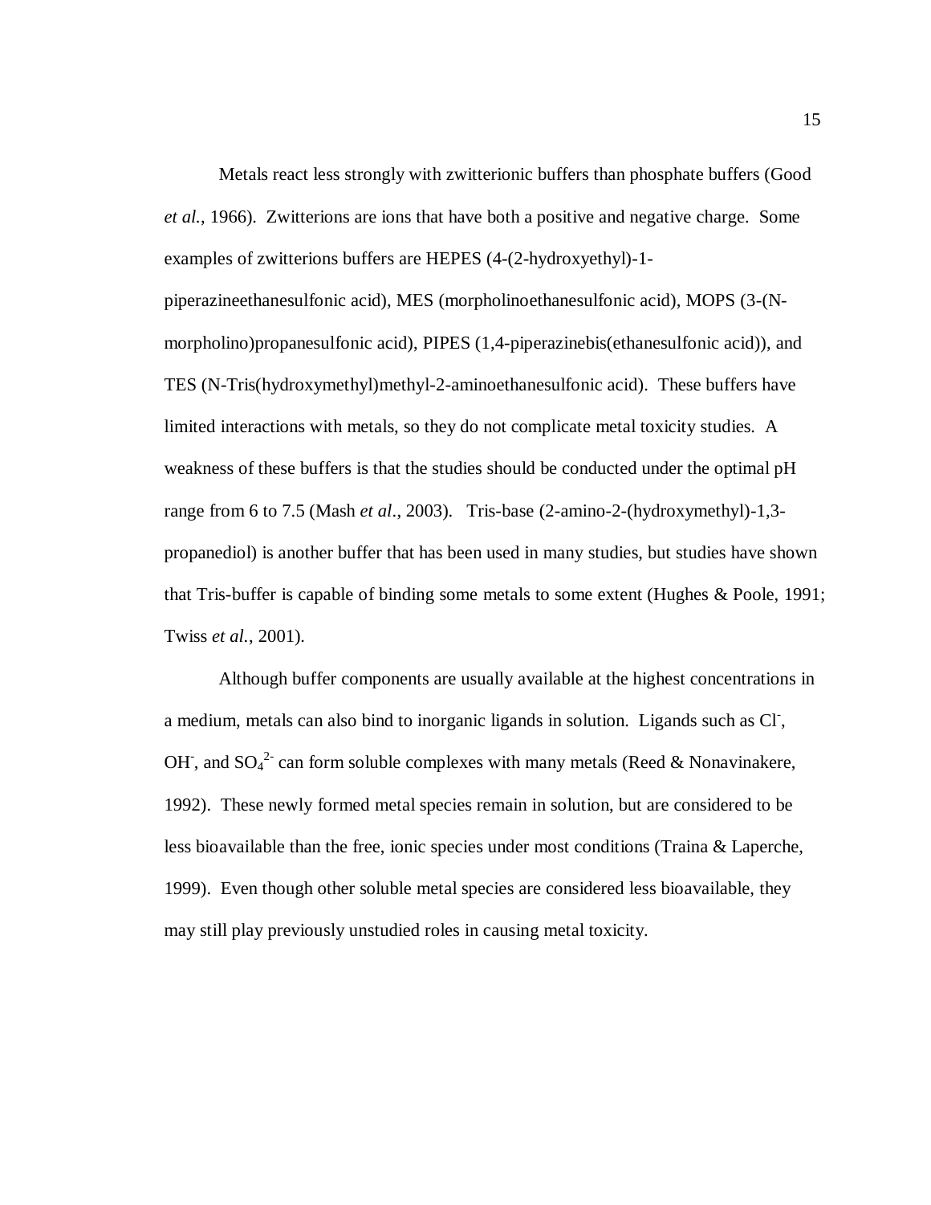Metals react less strongly with zwitterionic buffers than phosphate buffers (Good *et al.*, 1966). Zwitterions are ions that have both a positive and negative charge. Some examples of zwitterions buffers are HEPES (4-(2-hydroxyethyl)-1-piperazineethanesulfonic acid), MES (morpholinoethanesulfonic acid), MOPS (3-(N-morpholino)propanesulfonic acid), PIPES (1,4-piperazinebis(ethanesulfonic acid)), and TES (N-Tris(hydroxymethyl)methyl-2-aminoethanesulfonic acid). These buffers have limited interactions with metals, so they do not complicate metal toxicity studies. A weakness of these buffers is that the studies should be conducted under the optimal pH range from 6 to 7.5 (Mash *et al*., 2003). Tris-base (2-amino-2-(hydroxymethyl)-1,3-propanediol) is another buffer that has been used in many studies, but studies have shown that Tris-buffer is capable of binding some metals to some extent (Hughes & Poole, 1991; Twiss *et al.*, 2001).

Although buffer components are usually available at the highest concentrations in a medium, metals can also bind to inorganic ligands in solution. Ligands such as $Cl^-$, $OH^-$, and $SO_4^{2-}$ can form soluble complexes with many metals (Reed & Nonavinakere, 1992). These newly formed metal species remain in solution, but are considered to be less bioavailable than the free, ionic species under most conditions (Traina & Laperche, 1999). Even though other soluble metal species are considered less bioavailable, they may still play previously unstudied roles in causing metal toxicity.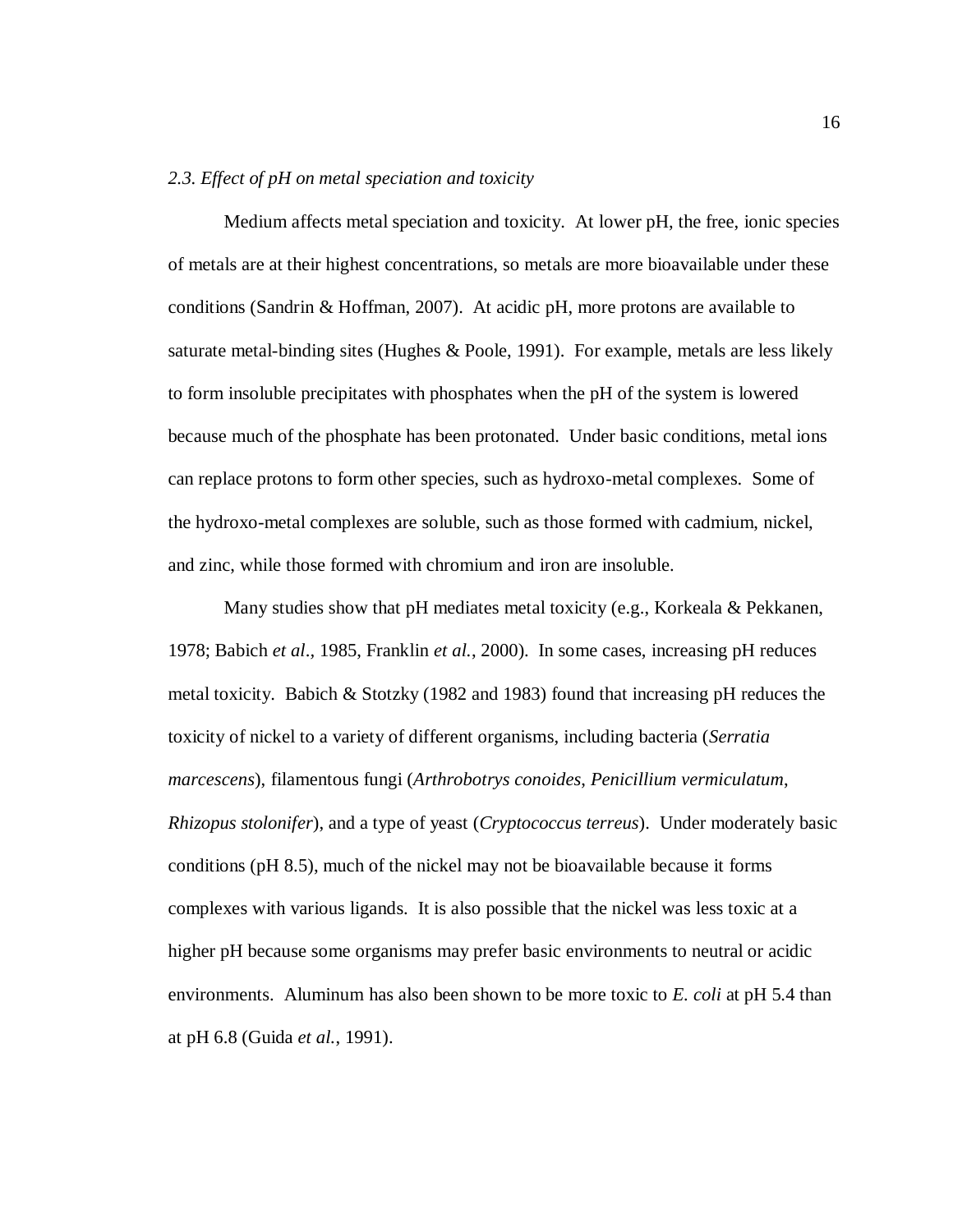### *2.3. Effect of pH on metal speciation and toxicity*

Medium affects metal speciation and toxicity. At lower pH, the free, ionic species of metals are at their highest concentrations, so metals are more bioavailable under these conditions (Sandrin & Hoffman, 2007). At acidic pH, more protons are available to saturate metal-binding sites (Hughes & Poole, 1991). For example, metals are less likely to form insoluble precipitates with phosphates when the pH of the system is lowered because much of the phosphate has been protonated. Under basic conditions, metal ions can replace protons to form other species, such as hydroxo-metal complexes. Some of the hydroxo-metal complexes are soluble, such as those formed with cadmium, nickel, and zinc, while those formed with chromium and iron are insoluble.

Many studies show that pH mediates metal toxicity (e.g., Korkeala & Pekkanen, 1978; Babich *et al*., 1985, Franklin *et al.*, 2000). In some cases, increasing pH reduces metal toxicity. Babich & Stotzky (1982 and 1983) found that increasing pH reduces the toxicity of nickel to a variety of different organisms, including bacteria (*Serratia marcescens*), filamentous fungi (*Arthrobotrys conoides*, *Penicillium vermiculatum*, *Rhizopus stolonifer*), and a type of yeast (*Cryptococcus terreus*). Under moderately basic conditions (pH 8.5), much of the nickel may not be bioavailable because it forms complexes with various ligands. It is also possible that the nickel was less toxic at a higher pH because some organisms may prefer basic environments to neutral or acidic environments. Aluminum has also been shown to be more toxic to *E. coli* at pH 5.4 than at pH 6.8 (Guida *et al.*, 1991).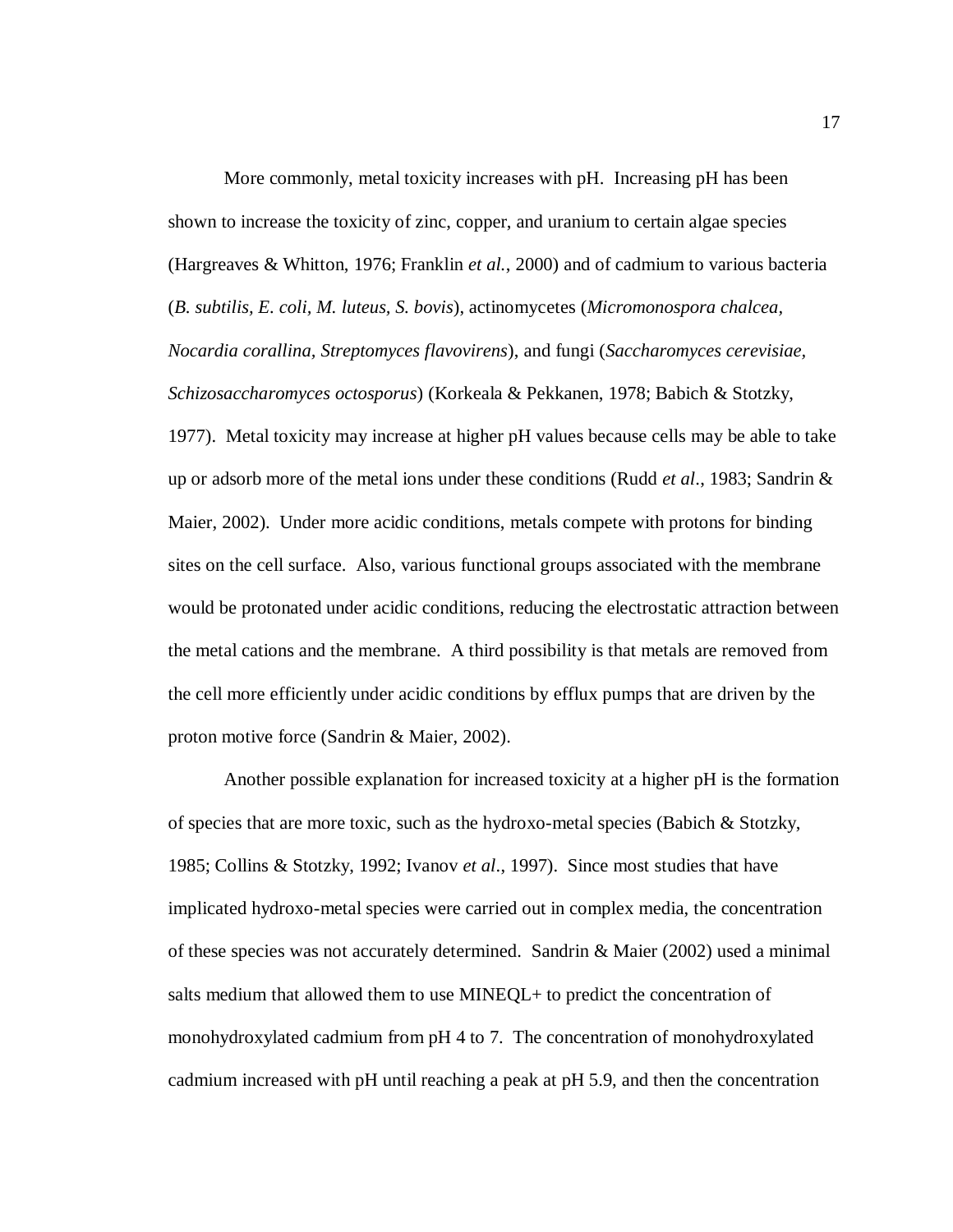More commonly, metal toxicity increases with pH. Increasing pH has been shown to increase the toxicity of zinc, copper, and uranium to certain algae species (Hargreaves & Whitton, 1976; Franklin *et al.*, 2000) and of cadmium to various bacteria (*B. subtilis, E. coli, M. luteus, S. bovis*), actinomycetes (*Micromonospora chalcea, Nocardia corallina, Streptomyces flavovirens*), and fungi (*Saccharomyces cerevisiae, Schizosaccharomyces octosporus*) (Korkeala & Pekkanen, 1978; Babich & Stotzky, 1977). Metal toxicity may increase at higher pH values because cells may be able to take up or adsorb more of the metal ions under these conditions (Rudd *et al*., 1983; Sandrin & Maier, 2002). Under more acidic conditions, metals compete with protons for binding sites on the cell surface. Also, various functional groups associated with the membrane would be protonated under acidic conditions, reducing the electrostatic attraction between the metal cations and the membrane. A third possibility is that metals are removed from the cell more efficiently under acidic conditions by efflux pumps that are driven by the proton motive force (Sandrin & Maier, 2002).

Another possible explanation for increased toxicity at a higher pH is the formation of species that are more toxic, such as the hydroxo-metal species (Babich & Stotzky, 1985; Collins & Stotzky, 1992; Ivanov *et al*., 1997). Since most studies that have implicated hydroxo-metal species were carried out in complex media, the concentration of these species was not accurately determined. Sandrin & Maier (2002) used a minimal salts medium that allowed them to use MINEQL+ to predict the concentration of monohydroxylated cadmium from pH 4 to 7. The concentration of monohydroxylated cadmium increased with pH until reaching a peak at pH 5.9, and then the concentration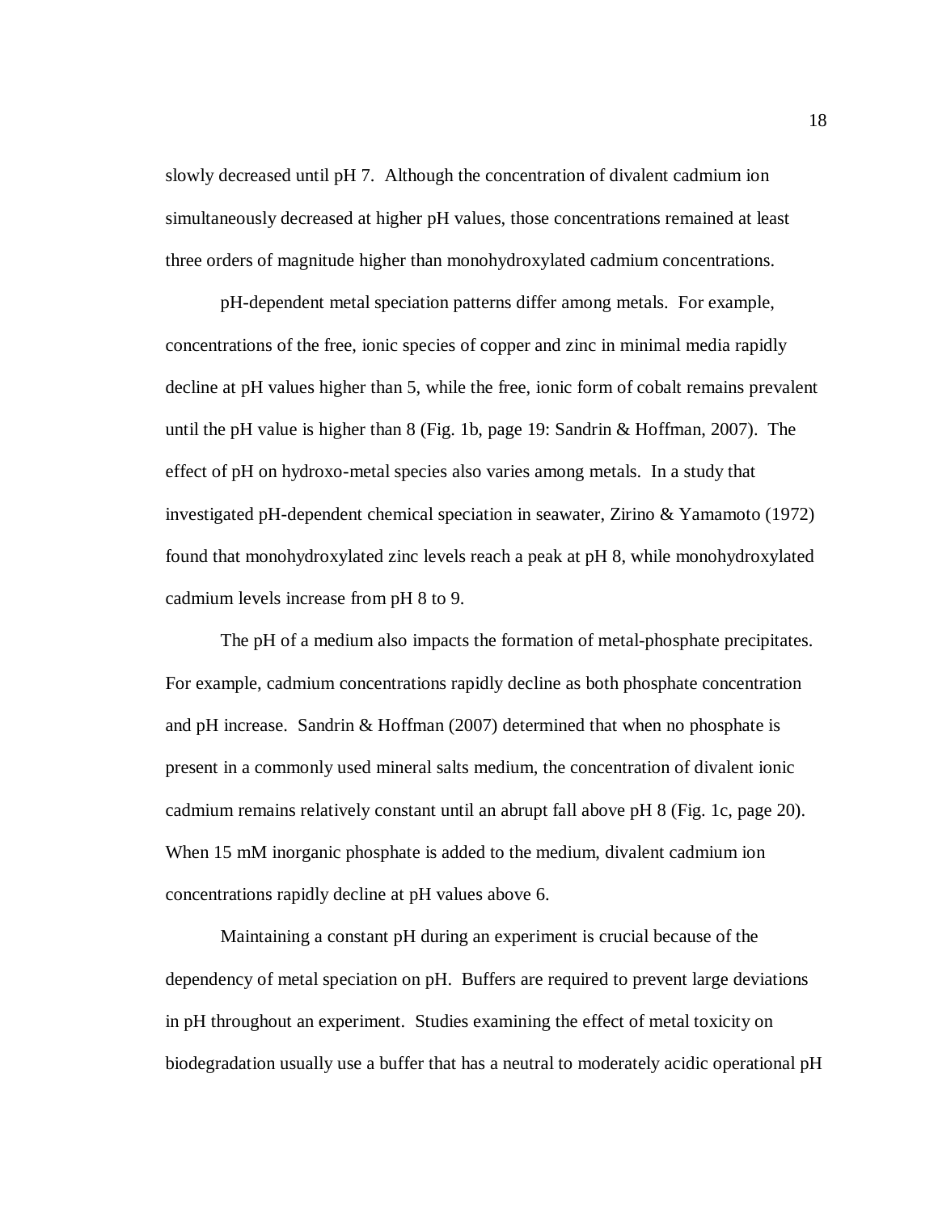slowly decreased until pH 7. Although the concentration of divalent cadmium ion simultaneously decreased at higher pH values, those concentrations remained at least three orders of magnitude higher than monohydroxylated cadmium concentrations.

pH-dependent metal speciation patterns differ among metals. For example, concentrations of the free, ionic species of copper and zinc in minimal media rapidly decline at pH values higher than 5, while the free, ionic form of cobalt remains prevalent until the pH value is higher than 8 (Fig. 1b, page 19: Sandrin & Hoffman, 2007). The effect of pH on hydroxo-metal species also varies among metals. In a study that investigated pH-dependent chemical speciation in seawater, Zirino & Yamamoto (1972) found that monohydroxylated zinc levels reach a peak at pH 8, while monohydroxylated cadmium levels increase from pH 8 to 9.

The pH of a medium also impacts the formation of metal-phosphate precipitates. For example, cadmium concentrations rapidly decline as both phosphate concentration and pH increase. Sandrin & Hoffman (2007) determined that when no phosphate is present in a commonly used mineral salts medium, the concentration of divalent ionic cadmium remains relatively constant until an abrupt fall above pH 8 (Fig. 1c, page 20). When 15 mM inorganic phosphate is added to the medium, divalent cadmium ion concentrations rapidly decline at pH values above 6.

Maintaining a constant pH during an experiment is crucial because of the dependency of metal speciation on pH. Buffers are required to prevent large deviations in pH throughout an experiment. Studies examining the effect of metal toxicity on biodegradation usually use a buffer that has a neutral to moderately acidic operational pH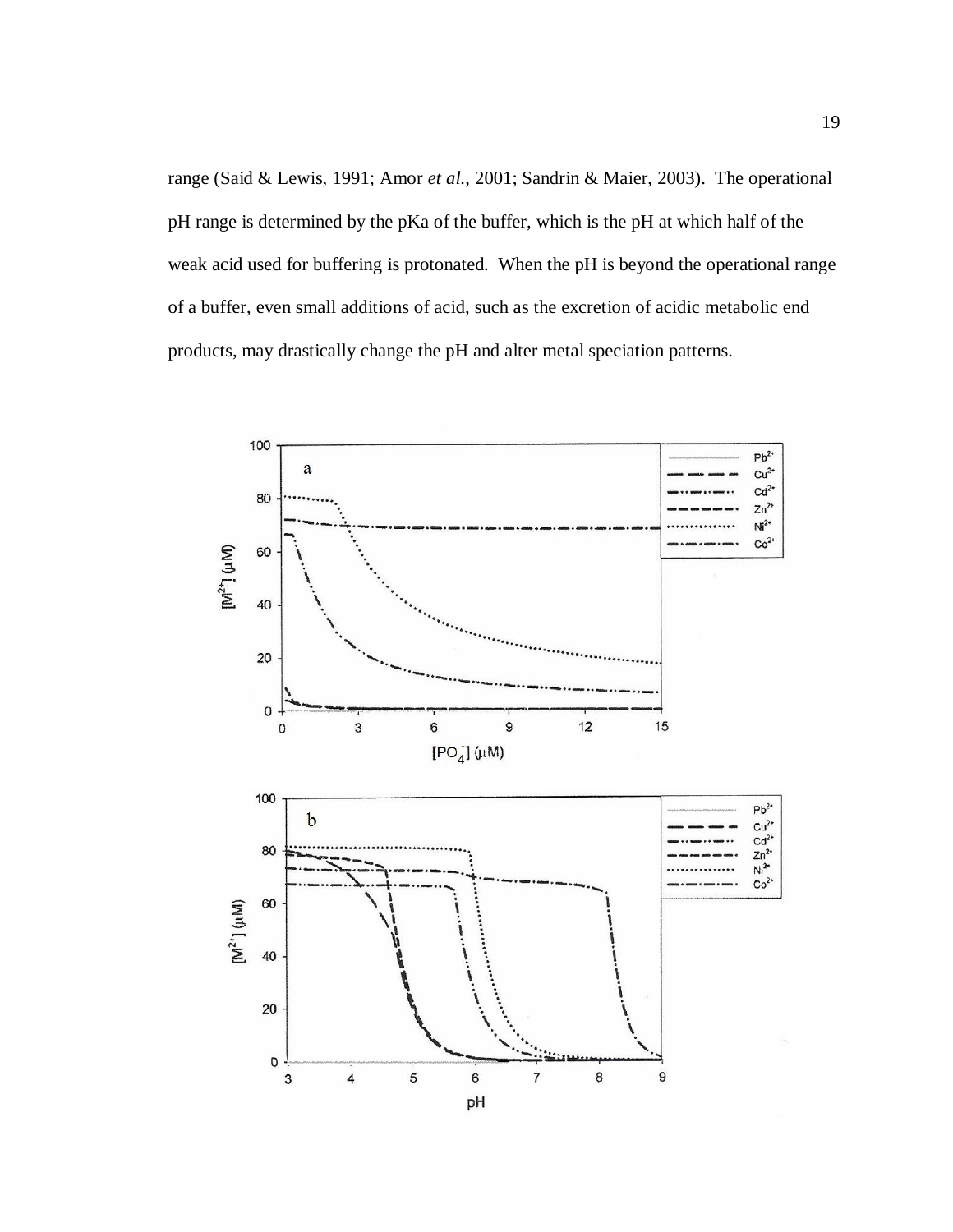range (Said & Lewis, 1991; Amor *et al.*, 2001; Sandrin & Maier, 2003). The operational pH range is determined by the pKa of the buffer, which is the pH at which half of the weak acid used for buffering is protonated. When the pH is beyond the operational range of a buffer, even small additions of acid, such as the excretion of acidic metabolic end products, may drastically change the pH and alter metal speciation patterns.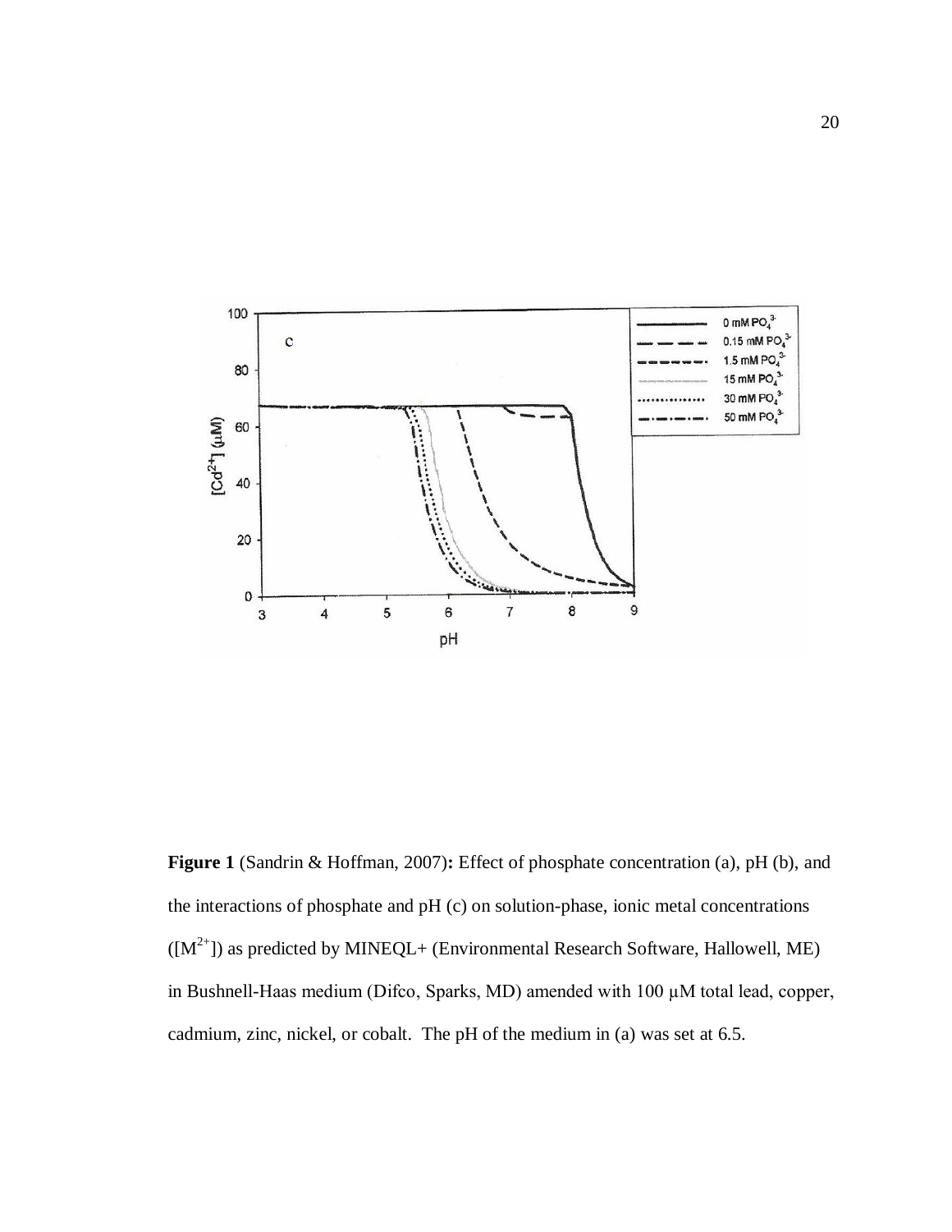**Figure 1** (Sandrin & Hoffman, 2007)**:** Effect of phosphate concentration (a), pH (b), and the interactions of phosphate and pH (c) on solution-phase, ionic metal concentrations ($[M^{2+}]$) as predicted by MINEQL+ (Environmental Research Software, Hallowell, ME) in Bushnell-Haas medium (Difco, Sparks, MD) amended with 100 μM total lead, copper, cadmium, zinc, nickel, or cobalt. The pH of the medium in (a) was set at 6.5.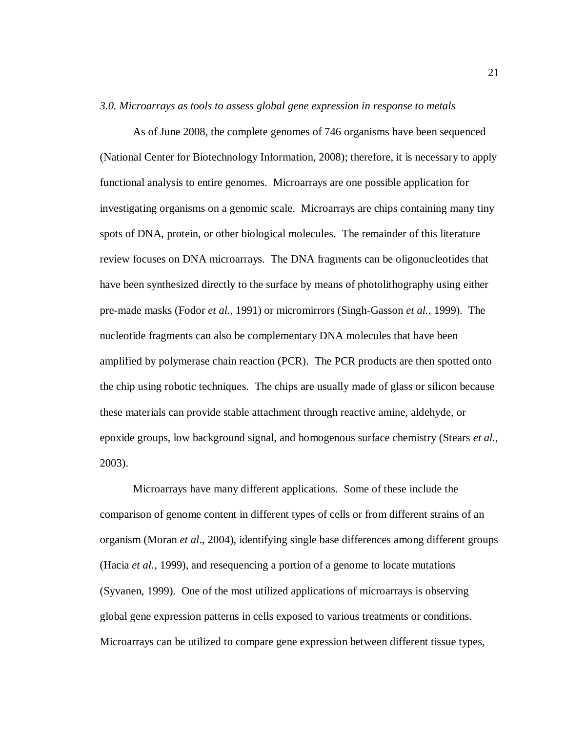### *3.0. Microarrays as tools to assess global gene expression in response to metals*

As of June 2008, the complete genomes of 746 organisms have been sequenced (National Center for Biotechnology Information, 2008); therefore, it is necessary to apply functional analysis to entire genomes. Microarrays are one possible application for investigating organisms on a genomic scale. Microarrays are chips containing many tiny spots of DNA, protein, or other biological molecules. The remainder of this literature review focuses on DNA microarrays. The DNA fragments can be oligonucleotides that have been synthesized directly to the surface by means of photolithography using either pre-made masks (Fodor *et al.*, 1991) or micromirrors (Singh-Gasson *et al.*, 1999). The nucleotide fragments can also be complementary DNA molecules that have been amplified by polymerase chain reaction (PCR). The PCR products are then spotted onto the chip using robotic techniques. The chips are usually made of glass or silicon because these materials can provide stable attachment through reactive amine, aldehyde, or epoxide groups, low background signal, and homogenous surface chemistry (Stears *et al.*, 2003).

Microarrays have many different applications. Some of these include the comparison of genome content in different types of cells or from different strains of an organism (Moran *et al*., 2004), identifying single base differences among different groups (Hacia *et al.*, 1999), and resequencing a portion of a genome to locate mutations (Syvanen, 1999). One of the most utilized applications of microarrays is observing global gene expression patterns in cells exposed to various treatments or conditions. Microarrays can be utilized to compare gene expression between different tissue types,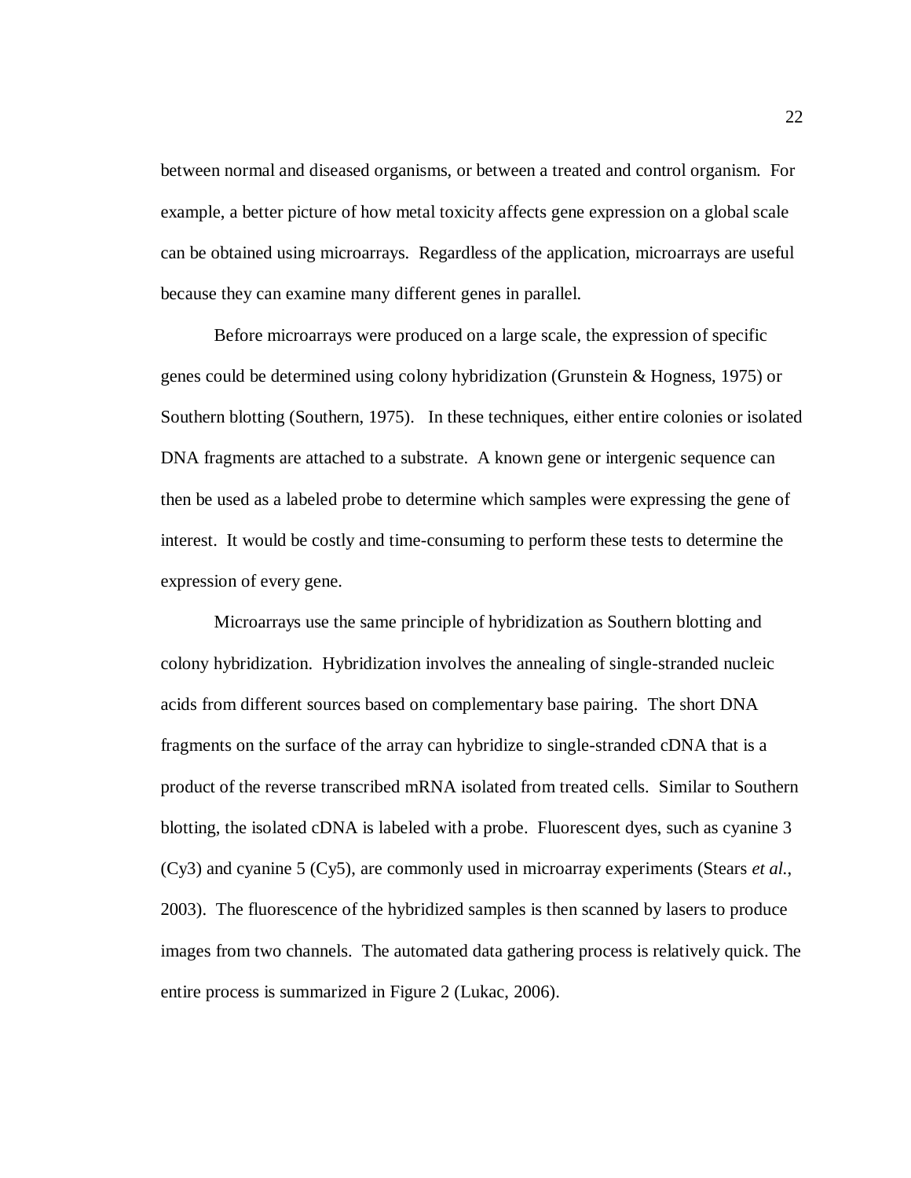between normal and diseased organisms, or between a treated and control organism. For example, a better picture of how metal toxicity affects gene expression on a global scale can be obtained using microarrays. Regardless of the application, microarrays are useful because they can examine many different genes in parallel.

Before microarrays were produced on a large scale, the expression of specific genes could be determined using colony hybridization (Grunstein & Hogness, 1975) or Southern blotting (Southern, 1975). In these techniques, either entire colonies or isolated DNA fragments are attached to a substrate. A known gene or intergenic sequence can then be used as a labeled probe to determine which samples were expressing the gene of interest. It would be costly and time-consuming to perform these tests to determine the expression of every gene.

Microarrays use the same principle of hybridization as Southern blotting and colony hybridization. Hybridization involves the annealing of single-stranded nucleic acids from different sources based on complementary base pairing. The short DNA fragments on the surface of the array can hybridize to single-stranded cDNA that is a product of the reverse transcribed mRNA isolated from treated cells. Similar to Southern blotting, the isolated cDNA is labeled with a probe. Fluorescent dyes, such as cyanine 3 (Cy3) and cyanine 5 (Cy5), are commonly used in microarray experiments (Stears *et al.*, 2003). The fluorescence of the hybridized samples is then scanned by lasers to produce images from two channels. The automated data gathering process is relatively quick. The entire process is summarized in Figure 2 (Lukac, 2006).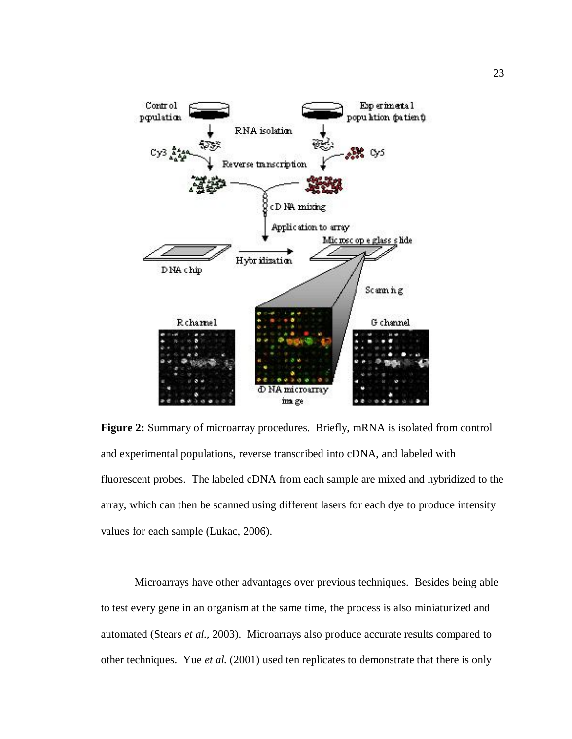**Figure 2:** Summary of microarray procedures. Briefly, mRNA is isolated from control and experimental populations, reverse transcribed into cDNA, and labeled with fluorescent probes. The labeled cDNA from each sample are mixed and hybridized to the array, which can then be scanned using different lasers for each dye to produce intensity values for each sample (Lukac, 2006).

Microarrays have other advantages over previous techniques. Besides being able to test every gene in an organism at the same time, the process is also miniaturized and automated (Stears *et al.*, 2003). Microarrays also produce accurate results compared to other techniques. Yue *et al.* (2001) used ten replicates to demonstrate that there is only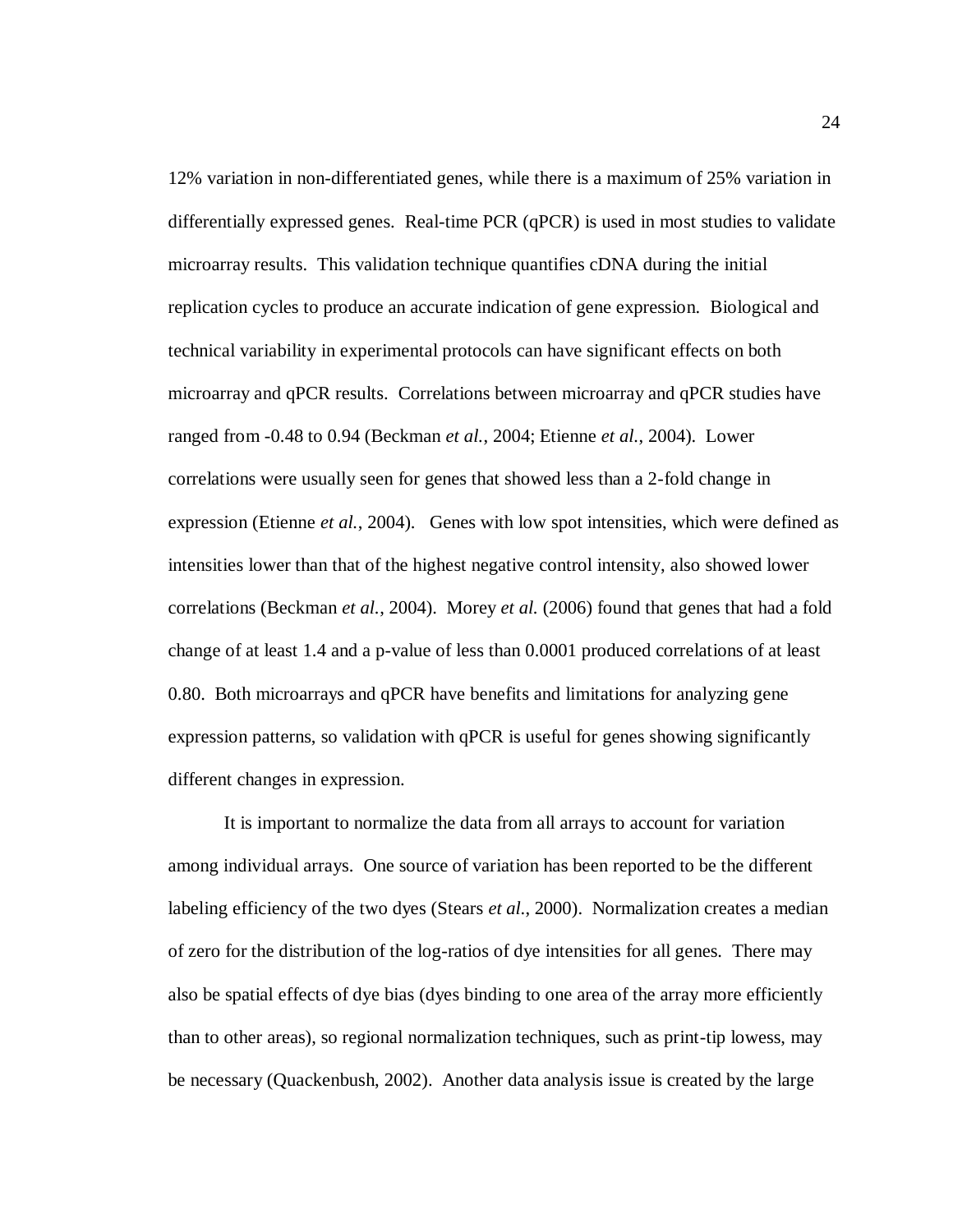12% variation in non-differentiated genes, while there is a maximum of 25% variation in differentially expressed genes. Real-time PCR (qPCR) is used in most studies to validate microarray results. This validation technique quantifies cDNA during the initial replication cycles to produce an accurate indication of gene expression. Biological and technical variability in experimental protocols can have significant effects on both microarray and qPCR results. Correlations between microarray and qPCR studies have ranged from -0.48 to 0.94 (Beckman *et al.*, 2004; Etienne *et al.*, 2004). Lower correlations were usually seen for genes that showed less than a 2-fold change in expression (Etienne *et al.*, 2004). Genes with low spot intensities, which were defined as intensities lower than that of the highest negative control intensity, also showed lower correlations (Beckman *et al.*, 2004). Morey *et al.* (2006) found that genes that had a fold change of at least 1.4 and a p-value of less than 0.0001 produced correlations of at least 0.80. Both microarrays and qPCR have benefits and limitations for analyzing gene expression patterns, so validation with qPCR is useful for genes showing significantly different changes in expression.

It is important to normalize the data from all arrays to account for variation among individual arrays. One source of variation has been reported to be the different labeling efficiency of the two dyes (Stears *et al.*, 2000). Normalization creates a median of zero for the distribution of the log-ratios of dye intensities for all genes. There may also be spatial effects of dye bias (dyes binding to one area of the array more efficiently than to other areas), so regional normalization techniques, such as print-tip lowess, may be necessary (Quackenbush, 2002). Another data analysis issue is created by the large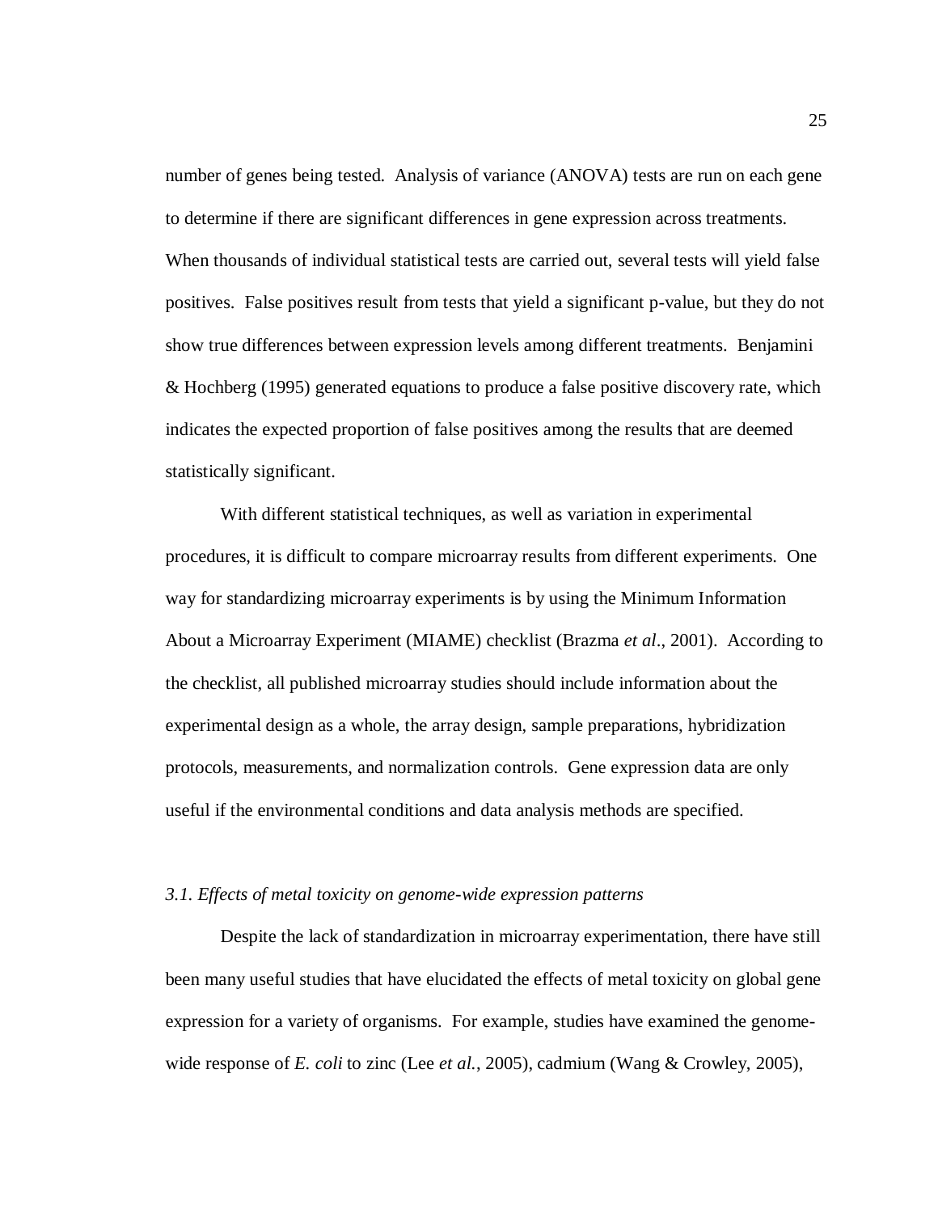number of genes being tested. Analysis of variance (ANOVA) tests are run on each gene to determine if there are significant differences in gene expression across treatments. When thousands of individual statistical tests are carried out, several tests will yield false positives. False positives result from tests that yield a significant p-value, but they do not show true differences between expression levels among different treatments. Benjamini & Hochberg (1995) generated equations to produce a false positive discovery rate, which indicates the expected proportion of false positives among the results that are deemed statistically significant.

With different statistical techniques, as well as variation in experimental procedures, it is difficult to compare microarray results from different experiments. One way for standardizing microarray experiments is by using the Minimum Information About a Microarray Experiment (MIAME) checklist (Brazma *et al*., 2001). According to the checklist, all published microarray studies should include information about the experimental design as a whole, the array design, sample preparations, hybridization protocols, measurements, and normalization controls. Gene expression data are only useful if the environmental conditions and data analysis methods are specified.

### *3.1. Effects of metal toxicity on genome-wide expression patterns*

Despite the lack of standardization in microarray experimentation, there have still been many useful studies that have elucidated the effects of metal toxicity on global gene expression for a variety of organisms. For example, studies have examined the genome-wide response of *E. coli* to zinc (Lee *et al.*, 2005), cadmium (Wang & Crowley, 2005),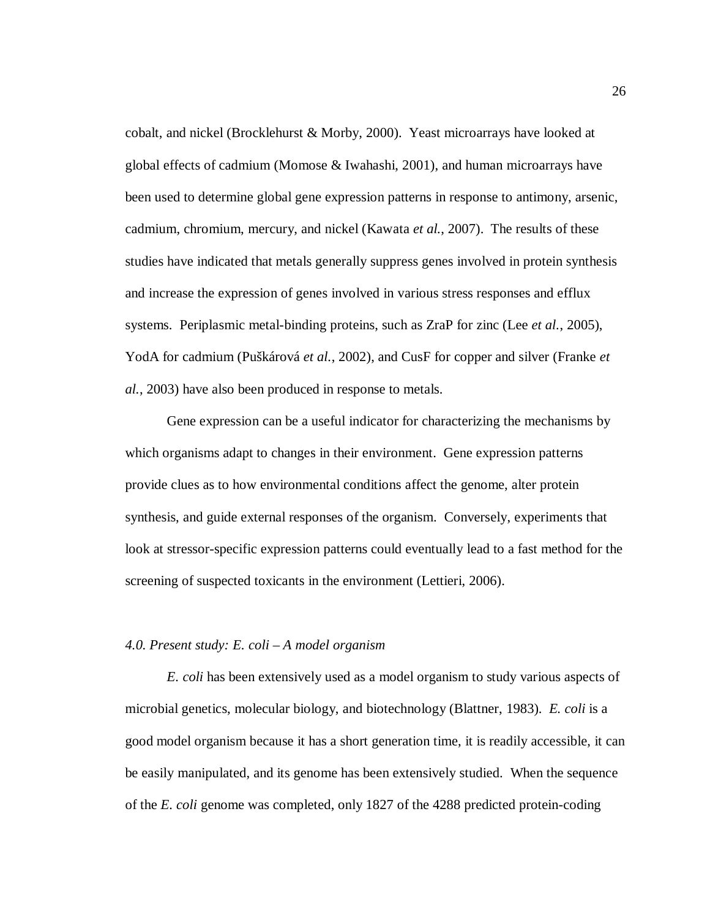cobalt, and nickel (Brocklehurst & Morby, 2000). Yeast microarrays have looked at global effects of cadmium (Momose & Iwahashi, 2001), and human microarrays have been used to determine global gene expression patterns in response to antimony, arsenic, cadmium, chromium, mercury, and nickel (Kawata *et al.*, 2007). The results of these studies have indicated that metals generally suppress genes involved in protein synthesis and increase the expression of genes involved in various stress responses and efflux systems. Periplasmic metal-binding proteins, such as ZraP for zinc (Lee *et al.*, 2005), YodA for cadmium (Puškárová *et al.*, 2002), and CusF for copper and silver (Franke *et al.*, 2003) have also been produced in response to metals.

Gene expression can be a useful indicator for characterizing the mechanisms by which organisms adapt to changes in their environment. Gene expression patterns provide clues as to how environmental conditions affect the genome, alter protein synthesis, and guide external responses of the organism. Conversely, experiments that look at stressor-specific expression patterns could eventually lead to a fast method for the screening of suspected toxicants in the environment (Lettieri, 2006).

### *4.0. Present study: E. coli – A model organism*

*E. coli* has been extensively used as a model organism to study various aspects of microbial genetics, molecular biology, and biotechnology (Blattner, 1983). *E. coli* is a good model organism because it has a short generation time, it is readily accessible, it can be easily manipulated, and its genome has been extensively studied. When the sequence of the *E. coli* genome was completed, only 1827 of the 4288 predicted protein-coding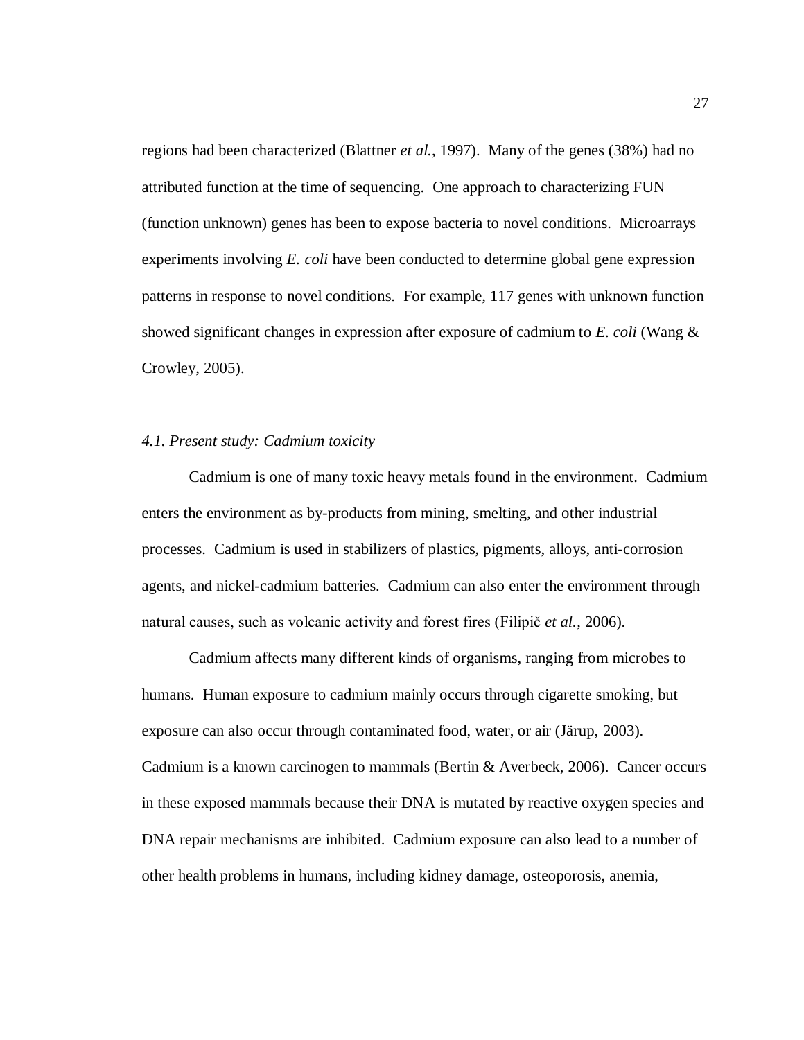regions had been characterized (Blattner *et al.*, 1997). Many of the genes (38%) had no attributed function at the time of sequencing. One approach to characterizing FUN (function unknown) genes has been to expose bacteria to novel conditions. Microarrays experiments involving *E. coli* have been conducted to determine global gene expression patterns in response to novel conditions. For example, 117 genes with unknown function showed significant changes in expression after exposure of cadmium to *E. coli* (Wang & Crowley, 2005).

### *4.1. Present study: Cadmium toxicity*

Cadmium is one of many toxic heavy metals found in the environment. Cadmium enters the environment as by-products from mining, smelting, and other industrial processes. Cadmium is used in stabilizers of plastics, pigments, alloys, anti-corrosion agents, and nickel-cadmium batteries. Cadmium can also enter the environment through natural causes, such as volcanic activity and forest fires (Filipič *et al.*, 2006).

Cadmium affects many different kinds of organisms, ranging from microbes to humans. Human exposure to cadmium mainly occurs through cigarette smoking, but exposure can also occur through contaminated food, water, or air (Järup, 2003). Cadmium is a known carcinogen to mammals (Bertin & Averbeck, 2006). Cancer occurs in these exposed mammals because their DNA is mutated by reactive oxygen species and DNA repair mechanisms are inhibited. Cadmium exposure can also lead to a number of other health problems in humans, including kidney damage, osteoporosis, anemia,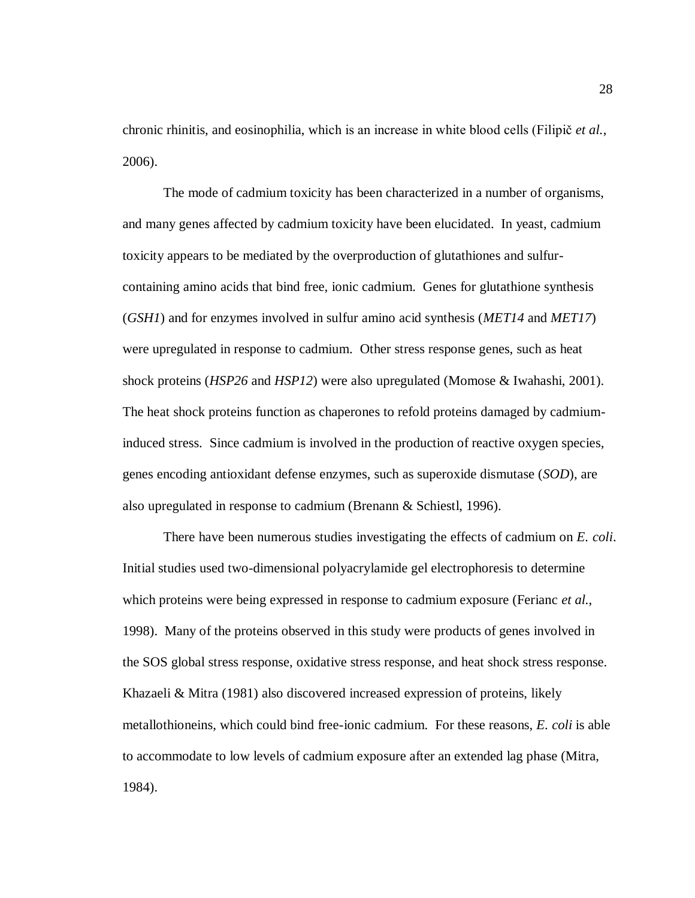chronic rhinitis, and eosinophilia, which is an increase in white blood cells (Filipič *et al.*, 2006).

The mode of cadmium toxicity has been characterized in a number of organisms, and many genes affected by cadmium toxicity have been elucidated. In yeast, cadmium toxicity appears to be mediated by the overproduction of glutathiones and sulfur-containing amino acids that bind free, ionic cadmium. Genes for glutathione synthesis (*GSH1*) and for enzymes involved in sulfur amino acid synthesis (*MET14* and *MET17*) were upregulated in response to cadmium. Other stress response genes, such as heat shock proteins (*HSP26* and *HSP12*) were also upregulated (Momose & Iwahashi, 2001). The heat shock proteins function as chaperones to refold proteins damaged by cadmium-induced stress. Since cadmium is involved in the production of reactive oxygen species, genes encoding antioxidant defense enzymes, such as superoxide dismutase (*SOD*), are also upregulated in response to cadmium (Brenann & Schiestl, 1996).

There have been numerous studies investigating the effects of cadmium on *E. coli*. Initial studies used two-dimensional polyacrylamide gel electrophoresis to determine which proteins were being expressed in response to cadmium exposure (Ferianc *et al.*, 1998). Many of the proteins observed in this study were products of genes involved in the SOS global stress response, oxidative stress response, and heat shock stress response. Khazaeli & Mitra (1981) also discovered increased expression of proteins, likely metallothioneins, which could bind free-ionic cadmium. For these reasons, *E. coli* is able to accommodate to low levels of cadmium exposure after an extended lag phase (Mitra, 1984).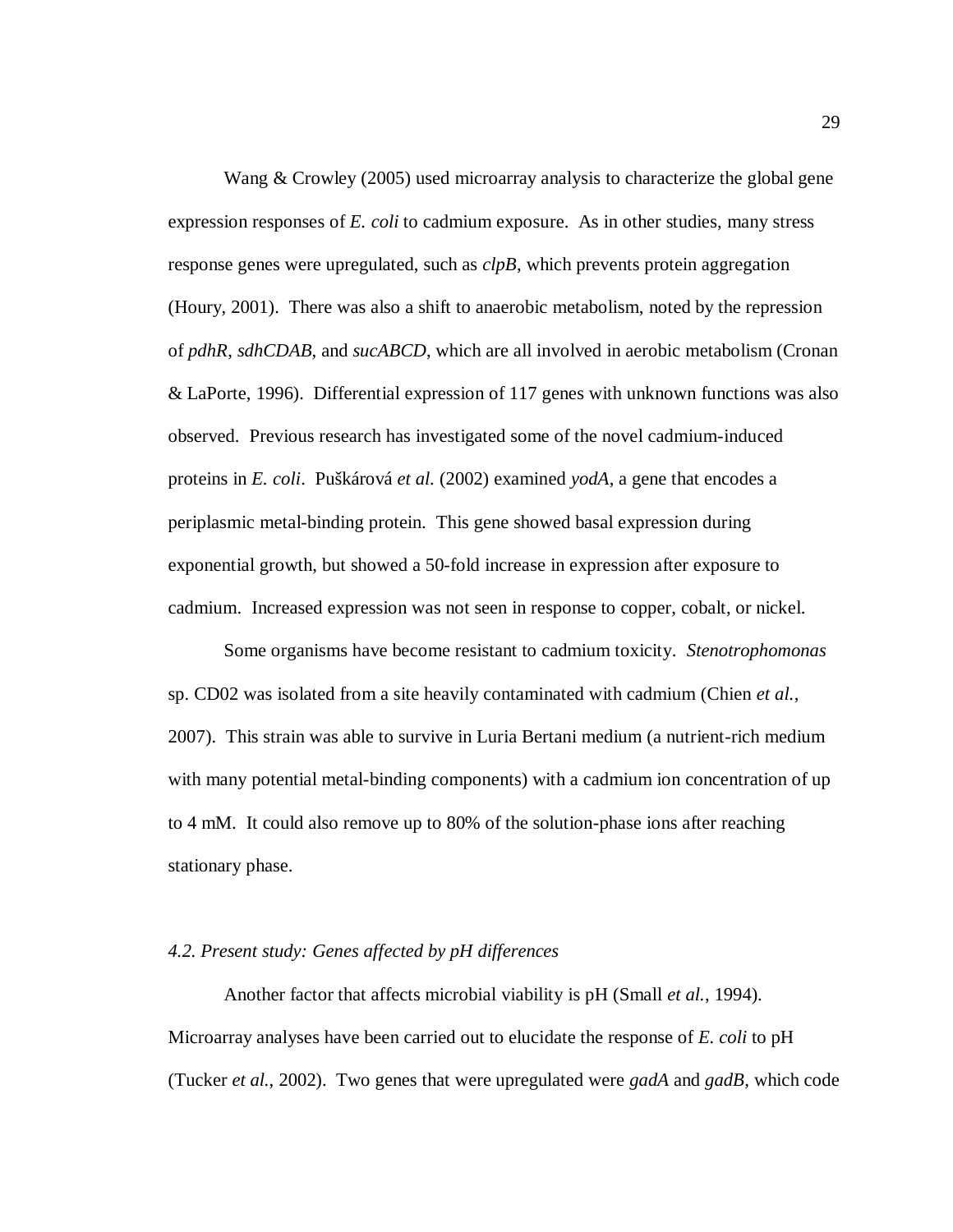Wang & Crowley (2005) used microarray analysis to characterize the global gene expression responses of *E. coli* to cadmium exposure. As in other studies, many stress response genes were upregulated, such as *clpB*, which prevents protein aggregation (Houry, 2001). There was also a shift to anaerobic metabolism, noted by the repression of *pdhR*, *sdhCDAB*, and *sucABCD*, which are all involved in aerobic metabolism (Cronan & LaPorte, 1996). Differential expression of 117 genes with unknown functions was also observed. Previous research has investigated some of the novel cadmium-induced proteins in *E. coli*. Puškárová *et al.* (2002) examined *yodA*, a gene that encodes a periplasmic metal-binding protein. This gene showed basal expression during exponential growth, but showed a 50-fold increase in expression after exposure to cadmium. Increased expression was not seen in response to copper, cobalt, or nickel.

Some organisms have become resistant to cadmium toxicity. *Stenotrophomonas* sp. CD02 was isolated from a site heavily contaminated with cadmium (Chien *et al.*, 2007). This strain was able to survive in Luria Bertani medium (a nutrient-rich medium with many potential metal-binding components) with a cadmium ion concentration of up to 4 mM. It could also remove up to 80% of the solution-phase ions after reaching stationary phase.

### *4.2. Present study: Genes affected by pH differences*

Another factor that affects microbial viability is pH (Small *et al.*, 1994). Microarray analyses have been carried out to elucidate the response of *E. coli* to pH (Tucker *et al.*, 2002). Two genes that were upregulated were *gadA* and *gadB*, which code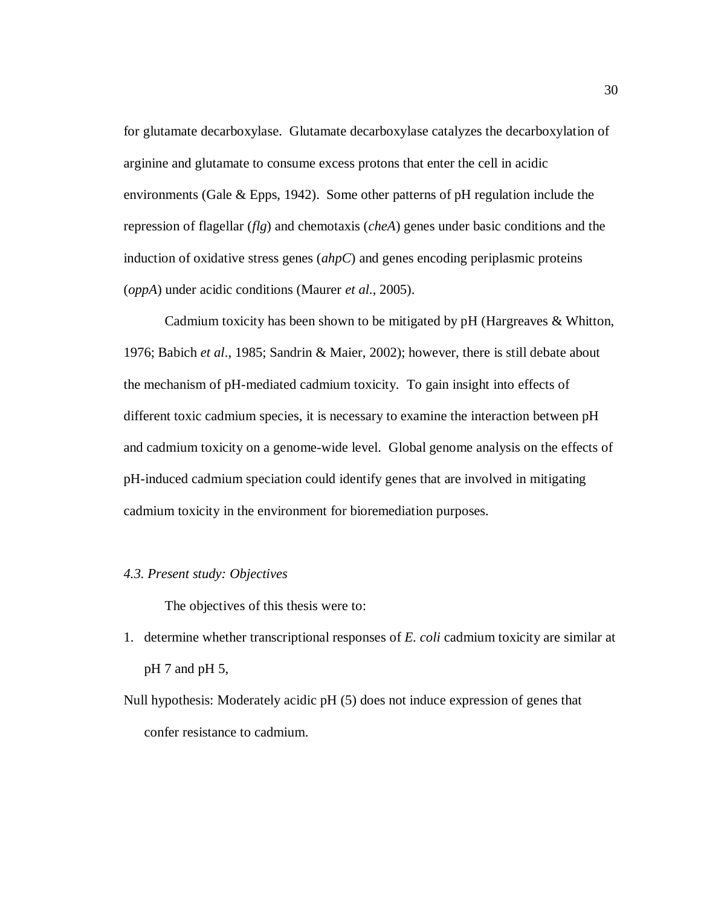for glutamate decarboxylase. Glutamate decarboxylase catalyzes the decarboxylation of arginine and glutamate to consume excess protons that enter the cell in acidic environments (Gale & Epps, 1942). Some other patterns of pH regulation include the repression of flagellar (*flg*) and chemotaxis (*cheA*) genes under basic conditions and the induction of oxidative stress genes (*ahpC*) and genes encoding periplasmic proteins (*oppA*) under acidic conditions (Maurer *et al*., 2005).

Cadmium toxicity has been shown to be mitigated by pH (Hargreaves & Whitton, 1976; Babich *et al*., 1985; Sandrin & Maier, 2002); however, there is still debate about the mechanism of pH-mediated cadmium toxicity. To gain insight into effects of different toxic cadmium species, it is necessary to examine the interaction between pH and cadmium toxicity on a genome-wide level. Global genome analysis on the effects of pH-induced cadmium speciation could identify genes that are involved in mitigating cadmium toxicity in the environment for bioremediation purposes.

### *4.3. Present study: Objectives*

The objectives of this thesis were to:

1. determine whether transcriptional responses of *E. coli* cadmium toxicity are similar at pH 7 and pH 5,

Null hypothesis: Moderately acidic pH (5) does not induce expression of genes that confer resistance to cadmium.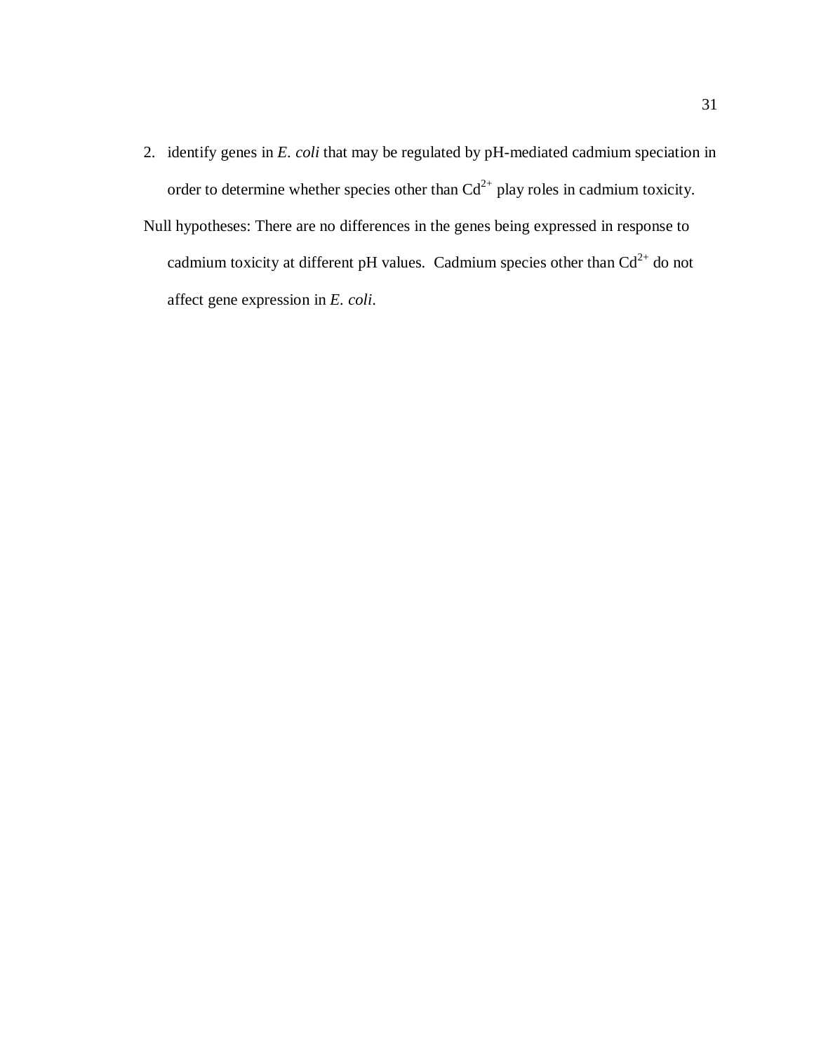2. identify genes in *E. coli* that may be regulated by pH-mediated cadmium speciation in order to determine whether species other than $Cd^{2+}$ play roles in cadmium toxicity.

Null hypotheses: There are no differences in the genes being expressed in response to cadmium toxicity at different pH values. Cadmium species other than $Cd^{2+}$ do not affect gene expression in *E. coli*.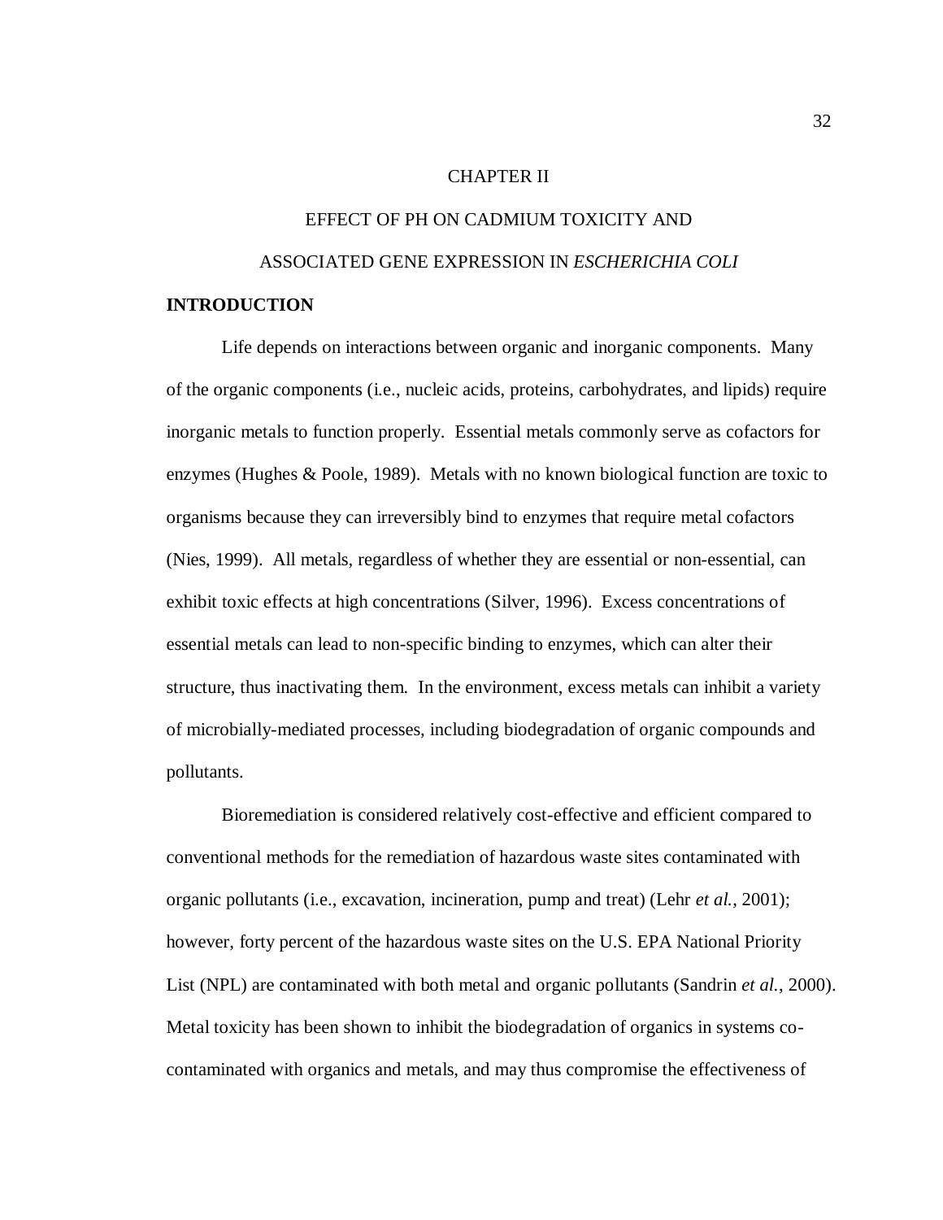# CHAPTER II

# EFFECT OF PH ON CADMIUM TOXICITY AND ASSOCIATED GENE EXPRESSION IN *ESCHERICHIA COLI*

## INTRODUCTION

Life depends on interactions between organic and inorganic components. Many of the organic components (i.e., nucleic acids, proteins, carbohydrates, and lipids) require inorganic metals to function properly. Essential metals commonly serve as cofactors for enzymes (Hughes & Poole, 1989). Metals with no known biological function are toxic to organisms because they can irreversibly bind to enzymes that require metal cofactors (Nies, 1999). All metals, regardless of whether they are essential or non-essential, can exhibit toxic effects at high concentrations (Silver, 1996). Excess concentrations of essential metals can lead to non-specific binding to enzymes, which can alter their structure, thus inactivating them. In the environment, excess metals can inhibit a variety of microbially-mediated processes, including biodegradation of organic compounds and pollutants.

Bioremediation is considered relatively cost-effective and efficient compared to conventional methods for the remediation of hazardous waste sites contaminated with organic pollutants (i.e., excavation, incineration, pump and treat) (Lehr *et al.*, 2001); however, forty percent of the hazardous waste sites on the U.S. EPA National Priority List (NPL) are contaminated with both metal and organic pollutants (Sandrin *et al.*, 2000). Metal toxicity has been shown to inhibit the biodegradation of organics in systems co-contaminated with organics and metals, and may thus compromise the effectiveness of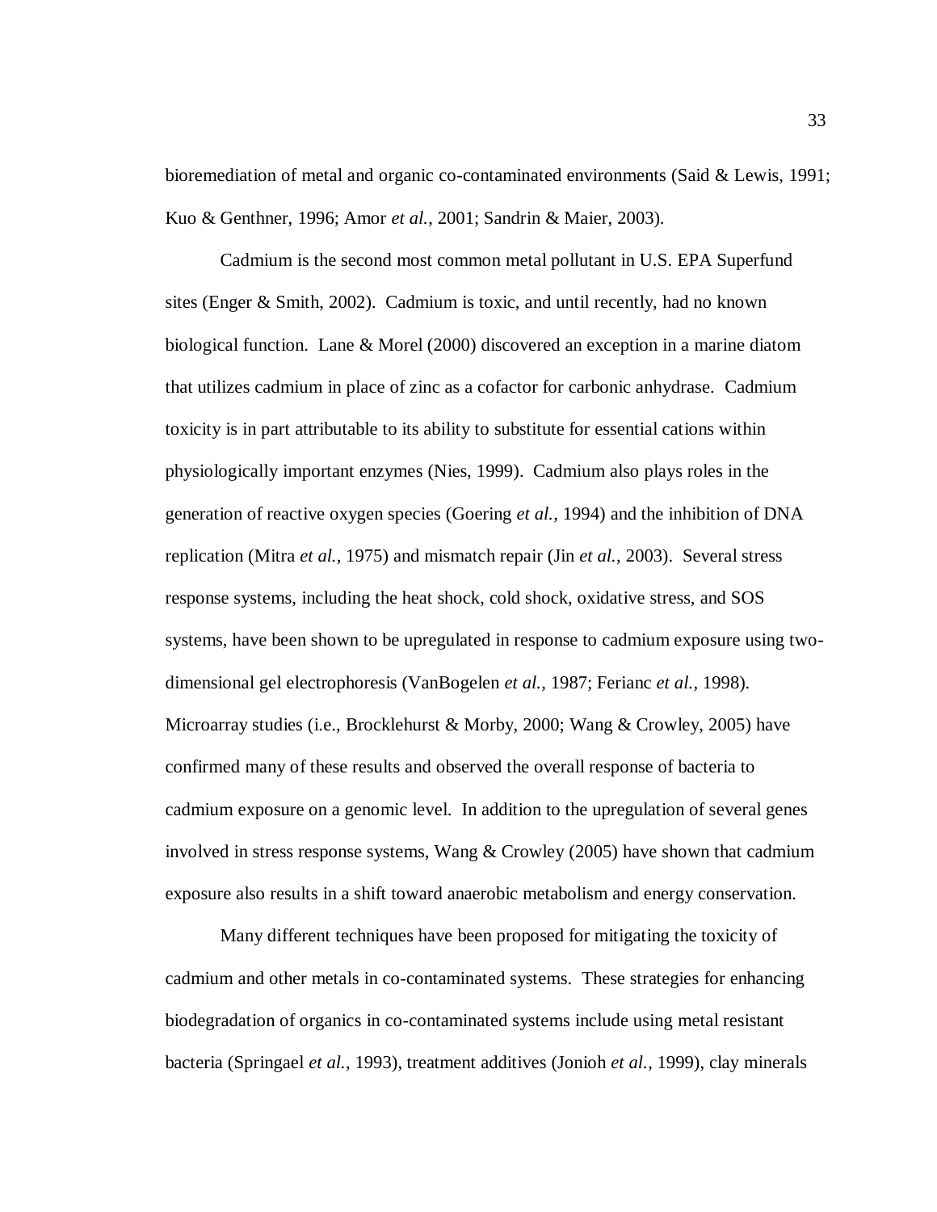bioremediation of metal and organic co-contaminated environments (Said & Lewis, 1991; Kuo & Genthner, 1996; Amor *et al.*, 2001; Sandrin & Maier, 2003).

Cadmium is the second most common metal pollutant in U.S. EPA Superfund sites (Enger & Smith, 2002). Cadmium is toxic, and until recently, had no known biological function. Lane & Morel (2000) discovered an exception in a marine diatom that utilizes cadmium in place of zinc as a cofactor for carbonic anhydrase. Cadmium toxicity is in part attributable to its ability to substitute for essential cations within physiologically important enzymes (Nies, 1999). Cadmium also plays roles in the generation of reactive oxygen species (Goering *et al.*, 1994) and the inhibition of DNA replication (Mitra *et al.*, 1975) and mismatch repair (Jin *et al.*, 2003). Several stress response systems, including the heat shock, cold shock, oxidative stress, and SOS systems, have been shown to be upregulated in response to cadmium exposure using two-dimensional gel electrophoresis (VanBogelen *et al.*, 1987; Ferianc *et al.*, 1998). Microarray studies (i.e., Brocklehurst & Morby, 2000; Wang & Crowley, 2005) have confirmed many of these results and observed the overall response of bacteria to cadmium exposure on a genomic level. In addition to the upregulation of several genes involved in stress response systems, Wang & Crowley (2005) have shown that cadmium exposure also results in a shift toward anaerobic metabolism and energy conservation.

Many different techniques have been proposed for mitigating the toxicity of cadmium and other metals in co-contaminated systems. These strategies for enhancing biodegradation of organics in co-contaminated systems include using metal resistant bacteria (Springael *et al.*, 1993), treatment additives (Jonioh *et al.*, 1999), clay minerals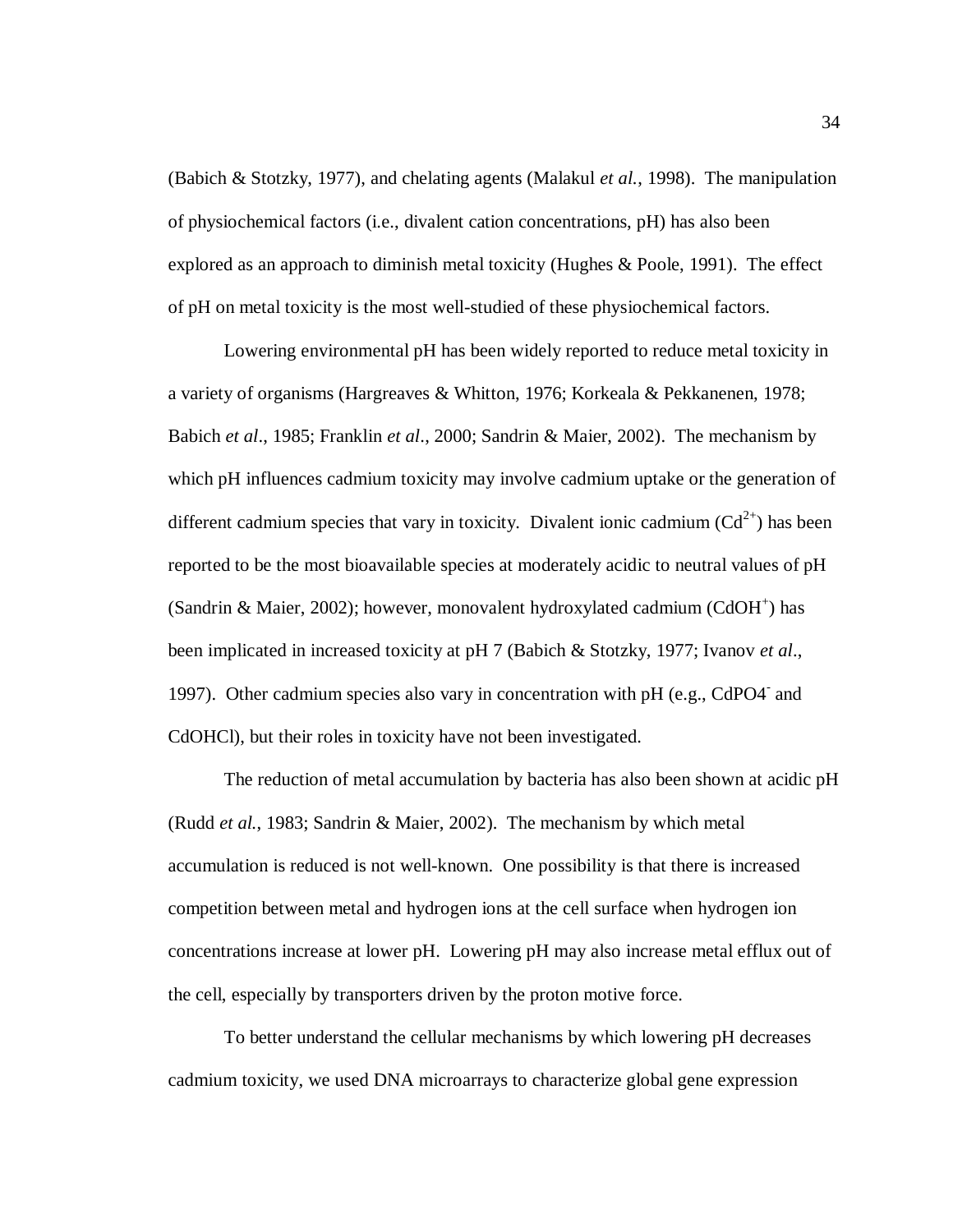(Babich & Stotzky, 1977), and chelating agents (Malakul *et al.*, 1998). The manipulation of physiochemical factors (i.e., divalent cation concentrations, pH) has also been explored as an approach to diminish metal toxicity (Hughes & Poole, 1991). The effect of pH on metal toxicity is the most well-studied of these physiochemical factors.

Lowering environmental pH has been widely reported to reduce metal toxicity in a variety of organisms (Hargreaves & Whitton, 1976; Korkeala & Pekkanenen, 1978; Babich *et al*., 1985; Franklin *et al*., 2000; Sandrin & Maier, 2002). The mechanism by which pH influences cadmium toxicity may involve cadmium uptake or the generation of different cadmium species that vary in toxicity. Divalent ionic cadmium ($Cd^{2+}$) has been reported to be the most bioavailable species at moderately acidic to neutral values of pH (Sandrin & Maier, 2002); however, monovalent hydroxylated cadmium ($CdOH^{+}$) has been implicated in increased toxicity at pH 7 (Babich & Stotzky, 1977; Ivanov *et al*., 1997). Other cadmium species also vary in concentration with pH (e.g., $CdPO4^{-}$ and CdOHCl), but their roles in toxicity have not been investigated.

The reduction of metal accumulation by bacteria has also been shown at acidic pH (Rudd *et al.*, 1983; Sandrin & Maier, 2002). The mechanism by which metal accumulation is reduced is not well-known. One possibility is that there is increased competition between metal and hydrogen ions at the cell surface when hydrogen ion concentrations increase at lower pH. Lowering pH may also increase metal efflux out of the cell, especially by transporters driven by the proton motive force.

To better understand the cellular mechanisms by which lowering pH decreases cadmium toxicity, we used DNA microarrays to characterize global gene expression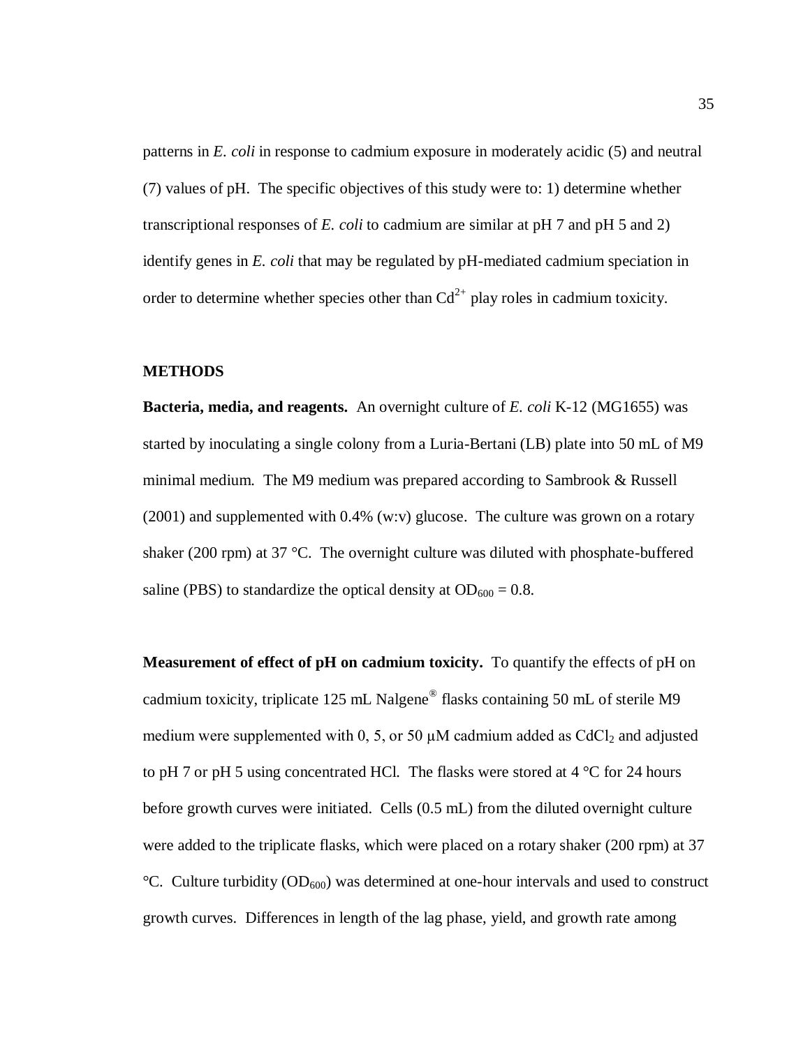patterns in *E. coli* in response to cadmium exposure in moderately acidic (5) and neutral (7) values of pH. The specific objectives of this study were to: 1) determine whether transcriptional responses of *E. coli* to cadmium are similar at pH 7 and pH 5 and 2) identify genes in *E. coli* that may be regulated by pH-mediated cadmium speciation in order to determine whether species other than $Cd^{2+}$ play roles in cadmium toxicity.

## METHODS

**Bacteria, media, and reagents.** An overnight culture of *E. coli* K-12 (MG1655) was started by inoculating a single colony from a Luria-Bertani (LB) plate into 50 mL of M9 minimal medium. The M9 medium was prepared according to Sambrook & Russell (2001) and supplemented with 0.4% (w:v) glucose. The culture was grown on a rotary shaker (200 rpm) at 37 °C. The overnight culture was diluted with phosphate-buffered saline (PBS) to standardize the optical density at $OD_{600} = 0.8$.

**Measurement of effect of pH on cadmium toxicity.** To quantify the effects of pH on cadmium toxicity, triplicate 125 mL Nalgene® flasks containing 50 mL of sterile M9 medium were supplemented with 0, 5, or 50 µM cadmium added as $CdCl_2$ and adjusted to pH 7 or pH 5 using concentrated HCl. The flasks were stored at 4 °C for 24 hours before growth curves were initiated. Cells (0.5 mL) from the diluted overnight culture were added to the triplicate flasks, which were placed on a rotary shaker (200 rpm) at 37 °C. Culture turbidity ($OD_{600}$) was determined at one-hour intervals and used to construct growth curves. Differences in length of the lag phase, yield, and growth rate among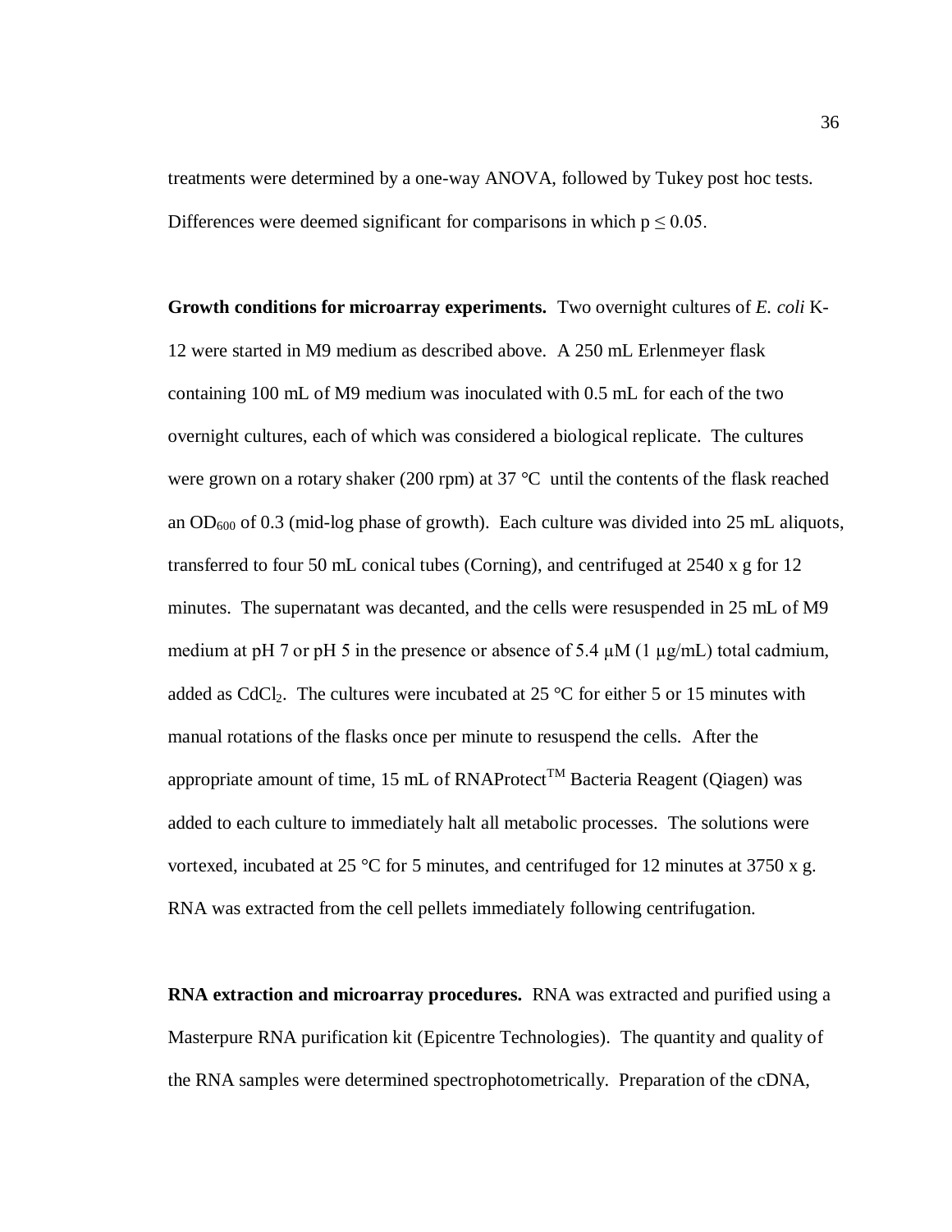treatments were determined by a one-way ANOVA, followed by Tukey post hoc tests. Differences were deemed significant for comparisons in which $p \leq 0.05$.

**Growth conditions for microarray experiments.** Two overnight cultures of *E. coli* K-12 were started in M9 medium as described above. A 250 mL Erlenmeyer flask containing 100 mL of M9 medium was inoculated with 0.5 mL for each of the two overnight cultures, each of which was considered a biological replicate. The cultures were grown on a rotary shaker (200 rpm) at 37 °C until the contents of the flask reached an $OD_{600}$ of 0.3 (mid-log phase of growth). Each culture was divided into 25 mL aliquots, transferred to four 50 mL conical tubes (Corning), and centrifuged at 2540 x g for 12 minutes. The supernatant was decanted, and the cells were resuspended in 25 mL of M9 medium at pH 7 or pH 5 in the presence or absence of 5.4 μM (1 μg/mL) total cadmium, added as $CdCl_2$. The cultures were incubated at 25 °C for either 5 or 15 minutes with manual rotations of the flasks once per minute to resuspend the cells. After the appropriate amount of time, 15 mL of RNAProtect™ Bacteria Reagent (Qiagen) was added to each culture to immediately halt all metabolic processes. The solutions were vortexed, incubated at 25 °C for 5 minutes, and centrifuged for 12 minutes at 3750 x g. RNA was extracted from the cell pellets immediately following centrifugation.

**RNA extraction and microarray procedures.** RNA was extracted and purified using a Masterpure RNA purification kit (Epicentre Technologies). The quantity and quality of the RNA samples were determined spectrophotometrically. Preparation of the cDNA,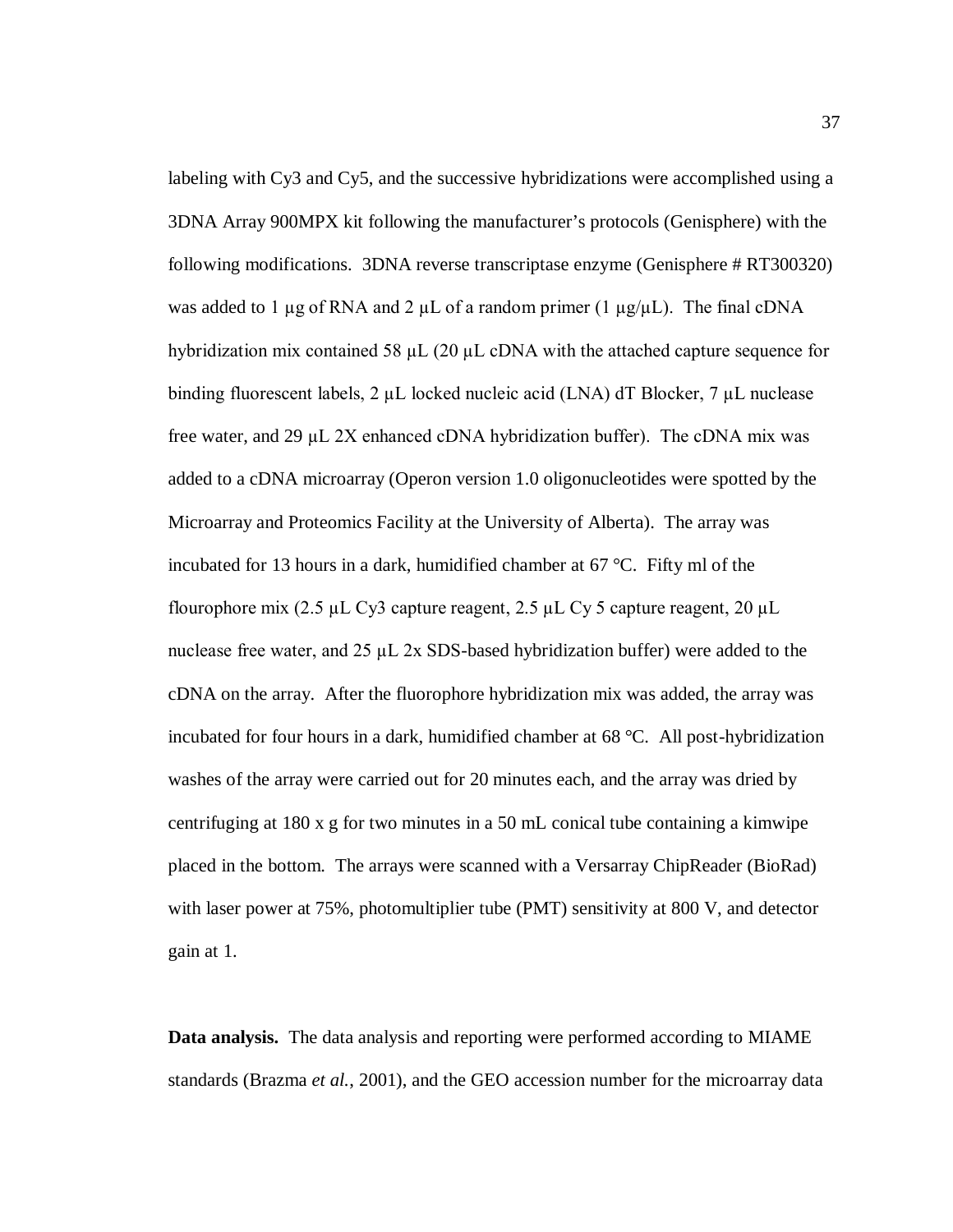labeling with Cy3 and Cy5, and the successive hybridizations were accomplished using a 3DNA Array 900MPX kit following the manufacturer's protocols (Genisphere) with the following modifications. 3DNA reverse transcriptase enzyme (Genisphere # RT300320) was added to 1 µg of RNA and 2 µL of a random primer (1 µg/µL). The final cDNA hybridization mix contained 58 µL (20 µL cDNA with the attached capture sequence for binding fluorescent labels, 2 µL locked nucleic acid (LNA) dT Blocker, 7 µL nuclease free water, and 29 µL 2X enhanced cDNA hybridization buffer). The cDNA mix was added to a cDNA microarray (Operon version 1.0 oligonucleotides were spotted by the Microarray and Proteomics Facility at the University of Alberta). The array was incubated for 13 hours in a dark, humidified chamber at 67 °C. Fifty ml of the flourophore mix (2.5 µL Cy3 capture reagent, 2.5 µL Cy 5 capture reagent, 20 µL nuclease free water, and 25 µL 2x SDS-based hybridization buffer) were added to the cDNA on the array. After the fluorophore hybridization mix was added, the array was incubated for four hours in a dark, humidified chamber at 68 °C. All post-hybridization washes of the array were carried out for 20 minutes each, and the array was dried by centrifuging at 180 x g for two minutes in a 50 mL conical tube containing a kimwipe placed in the bottom. The arrays were scanned with a Versarray ChipReader (BioRad) with laser power at 75%, photomultiplier tube (PMT) sensitivity at 800 V, and detector gain at 1.

**Data analysis.** The data analysis and reporting were performed according to MIAME standards (Brazma *et al.*, 2001), and the GEO accession number for the microarray data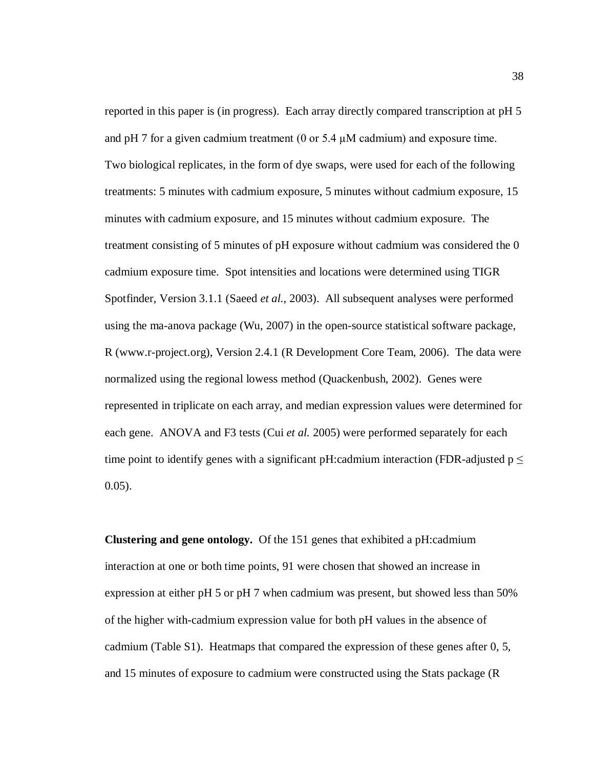reported in this paper is (in progress). Each array directly compared transcription at pH 5 and pH 7 for a given cadmium treatment (0 or 5.4 μM cadmium) and exposure time. Two biological replicates, in the form of dye swaps, were used for each of the following treatments: 5 minutes with cadmium exposure, 5 minutes without cadmium exposure, 15 minutes with cadmium exposure, and 15 minutes without cadmium exposure. The treatment consisting of 5 minutes of pH exposure without cadmium was considered the 0 cadmium exposure time. Spot intensities and locations were determined using TIGR Spotfinder, Version 3.1.1 (Saeed *et al.*, 2003). All subsequent analyses were performed using the ma-anova package (Wu, 2007) in the open-source statistical software package, R (www.r-project.org), Version 2.4.1 (R Development Core Team, 2006). The data were normalized using the regional lowess method (Quackenbush, 2002). Genes were represented in triplicate on each array, and median expression values were determined for each gene. ANOVA and F3 tests (Cui *et al.* 2005) were performed separately for each time point to identify genes with a significant pH:cadmium interaction (FDR-adjusted $p \leq 0.05$).

**Clustering and gene ontology.** Of the 151 genes that exhibited a pH:cadmium interaction at one or both time points, 91 were chosen that showed an increase in expression at either pH 5 or pH 7 when cadmium was present, but showed less than 50% of the higher with-cadmium expression value for both pH values in the absence of cadmium (Table S1). Heatmaps that compared the expression of these genes after 0, 5, and 15 minutes of exposure to cadmium were constructed using the Stats package (R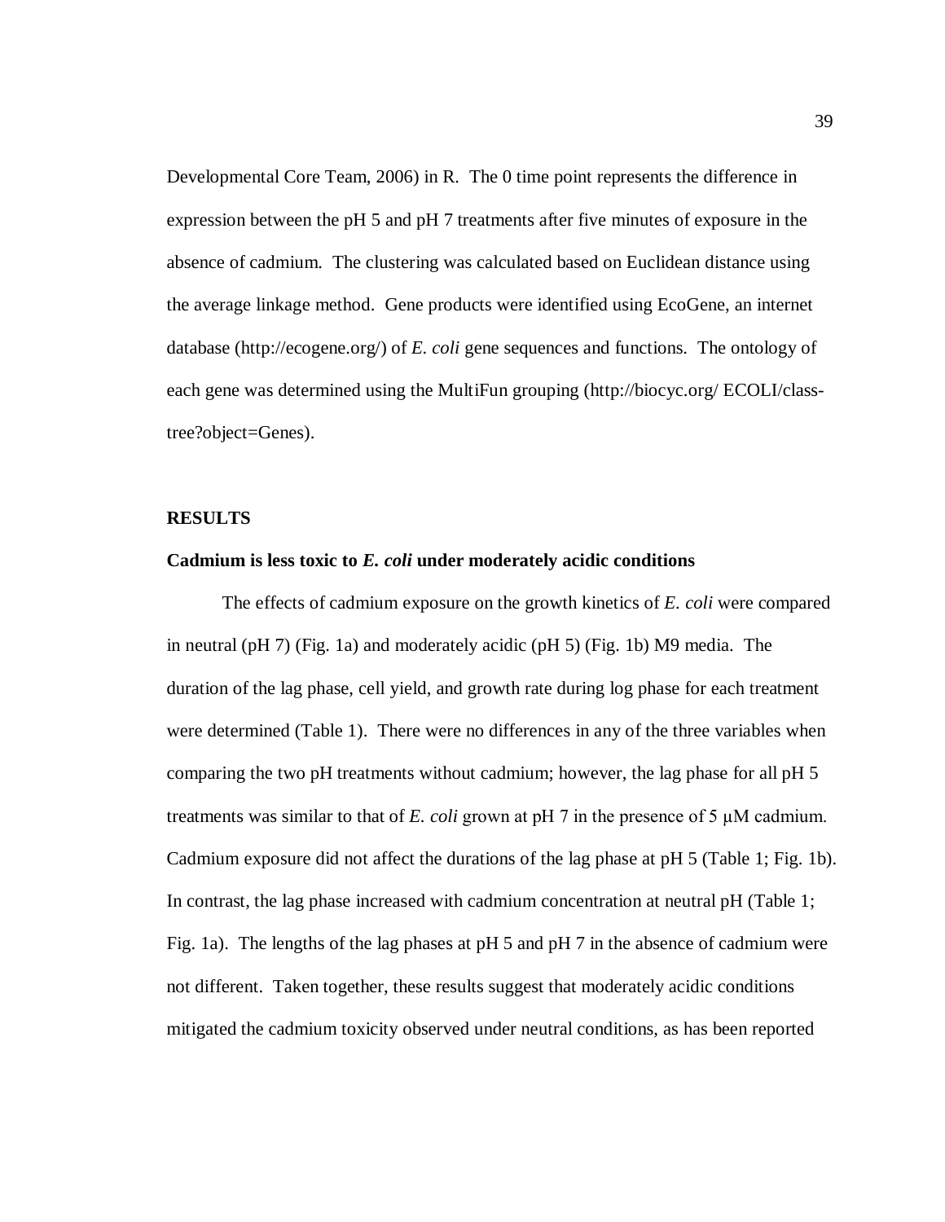Developmental Core Team, 2006) in R. The 0 time point represents the difference in expression between the pH 5 and pH 7 treatments after five minutes of exposure in the absence of cadmium. The clustering was calculated based on Euclidean distance using the average linkage method. Gene products were identified using EcoGene, an internet database (http://ecogene.org/) of *E. coli* gene sequences and functions. The ontology of each gene was determined using the MultiFun grouping (http://biocyc.org/ ECOLI/class-tree?object=Genes).

## RESULTS

### Cadmium is less toxic to *E. coli* under moderately acidic conditions

The effects of cadmium exposure on the growth kinetics of *E. coli* were compared in neutral (pH 7) (Fig. 1a) and moderately acidic (pH 5) (Fig. 1b) M9 media. The duration of the lag phase, cell yield, and growth rate during log phase for each treatment were determined (Table 1). There were no differences in any of the three variables when comparing the two pH treatments without cadmium; however, the lag phase for all pH 5 treatments was similar to that of *E. coli* grown at pH 7 in the presence of 5 μM cadmium. Cadmium exposure did not affect the durations of the lag phase at pH 5 (Table 1; Fig. 1b). In contrast, the lag phase increased with cadmium concentration at neutral pH (Table 1; Fig. 1a). The lengths of the lag phases at pH 5 and pH 7 in the absence of cadmium were not different. Taken together, these results suggest that moderately acidic conditions mitigated the cadmium toxicity observed under neutral conditions, as has been reported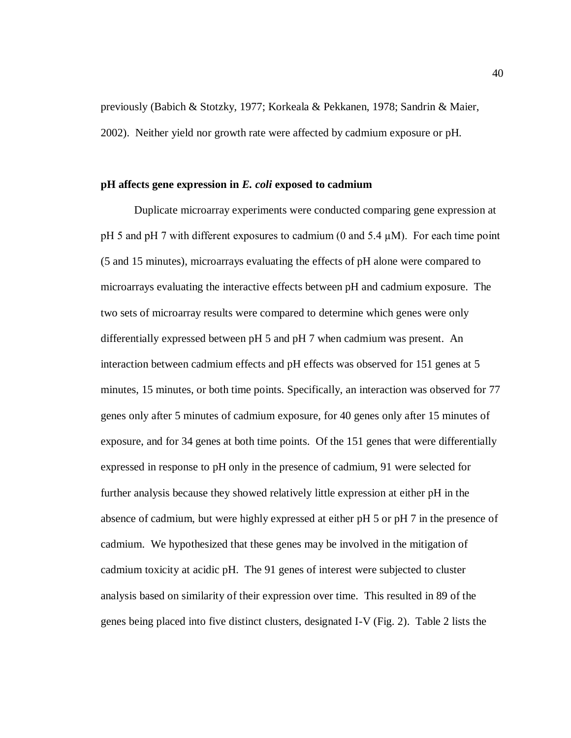previously (Babich & Stotzky, 1977; Korkeala & Pekkanen, 1978; Sandrin & Maier, 2002). Neither yield nor growth rate were affected by cadmium exposure or pH.

**pH affects gene expression in *E. coli* exposed to cadmium**

Duplicate microarray experiments were conducted comparing gene expression at pH 5 and pH 7 with different exposures to cadmium (0 and 5.4 μM). For each time point (5 and 15 minutes), microarrays evaluating the effects of pH alone were compared to microarrays evaluating the interactive effects between pH and cadmium exposure. The two sets of microarray results were compared to determine which genes were only differentially expressed between pH 5 and pH 7 when cadmium was present. An interaction between cadmium effects and pH effects was observed for 151 genes at 5 minutes, 15 minutes, or both time points. Specifically, an interaction was observed for 77 genes only after 5 minutes of cadmium exposure, for 40 genes only after 15 minutes of exposure, and for 34 genes at both time points. Of the 151 genes that were differentially expressed in response to pH only in the presence of cadmium, 91 were selected for further analysis because they showed relatively little expression at either pH in the absence of cadmium, but were highly expressed at either pH 5 or pH 7 in the presence of cadmium. We hypothesized that these genes may be involved in the mitigation of cadmium toxicity at acidic pH. The 91 genes of interest were subjected to cluster analysis based on similarity of their expression over time. This resulted in 89 of the genes being placed into five distinct clusters, designated I-V (Fig. 2). Table 2 lists the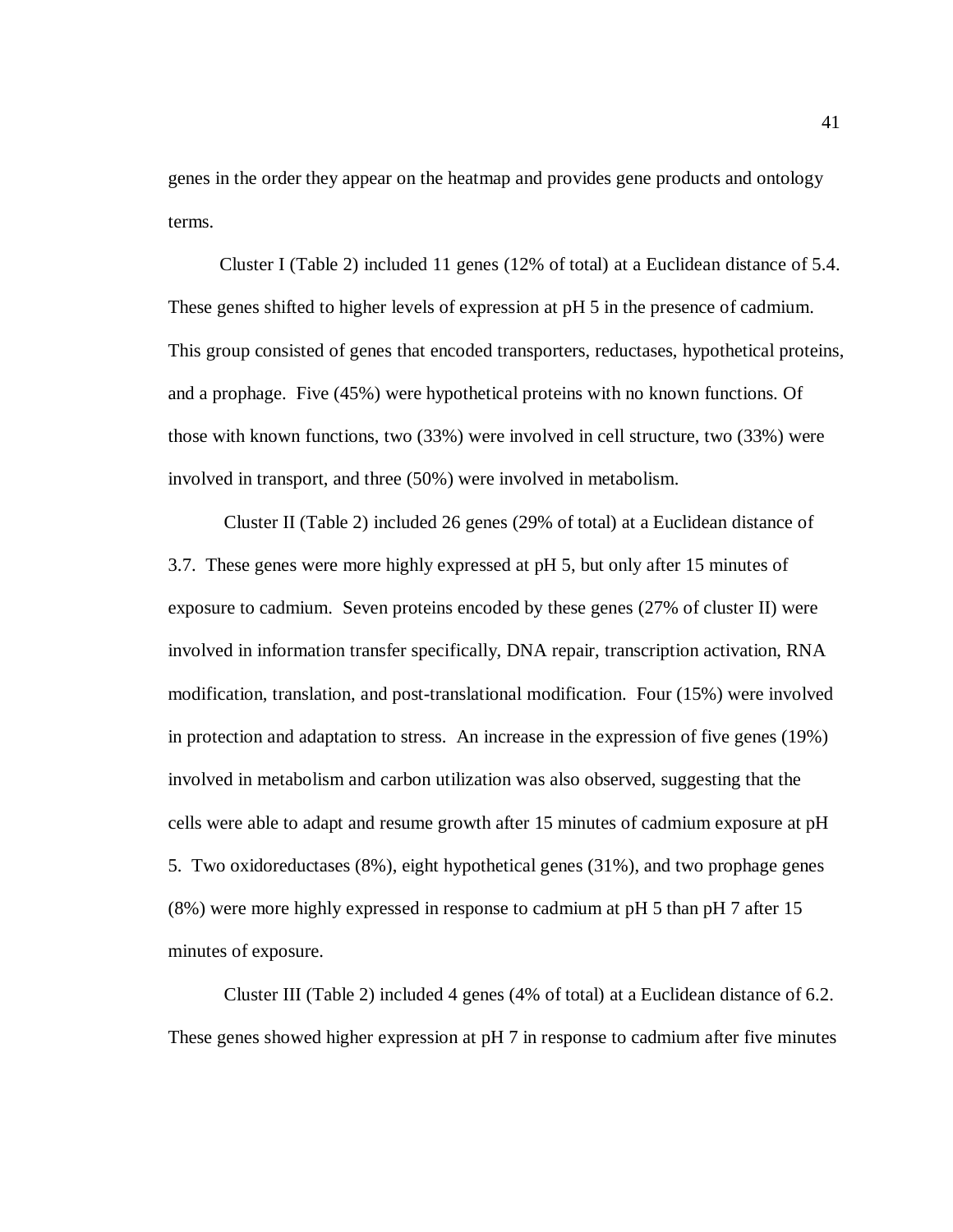genes in the order they appear on the heatmap and provides gene products and ontology terms.

Cluster I (Table 2) included 11 genes (12% of total) at a Euclidean distance of 5.4. These genes shifted to higher levels of expression at pH 5 in the presence of cadmium. This group consisted of genes that encoded transporters, reductases, hypothetical proteins, and a prophage. Five (45%) were hypothetical proteins with no known functions. Of those with known functions, two (33%) were involved in cell structure, two (33%) were involved in transport, and three (50%) were involved in metabolism.

Cluster II (Table 2) included 26 genes (29% of total) at a Euclidean distance of 3.7. These genes were more highly expressed at pH 5, but only after 15 minutes of exposure to cadmium. Seven proteins encoded by these genes (27% of cluster II) were involved in information transfer specifically, DNA repair, transcription activation, RNA modification, translation, and post-translational modification. Four (15%) were involved in protection and adaptation to stress. An increase in the expression of five genes (19%) involved in metabolism and carbon utilization was also observed, suggesting that the cells were able to adapt and resume growth after 15 minutes of cadmium exposure at pH 5. Two oxidoreductases (8%), eight hypothetical genes (31%), and two prophage genes (8%) were more highly expressed in response to cadmium at pH 5 than pH 7 after 15 minutes of exposure.

Cluster III (Table 2) included 4 genes (4% of total) at a Euclidean distance of 6.2. These genes showed higher expression at pH 7 in response to cadmium after five minutes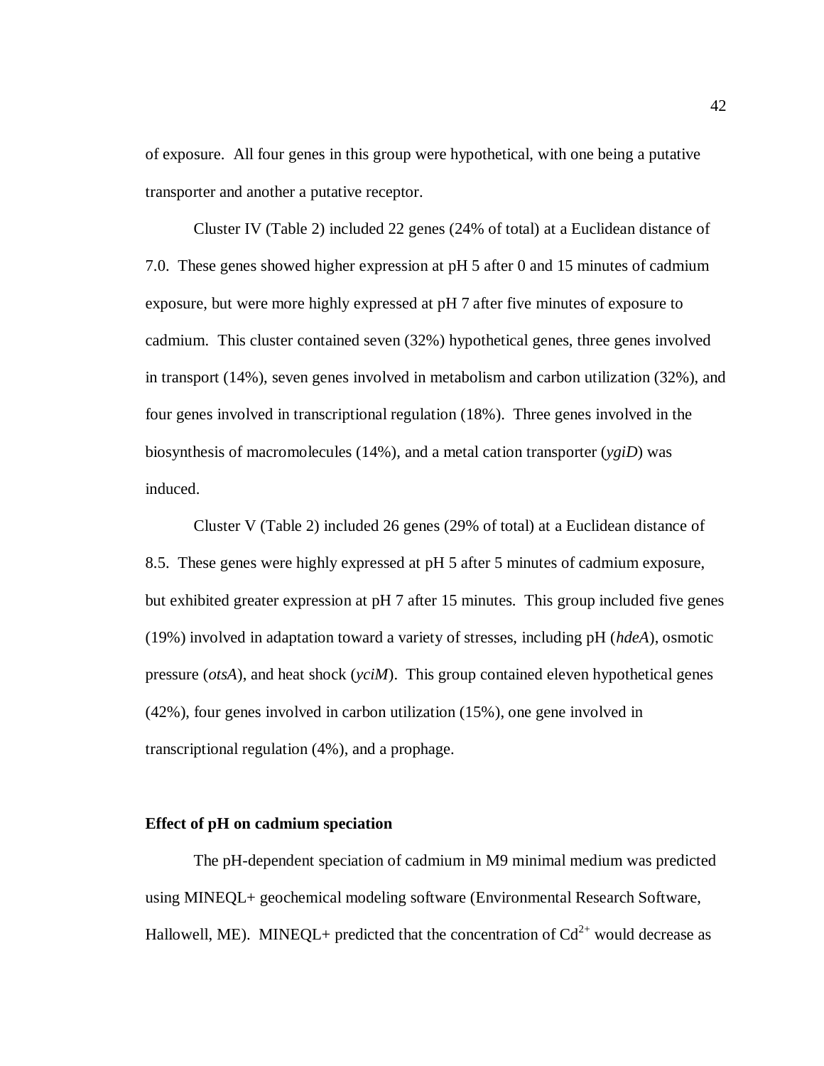of exposure. All four genes in this group were hypothetical, with one being a putative transporter and another a putative receptor.

Cluster IV (Table 2) included 22 genes (24% of total) at a Euclidean distance of 7.0. These genes showed higher expression at pH 5 after 0 and 15 minutes of cadmium exposure, but were more highly expressed at pH 7 after five minutes of exposure to cadmium. This cluster contained seven (32%) hypothetical genes, three genes involved in transport (14%), seven genes involved in metabolism and carbon utilization (32%), and four genes involved in transcriptional regulation (18%). Three genes involved in the biosynthesis of macromolecules (14%), and a metal cation transporter (*ygiD*) was induced.

Cluster V (Table 2) included 26 genes (29% of total) at a Euclidean distance of 8.5. These genes were highly expressed at pH 5 after 5 minutes of cadmium exposure, but exhibited greater expression at pH 7 after 15 minutes. This group included five genes (19%) involved in adaptation toward a variety of stresses, including pH (*hdeA*), osmotic pressure (*otsA*), and heat shock (*yciM*). This group contained eleven hypothetical genes (42%), four genes involved in carbon utilization (15%), one gene involved in transcriptional regulation (4%), and a prophage.

**Effect of pH on cadmium speciation**

The pH-dependent speciation of cadmium in M9 minimal medium was predicted using MINEQL+ geochemical modeling software (Environmental Research Software, Hallowell, ME). MINEQL+ predicted that the concentration of $Cd^{2+}$ would decrease as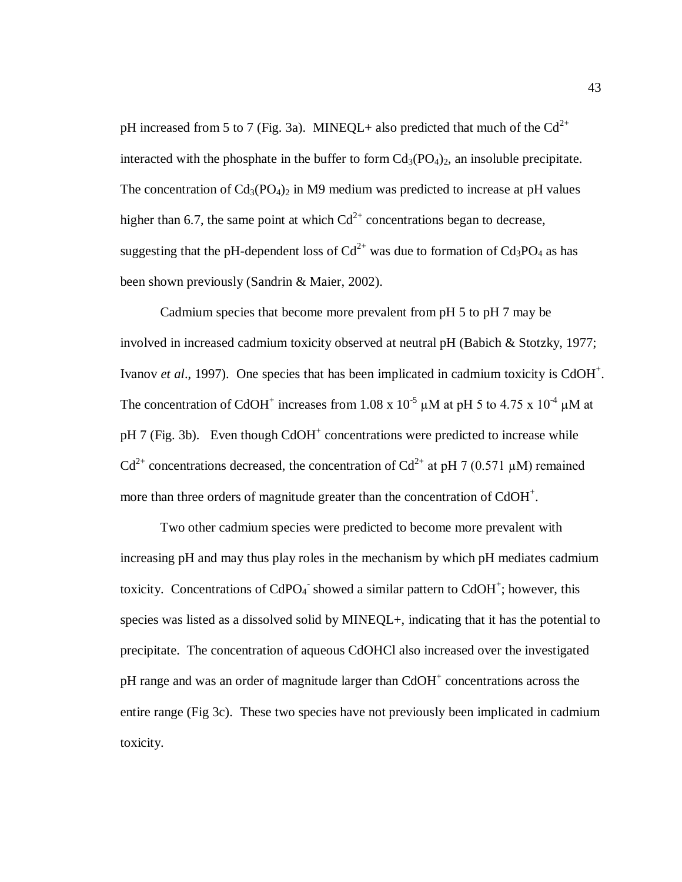pH increased from 5 to 7 (Fig. 3a). MINEQL+ also predicted that much of the $Cd^{2+}$ interacted with the phosphate in the buffer to form $Cd_3(PO_4)_2$, an insoluble precipitate. The concentration of $Cd_3(PO_4)_2$ in M9 medium was predicted to increase at pH values higher than 6.7, the same point at which $Cd^{2+}$ concentrations began to decrease, suggesting that the pH-dependent loss of $Cd^{2+}$ was due to formation of $Cd_3PO_4$ as has been shown previously (Sandrin & Maier, 2002).

Cadmium species that become more prevalent from pH 5 to pH 7 may be involved in increased cadmium toxicity observed at neutral pH (Babich & Stotzky, 1977; Ivanov *et al*., 1997). One species that has been implicated in cadmium toxicity is $CdOH^+$. The concentration of $CdOH^+$ increases from $1.08 \times 10^{-5}$ μM at pH 5 to $4.75 \times 10^{-4}$ μM at pH 7 (Fig. 3b). Even though $CdOH^+$ concentrations were predicted to increase while $Cd^{2+}$ concentrations decreased, the concentration of $Cd^{2+}$ at pH 7 (0.571 μM) remained more than three orders of magnitude greater than the concentration of $CdOH^+$.

Two other cadmium species were predicted to become more prevalent with increasing pH and may thus play roles in the mechanism by which pH mediates cadmium toxicity. Concentrations of $CdPO_4^-$ showed a similar pattern to $CdOH^+$; however, this species was listed as a dissolved solid by MINEQL+, indicating that it has the potential to precipitate. The concentration of aqueous CdOHCl also increased over the investigated pH range and was an order of magnitude larger than $CdOH^+$ concentrations across the entire range (Fig 3c). These two species have not previously been implicated in cadmium toxicity.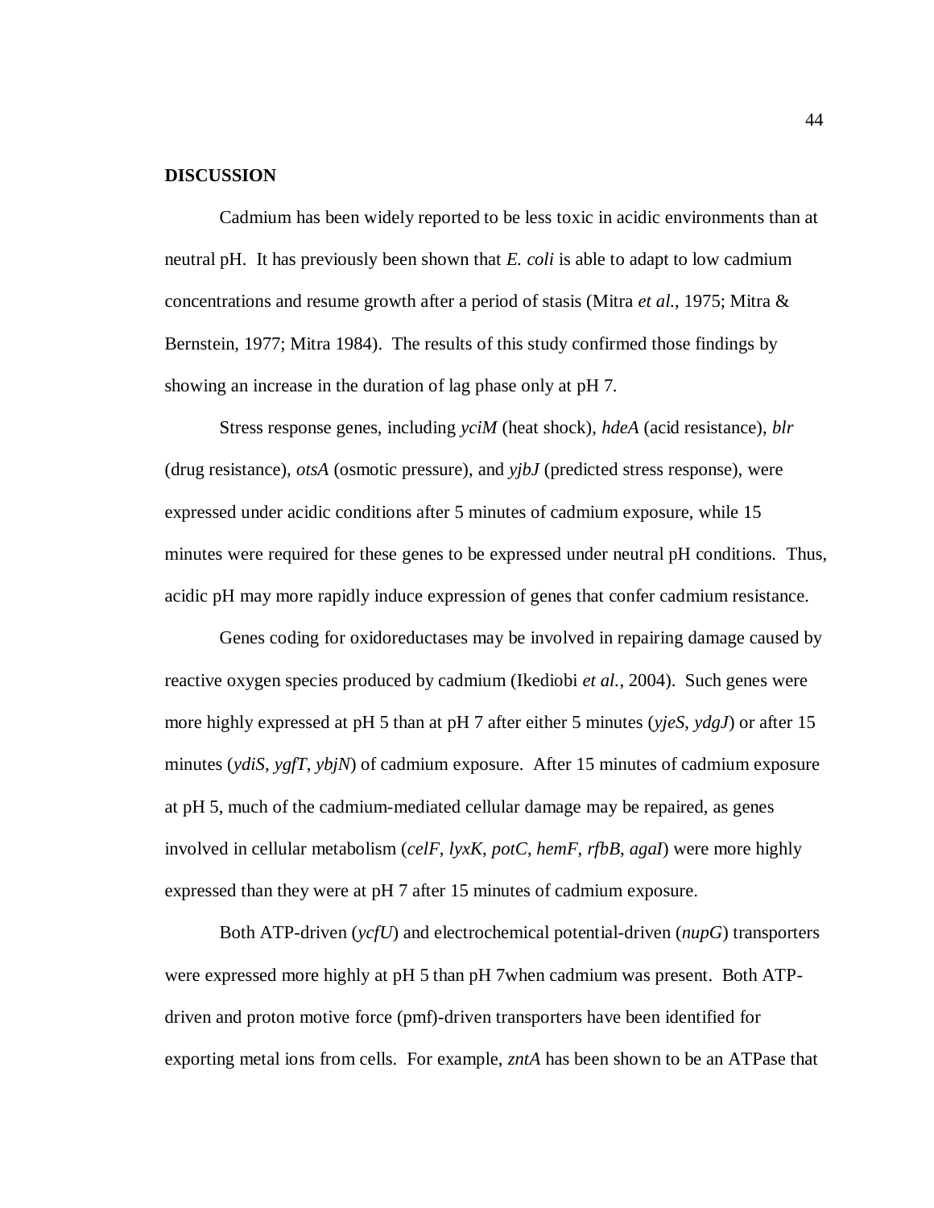## DISCUSSION

Cadmium has been widely reported to be less toxic in acidic environments than at neutral pH. It has previously been shown that *E. coli* is able to adapt to low cadmium concentrations and resume growth after a period of stasis (Mitra *et al.*, 1975; Mitra & Bernstein, 1977; Mitra 1984). The results of this study confirmed those findings by showing an increase in the duration of lag phase only at pH 7.

Stress response genes, including *yciM* (heat shock), *hdeA* (acid resistance), *blr* (drug resistance), *otsA* (osmotic pressure), and *yjbJ* (predicted stress response), were expressed under acidic conditions after 5 minutes of cadmium exposure, while 15 minutes were required for these genes to be expressed under neutral pH conditions. Thus, acidic pH may more rapidly induce expression of genes that confer cadmium resistance.

Genes coding for oxidoreductases may be involved in repairing damage caused by reactive oxygen species produced by cadmium (Ikediobi *et al.*, 2004). Such genes were more highly expressed at pH 5 than at pH 7 after either 5 minutes (*yjeS*, *ydgJ*) or after 15 minutes (*ydiS*, *ygfT*, *ybjN*) of cadmium exposure. After 15 minutes of cadmium exposure at pH 5, much of the cadmium-mediated cellular damage may be repaired, as genes involved in cellular metabolism (*celF*, *lyxK*, *potC*, *hemF*, *rfbB*, *agaI*) were more highly expressed than they were at pH 7 after 15 minutes of cadmium exposure.

Both ATP-driven (*ycfU*) and electrochemical potential-driven (*nupG*) transporters were expressed more highly at pH 5 than pH 7when cadmium was present. Both ATP-driven and proton motive force (pmf)-driven transporters have been identified for exporting metal ions from cells. For example, *zntA* has been shown to be an ATPase that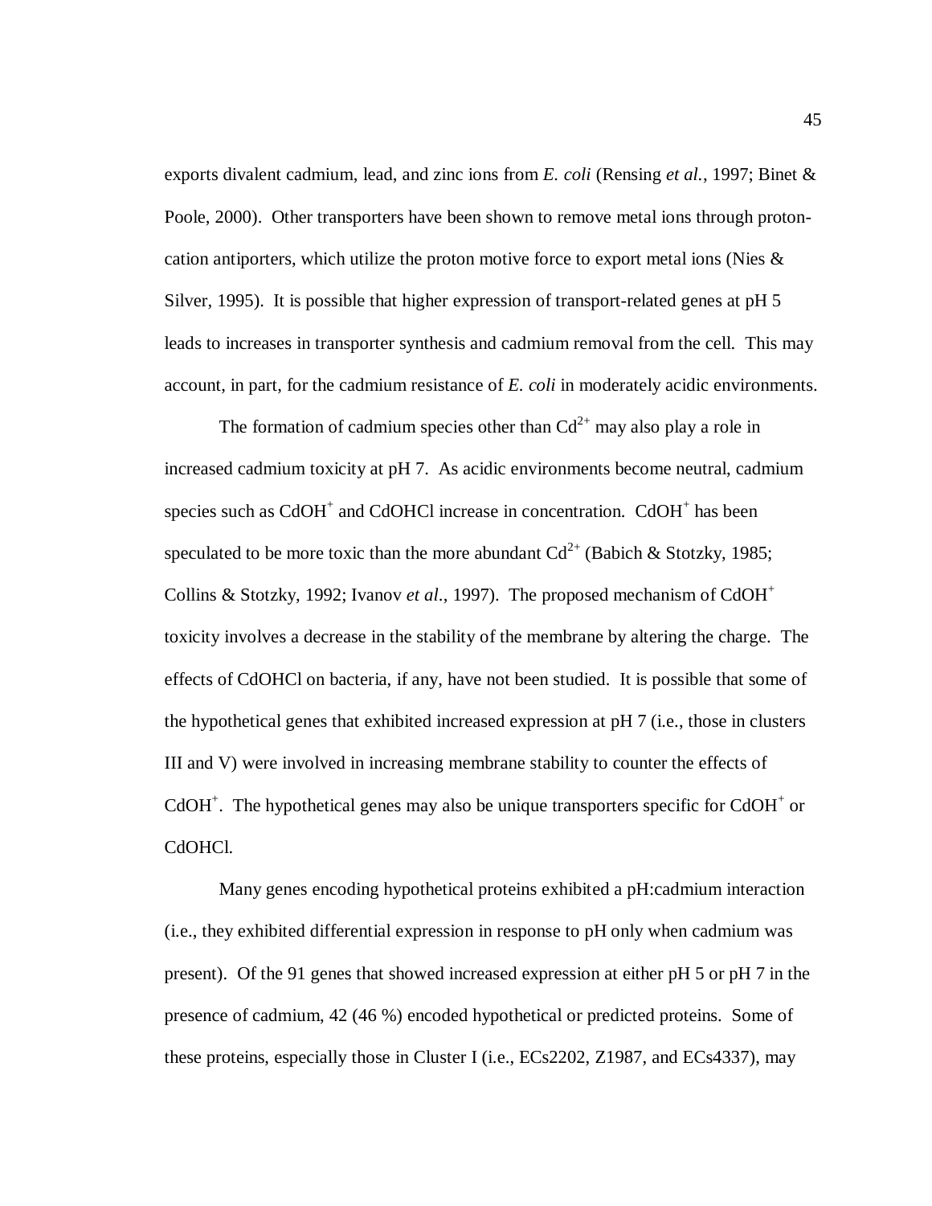exports divalent cadmium, lead, and zinc ions from *E. coli* (Rensing *et al.*, 1997; Binet & Poole, 2000). Other transporters have been shown to remove metal ions through proton-cation antiporters, which utilize the proton motive force to export metal ions (Nies & Silver, 1995). It is possible that higher expression of transport-related genes at pH 5 leads to increases in transporter synthesis and cadmium removal from the cell. This may account, in part, for the cadmium resistance of *E. coli* in moderately acidic environments.

The formation of cadmium species other than $Cd^{2+}$ may also play a role in increased cadmium toxicity at pH 7. As acidic environments become neutral, cadmium species such as $CdOH^+$ and CdOHCl increase in concentration. $CdOH^+$ has been speculated to be more toxic than the more abundant $Cd^{2+}$ (Babich & Stotzky, 1985; Collins & Stotzky, 1992; Ivanov *et al*., 1997). The proposed mechanism of $CdOH^+$ toxicity involves a decrease in the stability of the membrane by altering the charge. The effects of CdOHCl on bacteria, if any, have not been studied. It is possible that some of the hypothetical genes that exhibited increased expression at pH 7 (i.e., those in clusters III and V) were involved in increasing membrane stability to counter the effects of $CdOH^+$. The hypothetical genes may also be unique transporters specific for $CdOH^+$ or CdOHCl.

Many genes encoding hypothetical proteins exhibited a pH:cadmium interaction (i.e., they exhibited differential expression in response to pH only when cadmium was present). Of the 91 genes that showed increased expression at either pH 5 or pH 7 in the presence of cadmium, 42 (46 %) encoded hypothetical or predicted proteins. Some of these proteins, especially those in Cluster I (i.e., ECs2202, Z1987, and ECs4337), may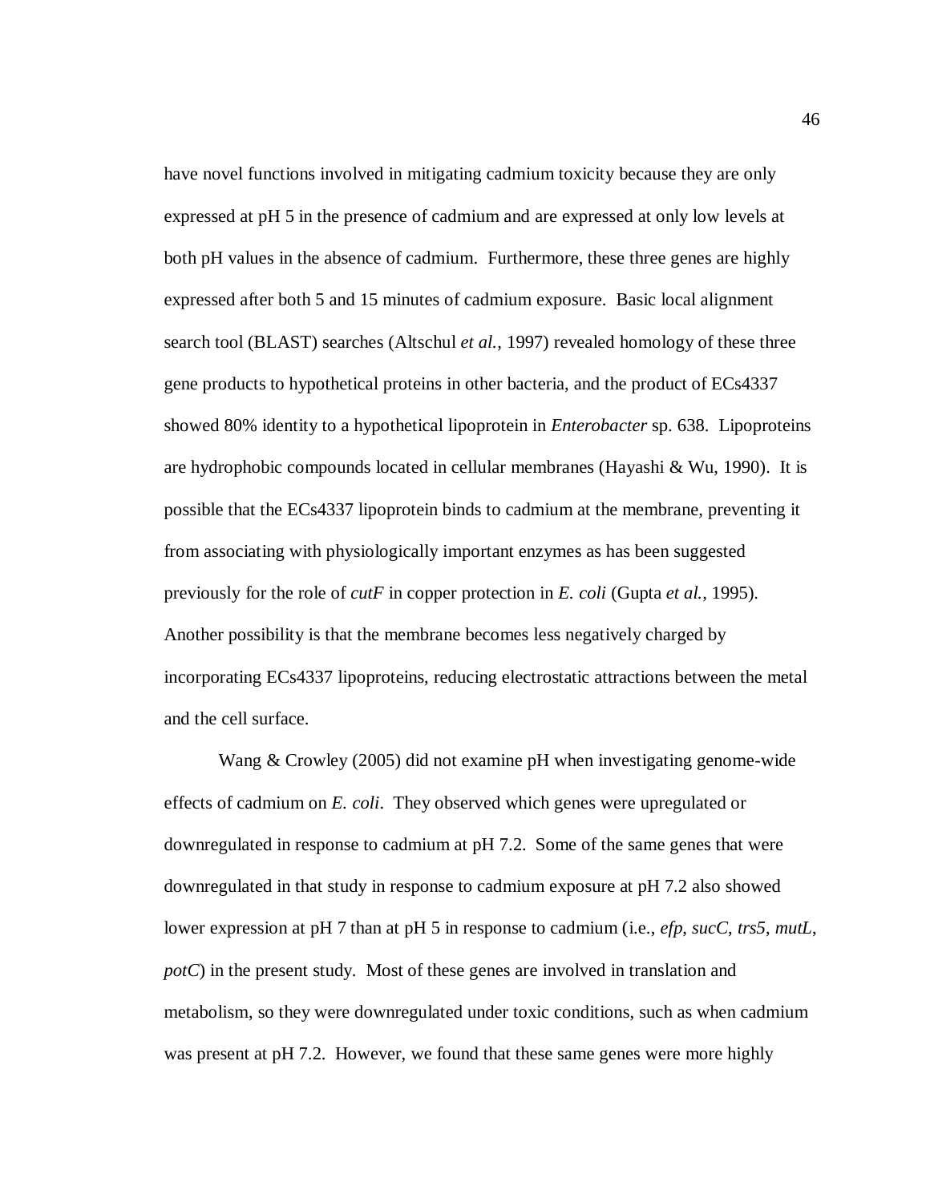have novel functions involved in mitigating cadmium toxicity because they are only expressed at pH 5 in the presence of cadmium and are expressed at only low levels at both pH values in the absence of cadmium. Furthermore, these three genes are highly expressed after both 5 and 15 minutes of cadmium exposure. Basic local alignment search tool (BLAST) searches (Altschul *et al.*, 1997) revealed homology of these three gene products to hypothetical proteins in other bacteria, and the product of ECs4337 showed 80% identity to a hypothetical lipoprotein in *Enterobacter* sp. 638. Lipoproteins are hydrophobic compounds located in cellular membranes (Hayashi & Wu, 1990). It is possible that the ECs4337 lipoprotein binds to cadmium at the membrane, preventing it from associating with physiologically important enzymes as has been suggested previously for the role of *cutF* in copper protection in *E. coli* (Gupta *et al.*, 1995). Another possibility is that the membrane becomes less negatively charged by incorporating ECs4337 lipoproteins, reducing electrostatic attractions between the metal and the cell surface.

Wang & Crowley (2005) did not examine pH when investigating genome-wide effects of cadmium on *E. coli*. They observed which genes were upregulated or downregulated in response to cadmium at pH 7.2. Some of the same genes that were downregulated in that study in response to cadmium exposure at pH 7.2 also showed lower expression at pH 7 than at pH 5 in response to cadmium (i.e., *efp*, *sucC*, *trs5*, *mutL*, *potC*) in the present study. Most of these genes are involved in translation and metabolism, so they were downregulated under toxic conditions, such as when cadmium was present at pH 7.2. However, we found that these same genes were more highly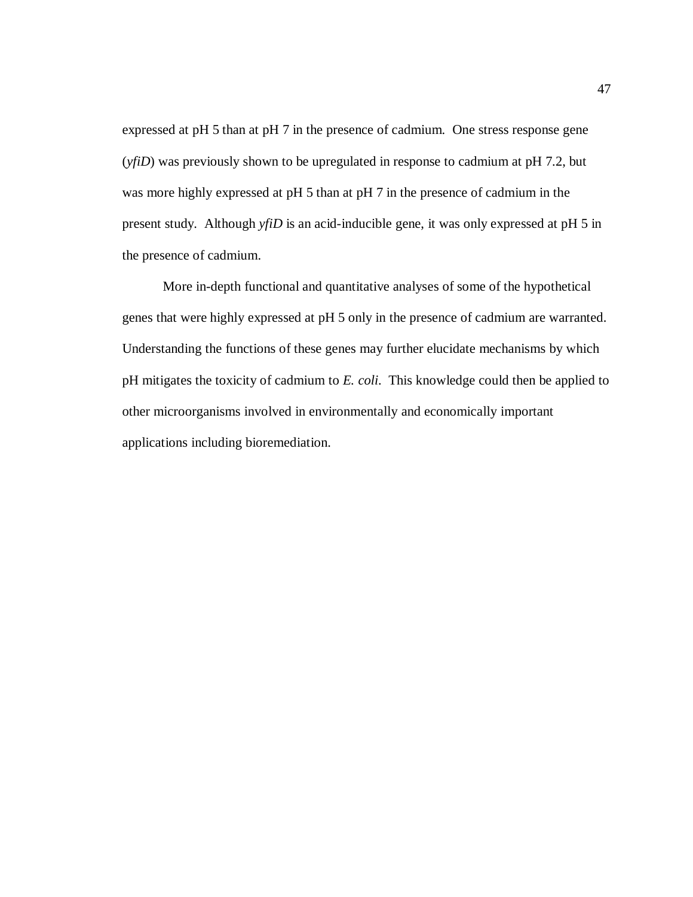expressed at pH 5 than at pH 7 in the presence of cadmium. One stress response gene (*yfiD*) was previously shown to be upregulated in response to cadmium at pH 7.2, but was more highly expressed at pH 5 than at pH 7 in the presence of cadmium in the present study. Although *yfiD* is an acid-inducible gene, it was only expressed at pH 5 in the presence of cadmium.

More in-depth functional and quantitative analyses of some of the hypothetical genes that were highly expressed at pH 5 only in the presence of cadmium are warranted. Understanding the functions of these genes may further elucidate mechanisms by which pH mitigates the toxicity of cadmium to *E. coli*. This knowledge could then be applied to other microorganisms involved in environmentally and economically important applications including bioremediation.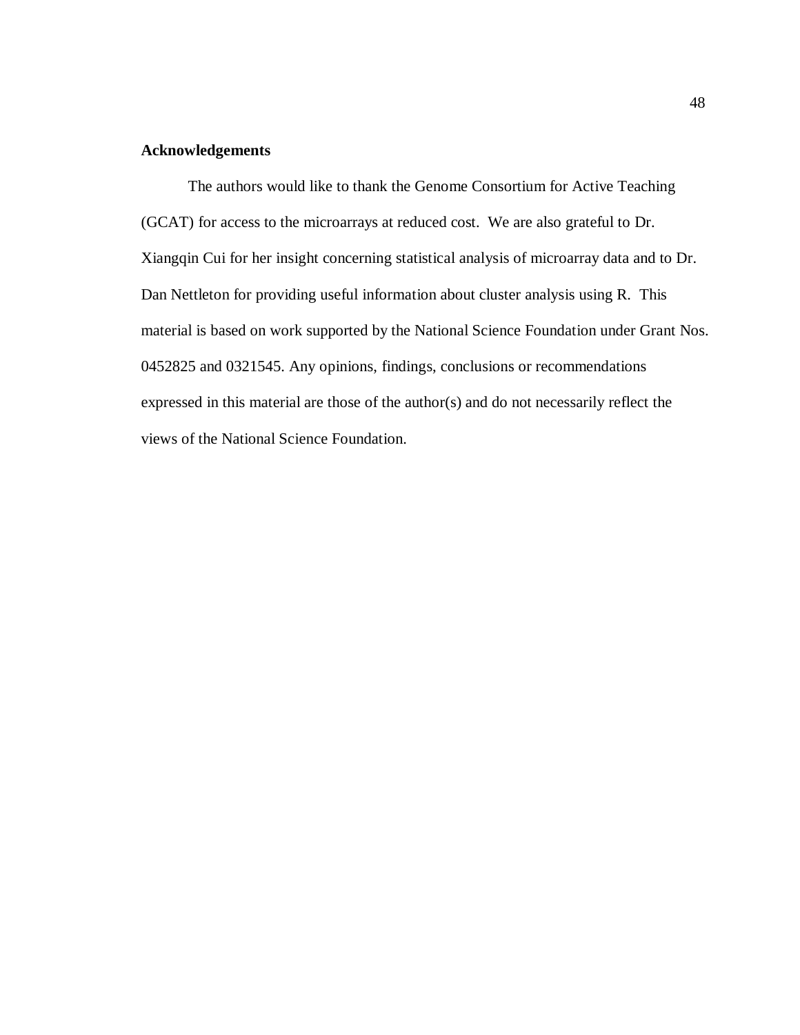**Acknowledgements**

The authors would like to thank the Genome Consortium for Active Teaching (GCAT) for access to the microarrays at reduced cost. We are also grateful to Dr. Xiangqin Cui for her insight concerning statistical analysis of microarray data and to Dr. Dan Nettleton for providing useful information about cluster analysis using R. This material is based on work supported by the National Science Foundation under Grant Nos. 0452825 and 0321545. Any opinions, findings, conclusions or recommendations expressed in this material are those of the author(s) and do not necessarily reflect the views of the National Science Foundation.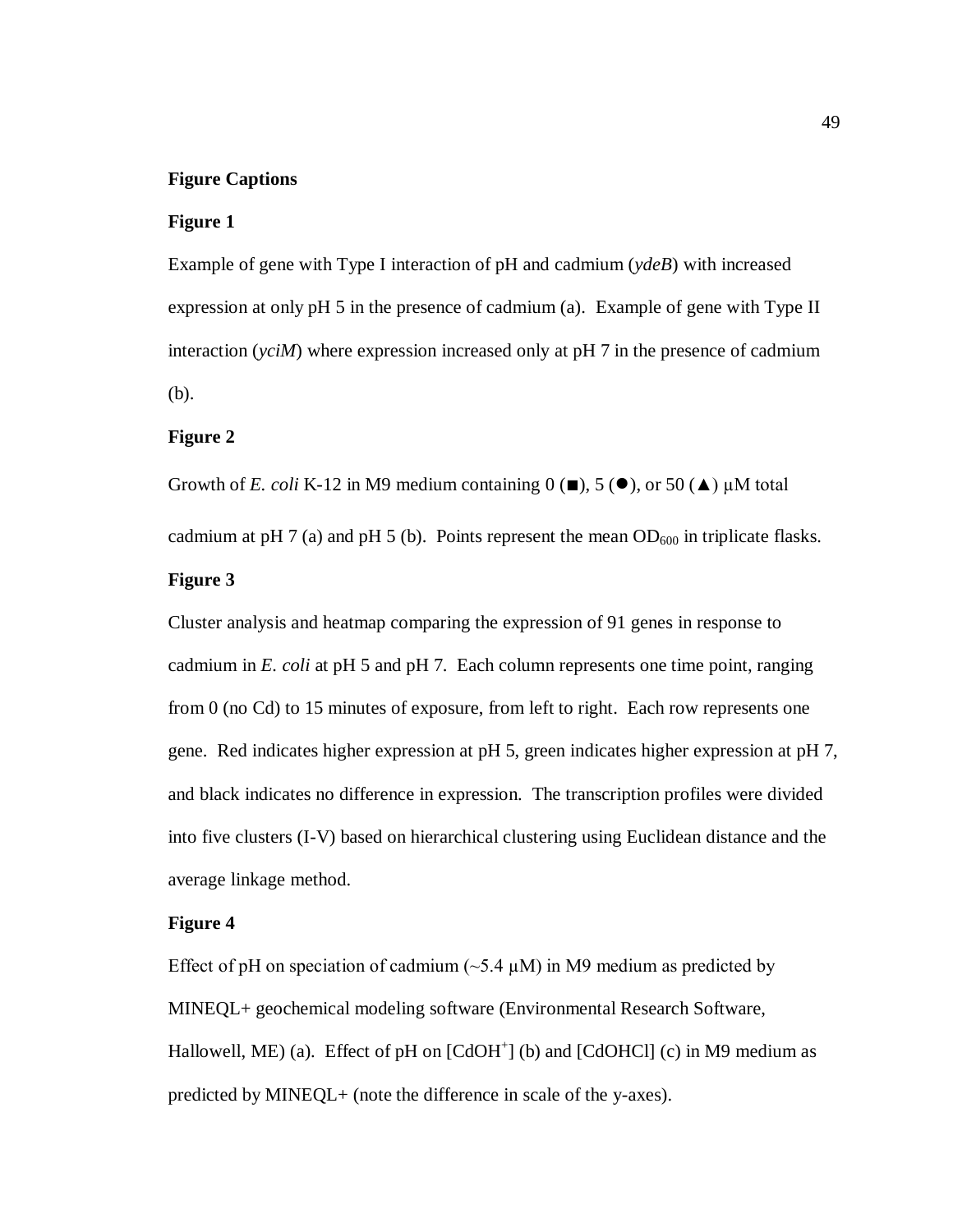## Figure Captions

### Figure 1

Example of gene with Type I interaction of pH and cadmium (*ydeB*) with increased expression at only pH 5 in the presence of cadmium (a). Example of gene with Type II interaction (*yciM*) where expression increased only at pH 7 in the presence of cadmium (b).

### Figure 2

Growth of *E. coli* K-12 in M9 medium containing 0 (■), 5 (●), or 50 (▲) μM total cadmium at pH 7 (a) and pH 5 (b). Points represent the mean $OD_{600}$ in triplicate flasks.

### Figure 3

Cluster analysis and heatmap comparing the expression of 91 genes in response to cadmium in *E. coli* at pH 5 and pH 7. Each column represents one time point, ranging from 0 (no Cd) to 15 minutes of exposure, from left to right. Each row represents one gene. Red indicates higher expression at pH 5, green indicates higher expression at pH 7, and black indicates no difference in expression. The transcription profiles were divided into five clusters (I-V) based on hierarchical clustering using Euclidean distance and the average linkage method.

### Figure 4

Effect of pH on speciation of cadmium (~5.4 μM) in M9 medium as predicted by MINEQL+ geochemical modeling software (Environmental Research Software, Hallowell, ME) (a). Effect of pH on [$CdOH^+$] (b) and [CdOHCl] (c) in M9 medium as predicted by MINEQL+ (note the difference in scale of the y-axes).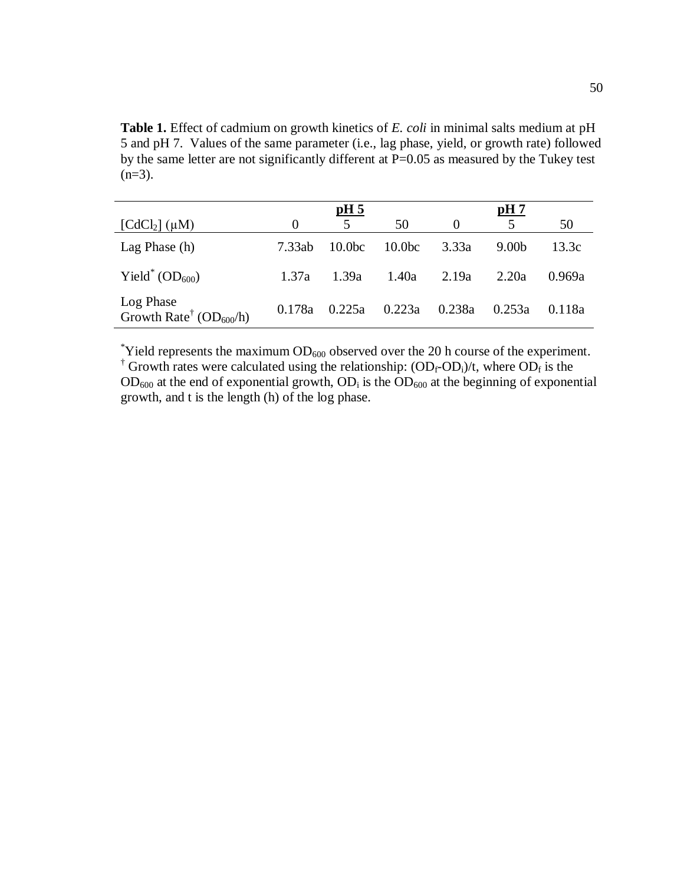**Table 1.** Effect of cadmium on growth kinetics of *E. coli* in minimal salts medium at pH 5 and pH 7. Values of the same parameter (i.e., lag phase, yield, or growth rate) followed by the same letter are not significantly different at P=0.05 as measured by the Tukey test (n=3).

| | **pH 5** | | | **pH 7** | | |
|---|---|---|---|---|---|---|
| $[CdCl_2]$ (μM) | 0 | 5 | 50 | 0 | 5 | 50 |
| Lag Phase (h) | 7.33ab | 10.0bc | 10.0bc | 3.33a | 9.00b | 13.3c |
| Yield* ($OD_{600}$) | 1.37a | 1.39a | 1.40a | 2.19a | 2.20a | 0.969a |
| Log Phase Growth Rate† ($OD_{600}$/h) | 0.178a | 0.225a | 0.223a | 0.238a | 0.253a | 0.118a |

*Yield represents the maximum $OD_{600}$ observed over the 20 h course of the experiment.
† Growth rates were calculated using the relationship: $(OD_f\text{-}OD_i)/t$, where $OD_f$ is the $OD_{600}$ at the end of exponential growth, $OD_i$ is the $OD_{600}$ at the beginning of exponential growth, and t is the length (h) of the log phase.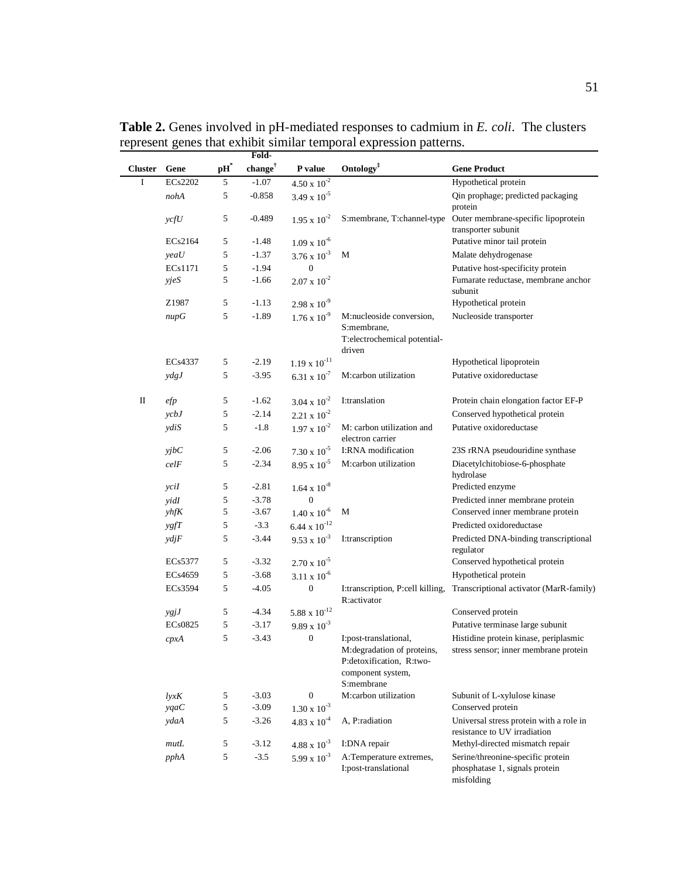**Table 2.** Genes involved in pH-mediated responses to cadmium in *E. coli*. The clusters represent genes that exhibit similar temporal expression patterns.

| Cluster | Gene | pH* | Fold-change† | P value | Ontology‡ | Gene Product |
|---|---|---|---|---|---|---|
| I | ECs2202 | 5 | -1.07 | $4.50 \times 10^{-2}$ | | Hypothetical protein |
| | *nohA* | 5 | -0.858 | $3.49 \times 10^{-5}$ | | Qin prophage; predicted packaging protein |
| | *ycfU* | 5 | -0.489 | $1.95 \times 10^{-2}$ | S:membrane, T:channel-type | Outer membrane-specific lipoprotein transporter subunit |
| | ECs2164 | 5 | -1.48 | $1.09 \times 10^{-6}$ | | Putative minor tail protein |
| | *yeaU* | 5 | -1.37 | $3.76 \times 10^{-3}$ | M | Malate dehydrogenase |
| | ECs1171 | 5 | -1.94 | 0 | | Putative host-specificity protein |
| | *yjeS* | 5 | -1.66 | $2.07 \times 10^{-2}$ | | Fumarate reductase, membrane anchor subunit |
| | Z1987 | 5 | -1.13 | $2.98 \times 10^{-9}$ | | Hypothetical protein |
| | *nupG* | 5 | -1.89 | $1.76 \times 10^{-9}$ | M:nucleoside conversion, S:membrane, T:electrochemical potential-driven | Nucleoside transporter |
| | ECs4337 | 5 | -2.19 | $1.19 \times 10^{-11}$ | | Hypothetical lipoprotein |
| | *ydgJ* | 5 | -3.95 | $6.31 \times 10^{-7}$ | M:carbon utilization | Putative oxidoreductase |
| II | *efp* | 5 | -1.62 | $3.04 \times 10^{-2}$ | I:translation | Protein chain elongation factor EF-P |
| | *ycbJ* | 5 | -2.14 | $2.21 \times 10^{-2}$ | | Conserved hypothetical protein |
| | *ydiS* | 5 | -1.8 | $1.97 \times 10^{-2}$ | M: carbon utilization and electron carrier | Putative oxidoreductase |
| | *yjbC* | 5 | -2.06 | $7.30 \times 10^{-5}$ | I:RNA modification | 23S rRNA pseudouridine synthase |
| | *celF* | 5 | -2.34 | $8.95 \times 10^{-5}$ | M:carbon utilization | Diacetylchitobiose-6-phosphate hydrolase |
| | *yciI* | 5 | -2.81 | $1.64 \times 10^{-8}$ | | Predicted enzyme |
| | *yidI* | 5 | -3.78 | 0 | | Predicted inner membrane protein |
| | *yhfK* | 5 | -3.67 | $1.40 \times 10^{-6}$ | M | Conserved inner membrane protein |
| | *ygfT* | 5 | -3.3 | $6.44 \times 10^{-12}$ | | Predicted oxidoreductase |
| | *ydjF* | 5 | -3.44 | $9.53 \times 10^{-3}$ | I:transcription | Predicted DNA-binding transcriptional regulator |
| | ECs5377 | 5 | -3.32 | $2.70 \times 10^{-5}$ | | Conserved hypothetical protein |
| | ECs4659 | 5 | -3.68 | $3.11 \times 10^{-6}$ | | Hypothetical protein |
| | ECs3594 | 5 | -4.05 | 0 | I:transcription, P:cell killing, R:activator | Transcriptional activator (MarR-family) |
| | *ygjJ* | 5 | -4.34 | $5.88 \times 10^{-12}$ | | Conserved protein |
| | ECs0825 | 5 | -3.17 | $9.89 \times 10^{-3}$ | | Putative terminase large subunit |
| | *cpxA* | 5 | -3.43 | 0 | I:post-translational, M:degradation of proteins, P:detoxification, R:two-component system, S:membrane | Histidine protein kinase, periplasmic stress sensor; inner membrane protein |
| | *lyxK* | 5 | -3.03 | 0 | M:carbon utilization | Subunit of L-xylulose kinase |
| | *yqaC* | 5 | -3.09 | $1.30 \times 10^{-3}$ | | Conserved protein |
| | *ydaA* | 5 | -3.26 | $4.83 \times 10^{-4}$ | A, P:radiation | Universal stress protein with a role in resistance to UV irradiation |
| | *mutL* | 5 | -3.12 | $4.88 \times 10^{-3}$ | I:DNA repair | Methyl-directed mismatch repair |
| | *pphA* | 5 | -3.5 | $5.99 \times 10^{-3}$ | A:Temperature extremes, I:post-translational | Serine/threonine-specific protein phosphatase 1, signals protein misfolding |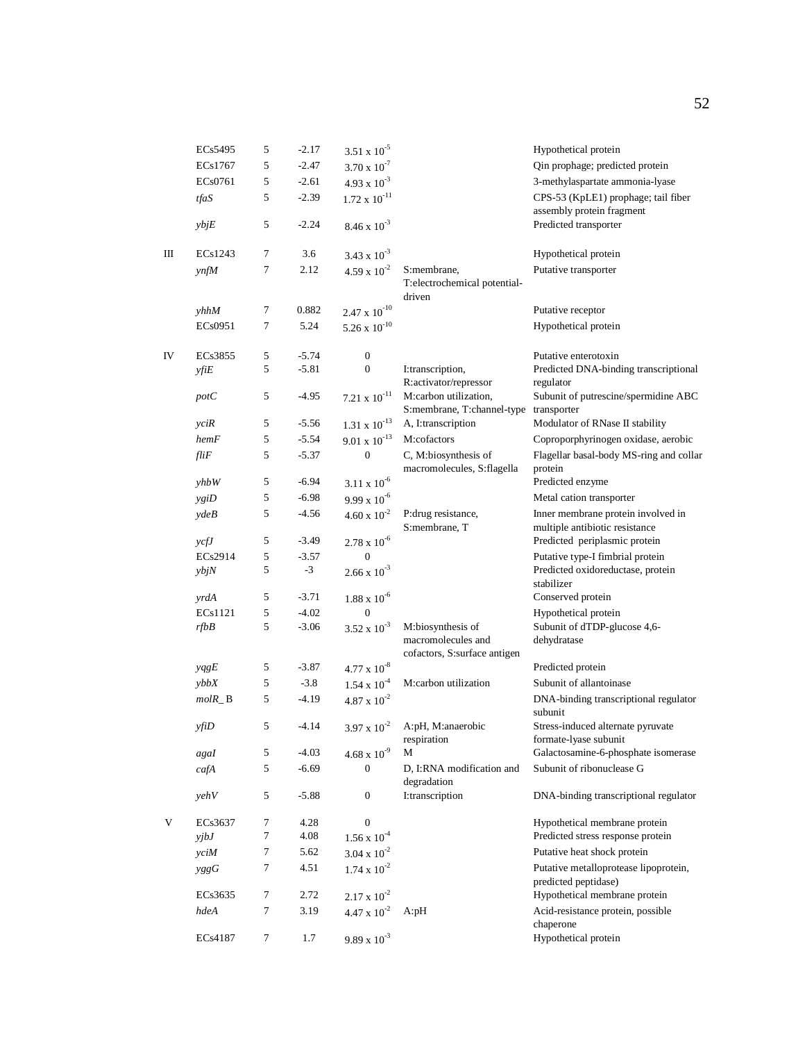| | | | | | | |
|---|---|---|---|---|---|---|
| | ECs5495 | 5 | -2.17 | $3.51 \times 10^{-5}$ | | Hypothetical protein |
| | ECs1767 | 5 | -2.47 | $3.70 \times 10^{-7}$ | | Qin prophage; predicted protein |
| | ECs0761 | 5 | -2.61 | $4.93 \times 10^{-3}$ | | 3-methylaspartate ammonia-lyase |
| | *tfaS* | 5 | -2.39 | $1.72 \times 10^{-11}$ | | CPS-53 (KpLE1) prophage; tail fiber assembly protein fragment |
| | *ybjE* | 5 | -2.24 | $8.46 \times 10^{-3}$ | | Predicted transporter |
| III | ECs1243 | 7 | 3.6 | $3.43 \times 10^{-3}$ | | Hypothetical protein |
| | *ynfM* | 7 | 2.12 | $4.59 \times 10^{-2}$ | S:membrane, T:electrochemical potential-driven | Putative transporter |
| | *yhhM* | 7 | 0.882 | $2.47 \times 10^{-10}$ | | Putative receptor |
| | ECs0951 | 7 | 5.24 | $5.26 \times 10^{-10}$ | | Hypothetical protein |
| IV | ECs3855 | 5 | -5.74 | 0 | | Putative enterotoxin |
| | *yfiE* | 5 | -5.81 | 0 | I:transcription, R:activator/repressor | Predicted DNA-binding transcriptional regulator |
| | *potC* | 5 | -4.95 | $7.21 \times 10^{-11}$ | M:carbon utilization, S:membrane, T:channel-type | Subunit of putrescine/spermidine ABC transporter |
| | *yciR* | 5 | -5.56 | $1.31 \times 10^{-13}$ | A, I:transcription | Modulator of RNase II stability |
| | *hemF* | 5 | -5.54 | $9.01 \times 10^{-13}$ | M:cofactors | Coproporphyrinogen oxidase, aerobic |
| | *fliF* | 5 | -5.37 | 0 | C, M:biosynthesis of macromolecules, S:flagella | Flagellar basal-body MS-ring and collar protein |
| | *yhbW* | 5 | -6.94 | $3.11 \times 10^{-6}$ | | Predicted enzyme |
| | *ygiD* | 5 | -6.98 | $9.99 \times 10^{-6}$ | | Metal cation transporter |
| | *ydeB* | 5 | -4.56 | $4.60 \times 10^{-2}$ | P:drug resistance, S:membrane, T | Inner membrane protein involved in multiple antibiotic resistance |
| | *ycfJ* | 5 | -3.49 | $2.78 \times 10^{-6}$ | | Predicted periplasmic protein |
| | ECs2914 | 5 | -3.57 | 0 | | Putative type-I fimbrial protein |
| | *ybjN* | 5 | -3 | $2.66 \times 10^{-3}$ | | Predicted oxidoreductase, protein stabilizer |
| | *yrdA* | 5 | -3.71 | $1.88 \times 10^{-6}$ | | Conserved protein |
| | ECs1121 | 5 | -4.02 | 0 | | Hypothetical protein |
| | *rfbB* | 5 | -3.06 | $3.52 \times 10^{-3}$ | M:biosynthesis of macromolecules and cofactors, S:surface antigen | Subunit of dTDP-glucose 4,6-dehydratase |
| | *yqgE* | 5 | -3.87 | $4.77 \times 10^{-8}$ | | Predicted protein |
| | *ybbX* | 5 | -3.8 | $1.54 \times 10^{-4}$ | M:carbon utilization | Subunit of allantoinase |
| | *molR*_B | 5 | -4.19 | $4.87 \times 10^{-2}$ | | DNA-binding transcriptional regulator subunit |
| | *yfiD* | 5 | -4.14 | $3.97 \times 10^{-2}$ | A:pH, M:anaerobic respiration | Stress-induced alternate pyruvate formate-lyase subunit |
| | *agaI* | 5 | -4.03 | $4.68 \times 10^{-9}$ | M | Galactosamine-6-phosphate isomerase |
| | *cafA* | 5 | -6.69 | 0 | D, I:RNA modification and degradation | Subunit of ribonuclease G |
| | *yehV* | 5 | -5.88 | 0 | I:transcription | DNA-binding transcriptional regulator |
| V | ECs3637 | 7 | 4.28 | 0 | | Hypothetical membrane protein |
| | *yjbJ* | 7 | 4.08 | $1.56 \times 10^{-4}$ | | Predicted stress response protein |
| | *yciM* | 7 | 5.62 | $3.04 \times 10^{-2}$ | | Putative heat shock protein |
| | *yggG* | 7 | 4.51 | $1.74 \times 10^{-2}$ | | Putative metalloprotease lipoprotein, predicted peptidase) |
| | ECs3635 | 7 | 2.72 | $2.17 \times 10^{-2}$ | | Hypothetical membrane protein |
| | *hdeA* | 7 | 3.19 | $4.47 \times 10^{-2}$ | A:pH | Acid-resistance protein, possible chaperone |
| | ECs4187 | 7 | 1.7 | $9.89 \times 10^{-3}$ | | Hypothetical protein |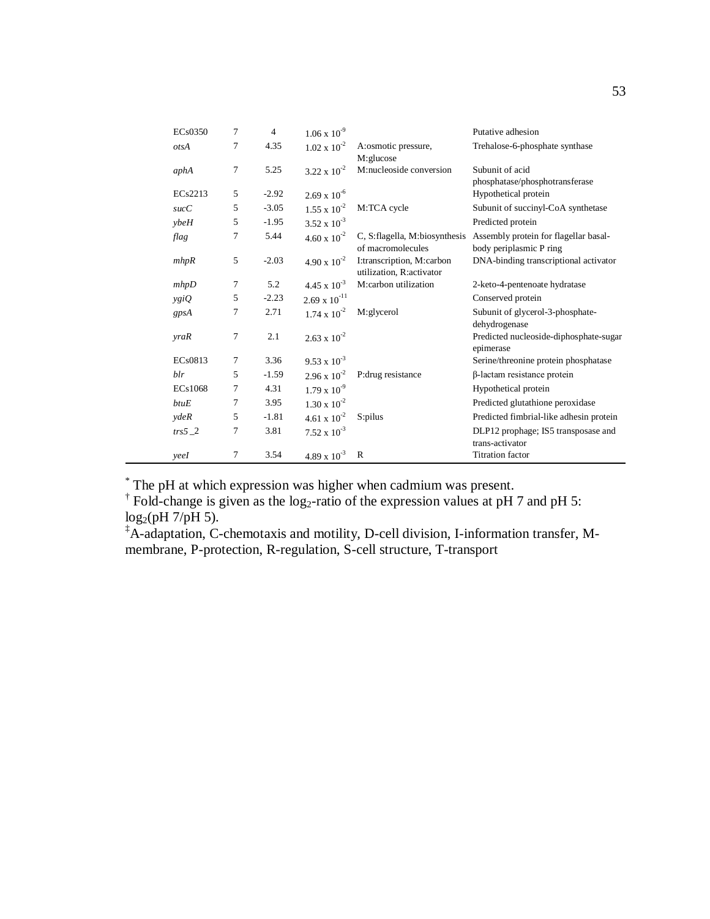| ECs0350 | 7 | 4 | $1.06 \times 10^{-9}$ | | Putative adhesion |
|---|---|---|---|---|---|
| *otsA* | 7 | 4.35 | $1.02 \times 10^{-2}$ | A:osmotic pressure, M:glucose | Trehalose-6-phosphate synthase |
| *aphA* | 7 | 5.25 | $3.22 \times 10^{-2}$ | M:nucleoside conversion | Subunit of acid phosphatase/phosphotransferase |
| ECs2213 | 5 | -2.92 | $2.69 \times 10^{-6}$ | | Hypothetical protein |
| *sucC* | 5 | -3.05 | $1.55 \times 10^{-2}$ | M:TCA cycle | Subunit of succinyl-CoA synthetase |
| *ybeH* | 5 | -1.95 | $3.52 \times 10^{-3}$ | | Predicted protein |
| *flag* | 7 | 5.44 | $4.60 \times 10^{-2}$ | C, S:flagella, M:biosynthesis of macromolecules | Assembly protein for flagellar basal-body periplasmic P ring |
| *mhpR* | 5 | -2.03 | $4.90 \times 10^{-2}$ | I:transcription, M:carbon utilization, R:activator | DNA-binding transcriptional activator |
| *mhpD* | 7 | 5.2 | $4.45 \times 10^{-3}$ | M:carbon utilization | 2-keto-4-pentenoate hydratase |
| *ygiQ* | 5 | -2.23 | $2.69 \times 10^{-11}$ | | Conserved protein |
| *gpsA* | 7 | 2.71 | $1.74 \times 10^{-2}$ | M:glycerol | Subunit of glycerol-3-phosphate-dehydrogenase |
| *yraR* | 7 | 2.1 | $2.63 \times 10^{-2}$ | | Predicted nucleoside-diphosphate-sugar epimerase |
| ECs0813 | 7 | 3.36 | $9.53 \times 10^{-3}$ | | Serine/threonine protein phosphatase |
| *blr* | 5 | -1.59 | $2.96 \times 10^{-2}$ | P:drug resistance | β-lactam resistance protein |
| ECs1068 | 7 | 4.31 | $1.79 \times 10^{-9}$ | | Hypothetical protein |
| *btuE* | 7 | 3.95 | $1.30 \times 10^{-2}$ | | Predicted glutathione peroxidase |
| *ydeR* | 5 | -1.81 | $4.61 \times 10^{-2}$ | S:pilus | Predicted fimbrial-like adhesin protein |
| *trs5_2* | 7 | 3.81 | $7.52 \times 10^{-3}$ | | DLP12 prophage; IS5 transposase and trans-activator |
| *yeeI* | 7 | 3.54 | $4.89 \times 10^{-3}$ | R | Titration factor |

[*] The pH at which expression was higher when cadmium was present.
[†] Fold-change is given as the $\log_2$-ratio of the expression values at pH 7 and pH 5: $\log_2$(pH 7/pH 5).
[‡] A-adaptation, C-chemotaxis and motility, D-cell division, I-information transfer, M-membrane, P-protection, R-regulation, S-cell structure, T-transport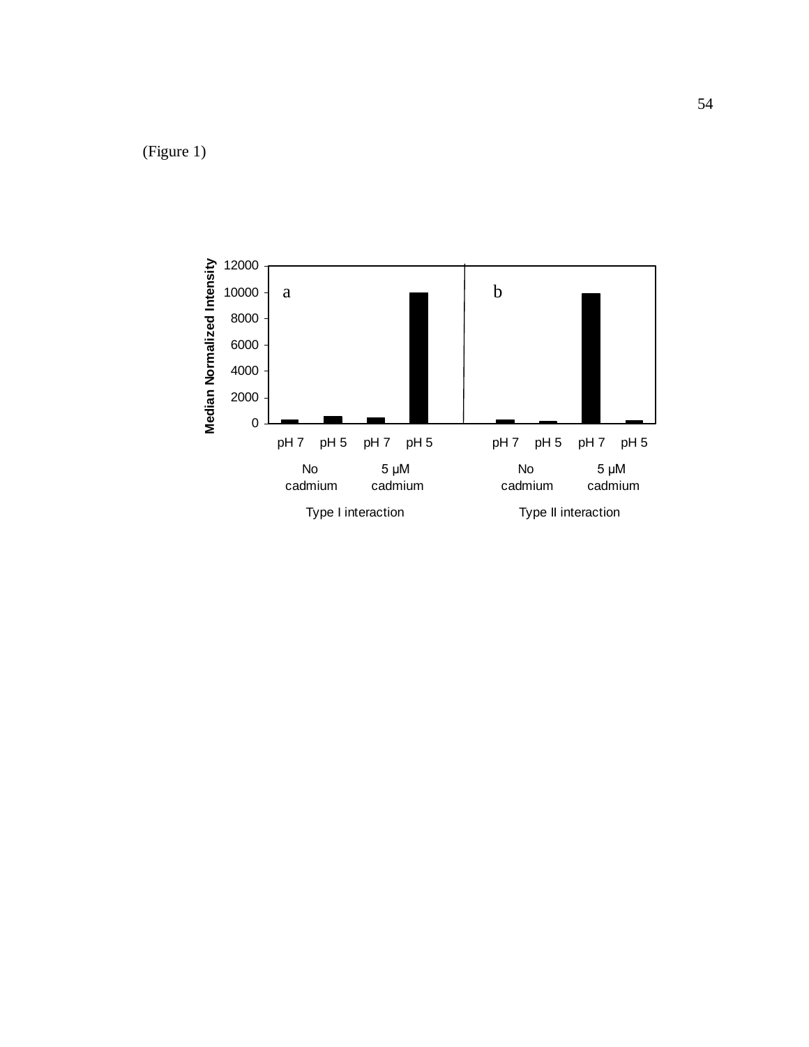(Figure 1)

| | Type I interaction | | | | Type II interaction | | | |
|---|---|---|---|---|---|---|---|---|
| | No cadmium | | 5 μM cadmium | | No cadmium | | 5 μM cadmium | |
| | pH 7 | pH 5 | pH 7 | pH 5 | pH 7 | pH 5 | pH 7 | pH 5 |
| Median Normalized Intensity | ~300 | ~600 | ~500 | ~10000 | ~300 | ~200 | ~9900 | ~250 |

a — Type I interaction; b — Type II interaction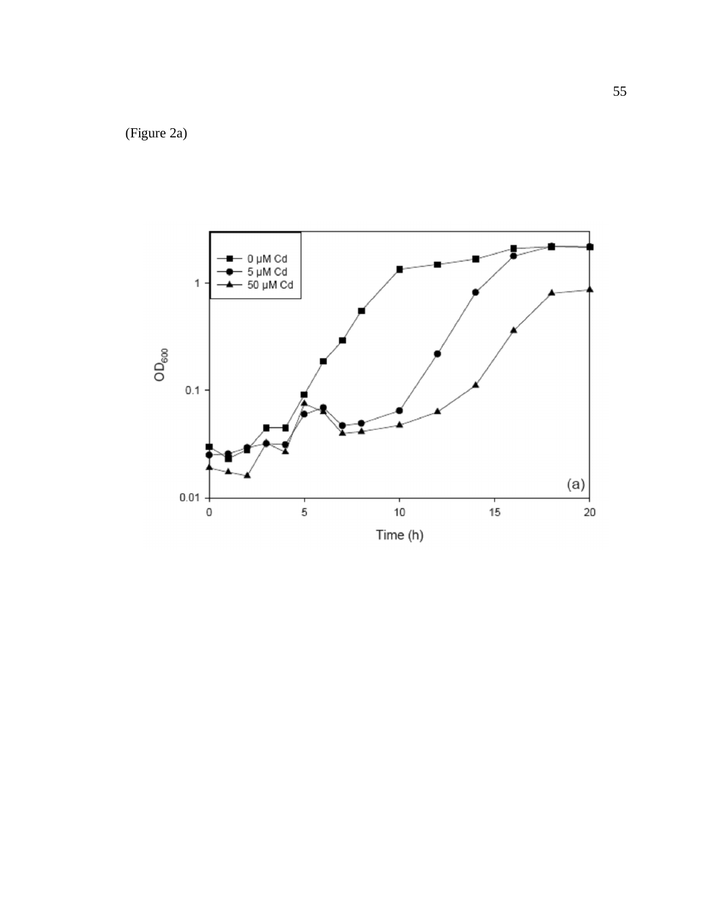(Figure 2a)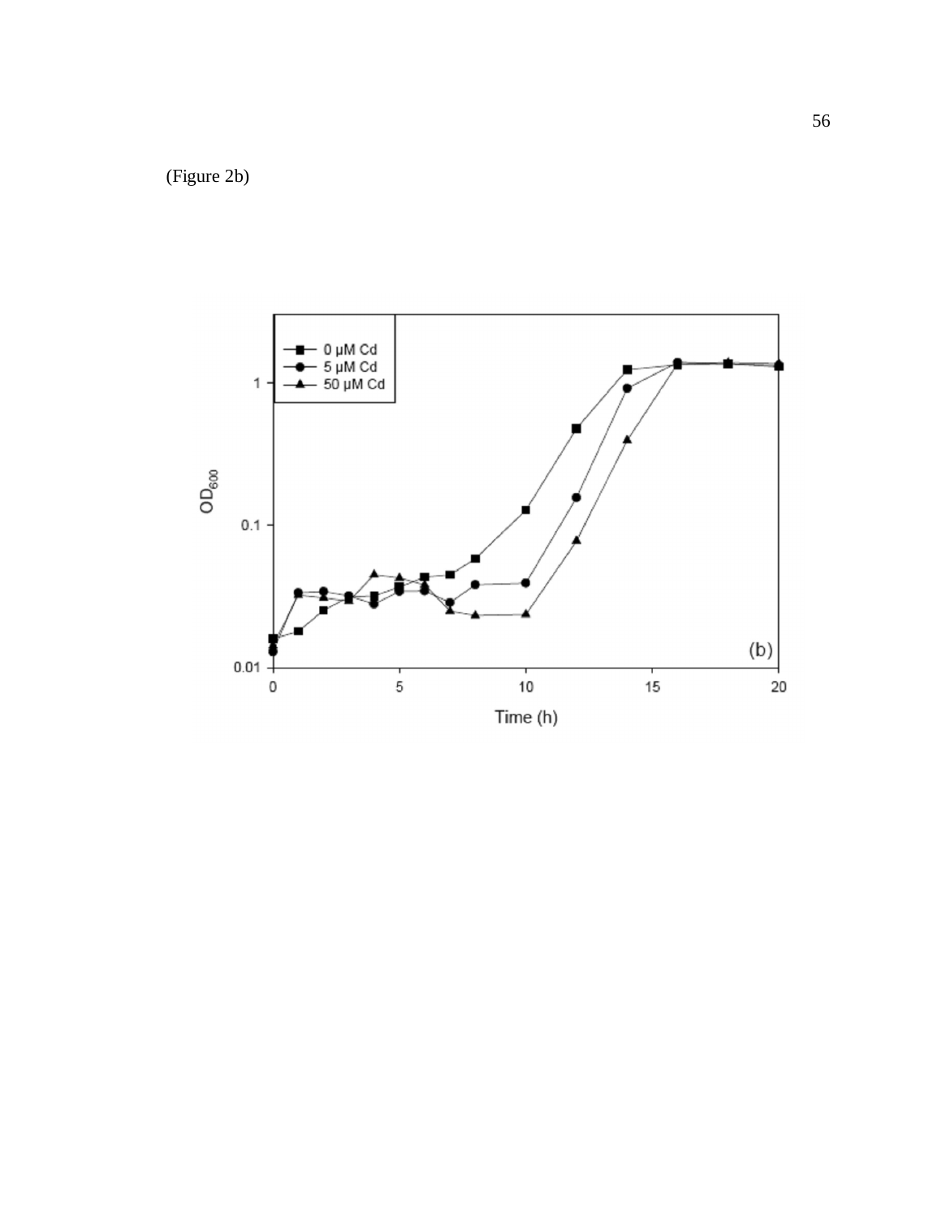(Figure 2b)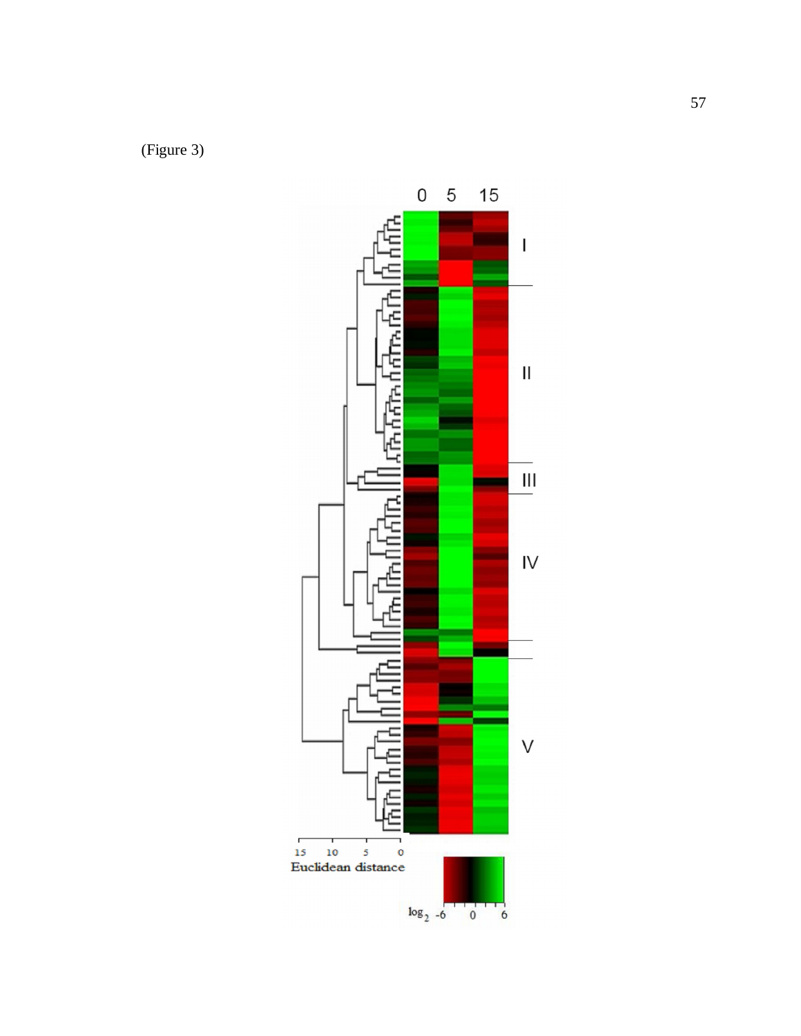(Figure 3)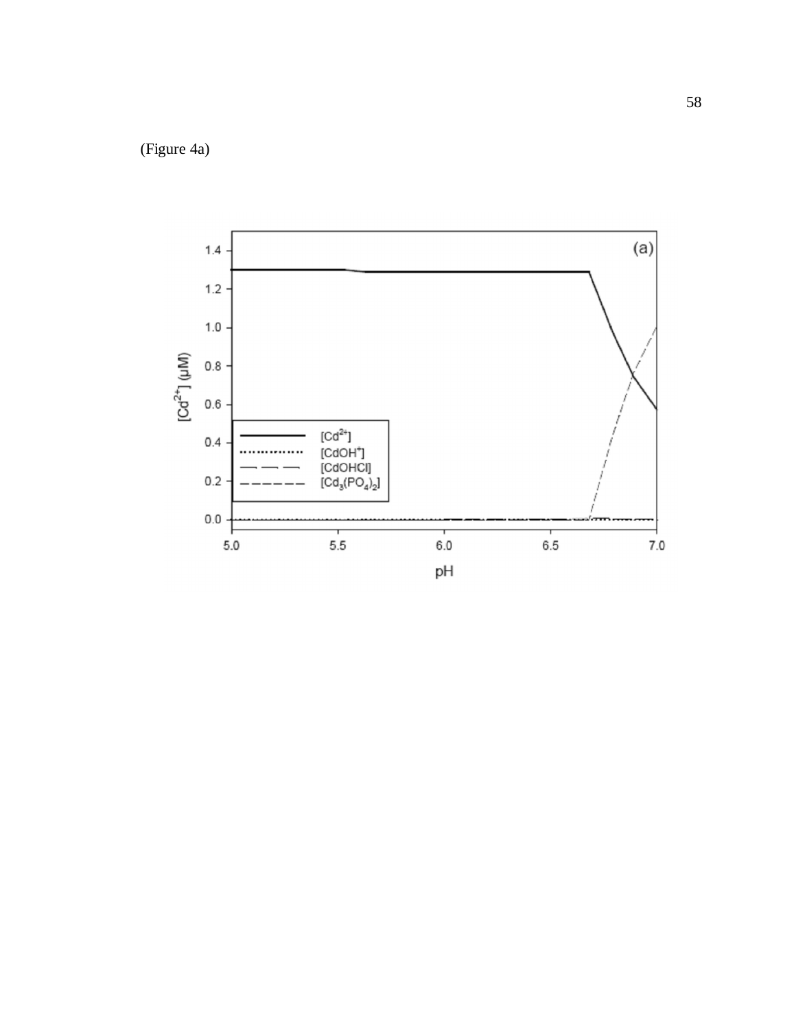(Figure 4a)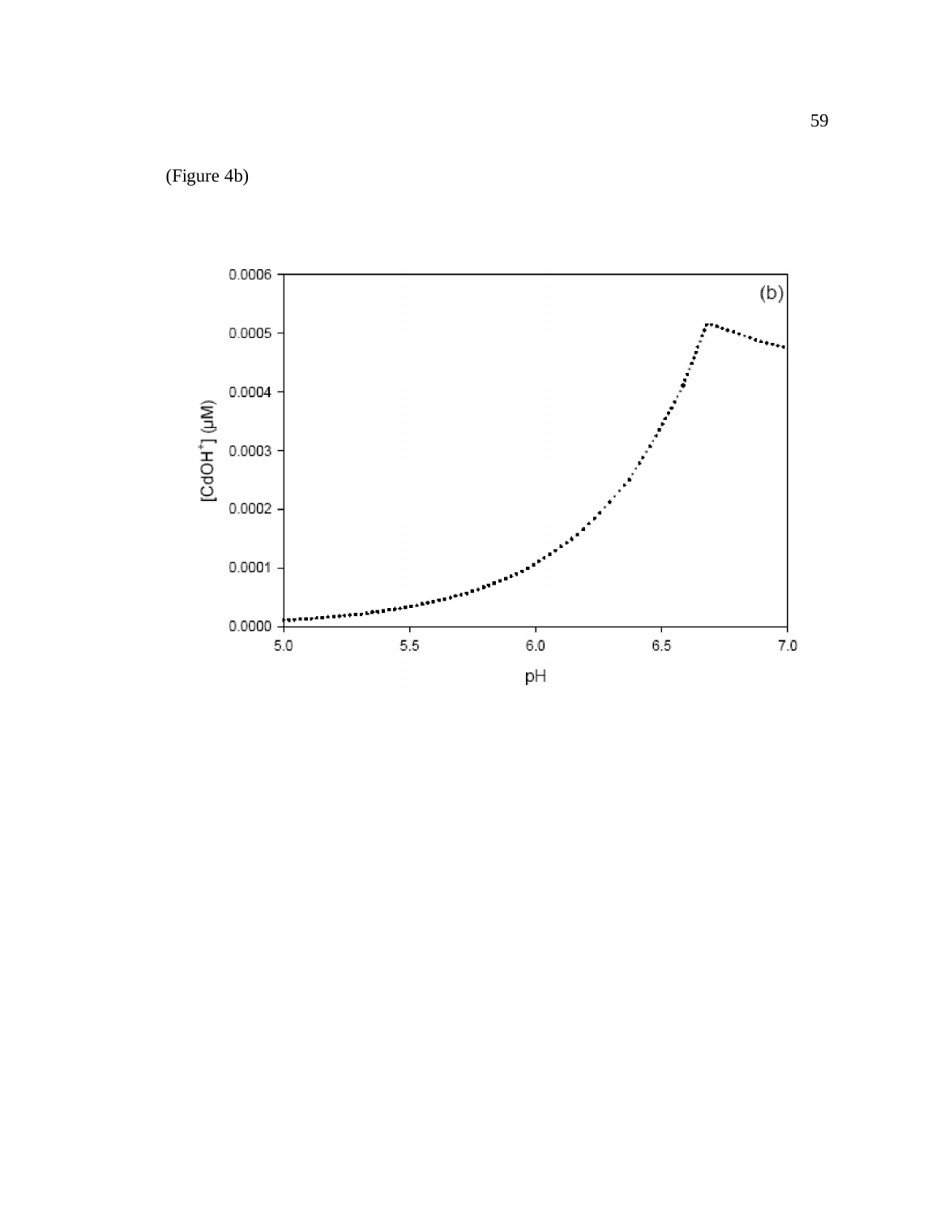(Figure 4b)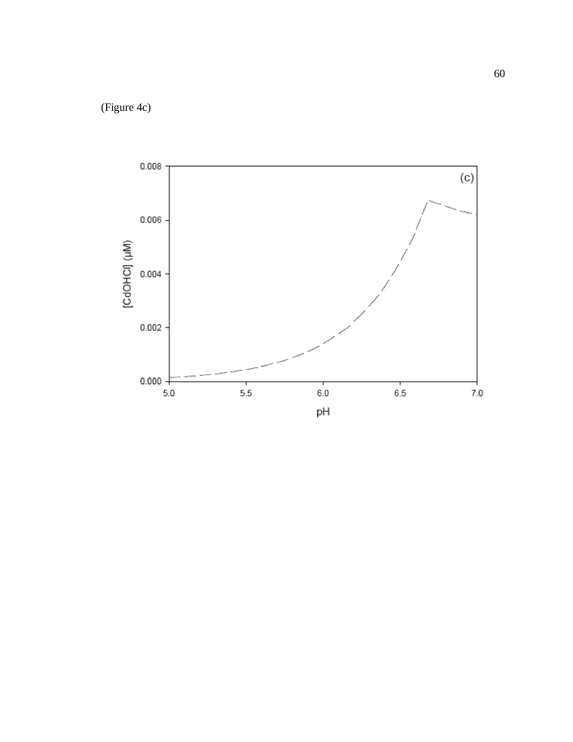(Figure 4c)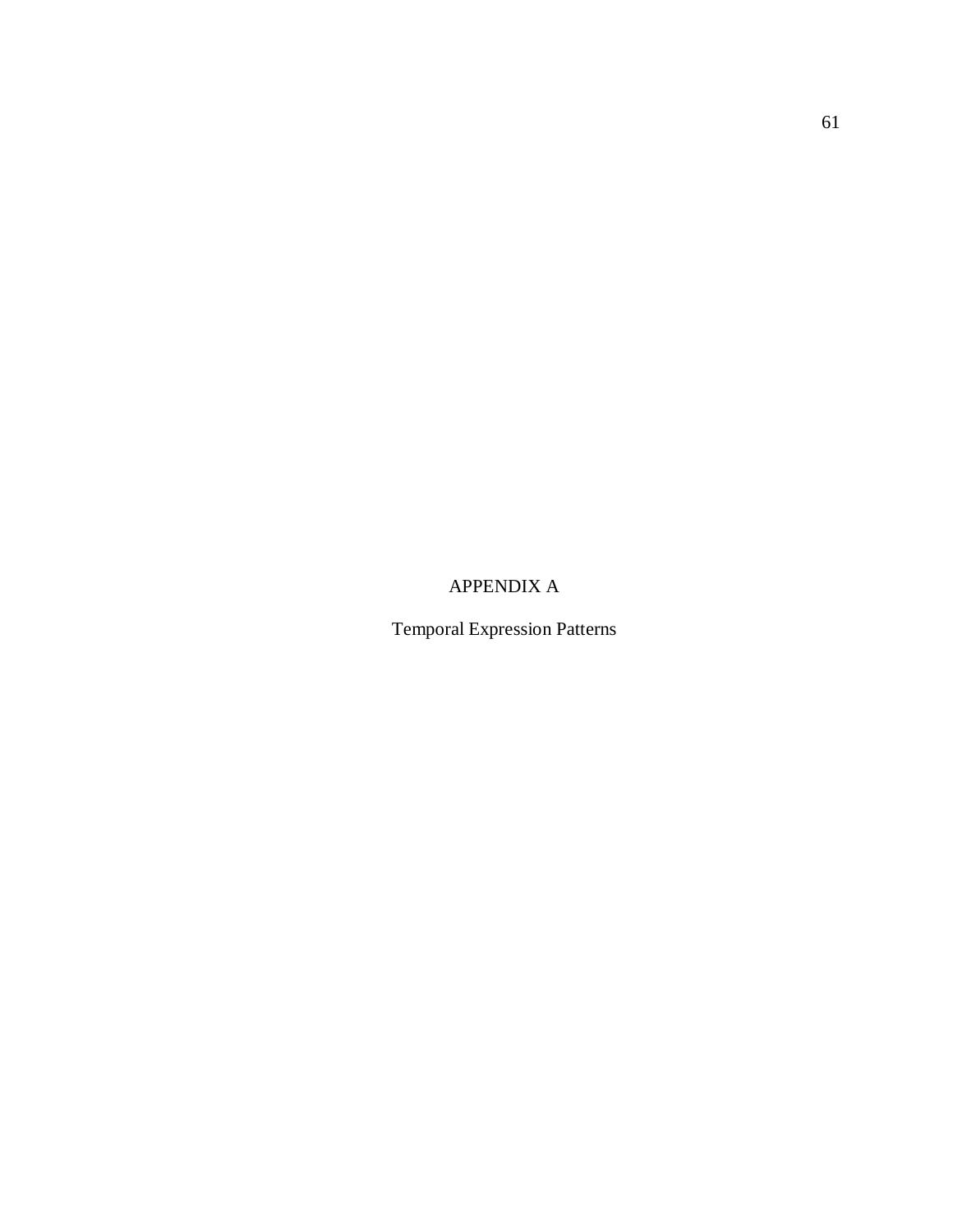# APPENDIX A

## Temporal Expression Patterns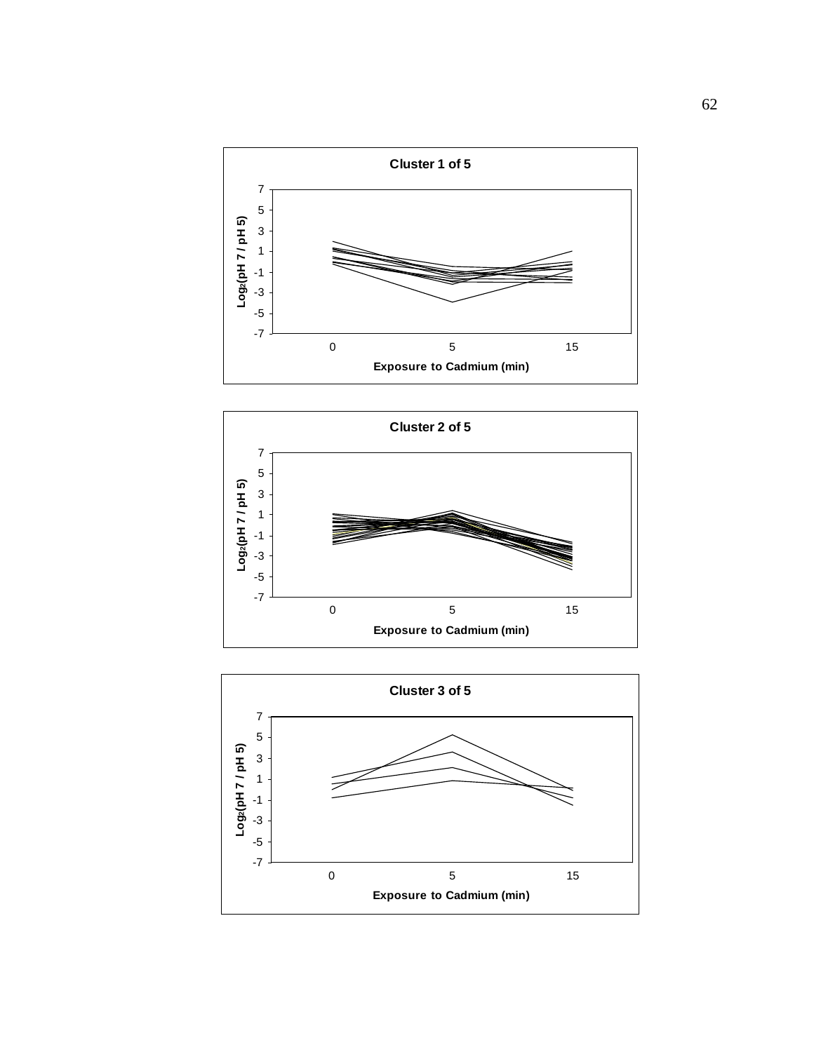**Cluster 1 of 5**

Log₂(pH 7 / pH 5) vs. Exposure to Cadmium (min)

**Cluster 2 of 5**

Log₂(pH 7 / pH 5) vs. Exposure to Cadmium (min)

**Cluster 3 of 5**

Log₂(pH 7 / pH 5) vs. Exposure to Cadmium (min)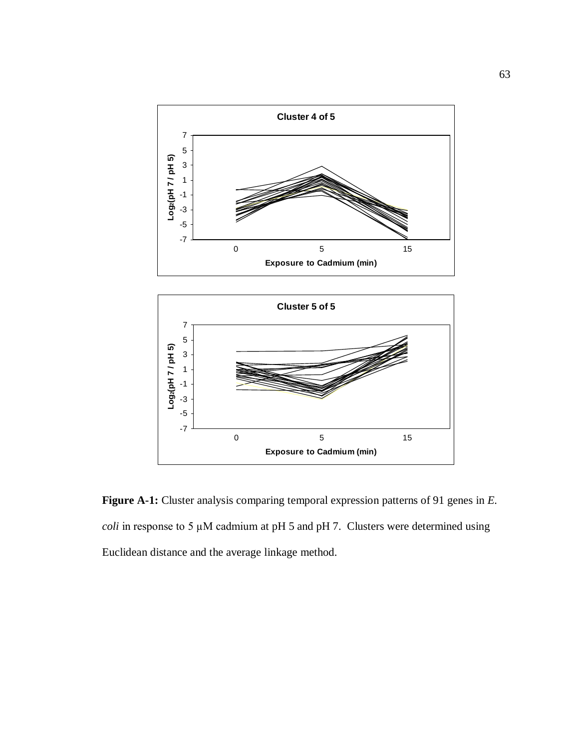**Figure A-1:** Cluster analysis comparing temporal expression patterns of 91 genes in *E. coli* in response to 5 μM cadmium at pH 5 and pH 7. Clusters were determined using Euclidean distance and the average linkage method.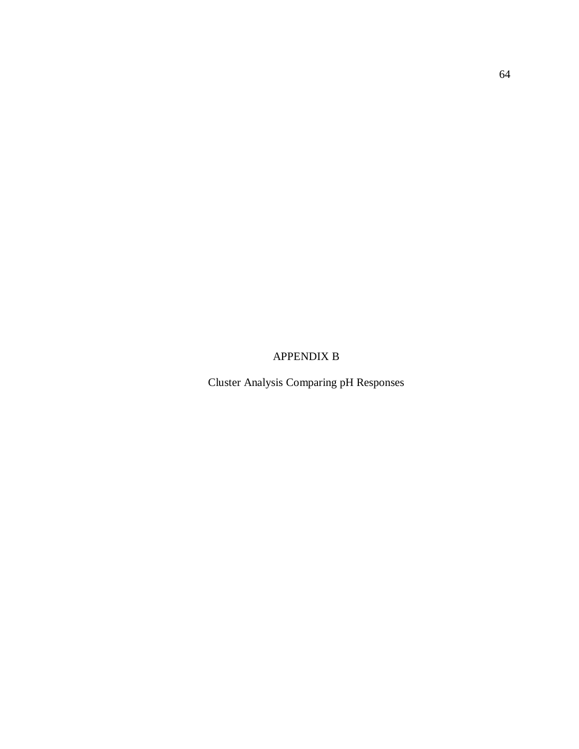# APPENDIX B

## Cluster Analysis Comparing pH Responses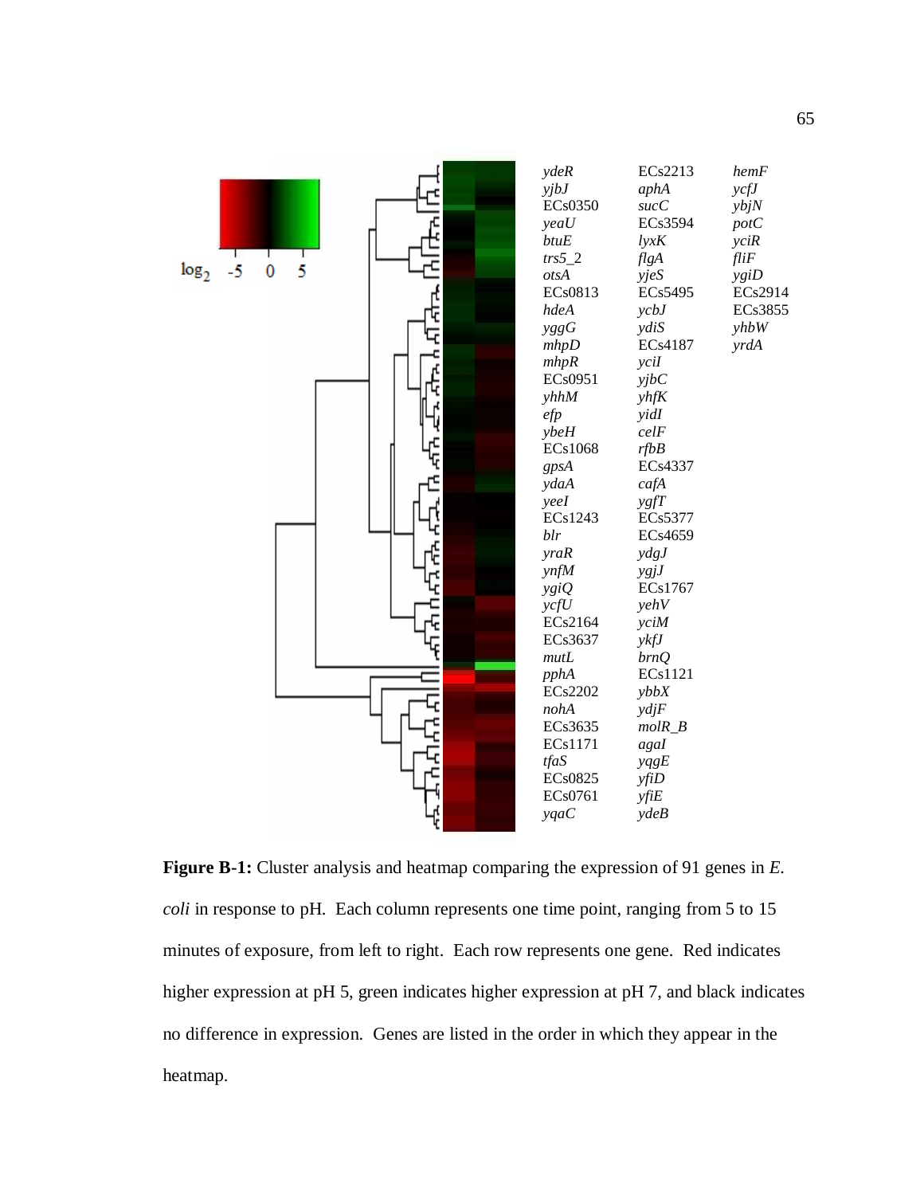*ydeR*
*yjbJ*
ECs0350
*yeaU*
*btuE*
*trs5_2*
*otsA*
ECs0813
*hdeA*
*yggG*
*mhpD*
*mhpR*
ECs0951
*yhhM*
*efp*
*ybeH*
ECs1068
*gpsA*
*ydaA*
*yeeI*
ECs1243
*blr*
*yraR*
*ynfM*
*ygiQ*
*ycfU*
ECs2164
ECs3637
*mutL*
*pphA*
ECs2202
*nohA*
ECs3635
ECs1171
*tfaS*
ECs0825
ECs0761
*yqaC*
ECs2213
*aphA*
*sucC*
ECs3594
*lyxK*
*flgA*
*yjeS*
ECs5495
*ycbJ*
*ydiS*
ECs4187
*yciI*
*yjbC*
*yhfK*
*yidI*
*celF*
*rfbB*
ECs4337
*cafA*
*ygfT*
ECs5377
ECs4659
*ydgJ*
*ygjJ*
ECs1767
*yehV*
*yciM*
*ykfJ*
*brnQ*
ECs1121
*ybbX*
*ydjF*
*molR_B*
*agaI*
*yqgE*
*yfiD*
*yfiE*
*ydeB*
*hemF*
*ycfJ*
*ybjN*
*potC*
*yciR*
*fliF*
*ygiD*
ECs2914
ECs3855
*yhbW*
*yrdA*

**Figure B-1:** Cluster analysis and heatmap comparing the expression of 91 genes in *E. coli* in response to pH. Each column represents one time point, ranging from 5 to 15 minutes of exposure, from left to right. Each row represents one gene. Red indicates higher expression at pH 5, green indicates higher expression at pH 7, and black indicates no difference in expression. Genes are listed in the order in which they appear in the heatmap.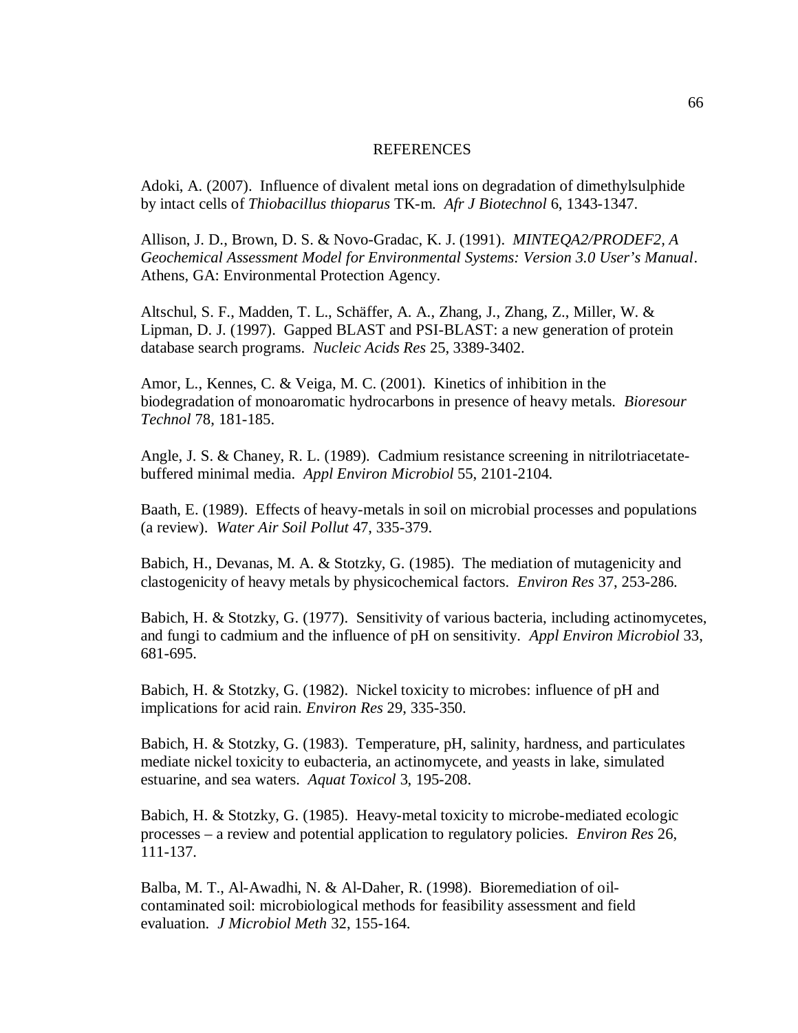# REFERENCES

Adoki, A. (2007). Influence of divalent metal ions on degradation of dimethylsulphide by intact cells of *Thiobacillus thioparus* TK-m. *Afr J Biotechnol* 6, 1343-1347.

Allison, J. D., Brown, D. S. & Novo-Gradac, K. J. (1991). *MINTEQA2/PRODEF2, A Geochemical Assessment Model for Environmental Systems: Version 3.0 User's Manual*. Athens, GA: Environmental Protection Agency.

Altschul, S. F., Madden, T. L., Schäffer, A. A., Zhang, J., Zhang, Z., Miller, W. & Lipman, D. J. (1997). Gapped BLAST and PSI-BLAST: a new generation of protein database search programs. *Nucleic Acids Res* 25, 3389-3402.

Amor, L., Kennes, C. & Veiga, M. C. (2001). Kinetics of inhibition in the biodegradation of monoaromatic hydrocarbons in presence of heavy metals. *Bioresour Technol* 78, 181-185.

Angle, J. S. & Chaney, R. L. (1989). Cadmium resistance screening in nitrilotriacetate-buffered minimal media. *Appl Environ Microbiol* 55, 2101-2104.

Baath, E. (1989). Effects of heavy-metals in soil on microbial processes and populations (a review). *Water Air Soil Pollut* 47, 335-379.

Babich, H., Devanas, M. A. & Stotzky, G. (1985). The mediation of mutagenicity and clastogenicity of heavy metals by physicochemical factors. *Environ Res* 37, 253-286.

Babich, H. & Stotzky, G. (1977). Sensitivity of various bacteria, including actinomycetes, and fungi to cadmium and the influence of pH on sensitivity. *Appl Environ Microbiol* 33, 681-695.

Babich, H. & Stotzky, G. (1982). Nickel toxicity to microbes: influence of pH and implications for acid rain. *Environ Res* 29, 335-350.

Babich, H. & Stotzky, G. (1983). Temperature, pH, salinity, hardness, and particulates mediate nickel toxicity to eubacteria, an actinomycete, and yeasts in lake, simulated estuarine, and sea waters. *Aquat Toxicol* 3, 195-208.

Babich, H. & Stotzky, G. (1985). Heavy-metal toxicity to microbe-mediated ecologic processes – a review and potential application to regulatory policies. *Environ Res* 26, 111-137.

Balba, M. T., Al-Awadhi, N. & Al-Daher, R. (1998). Bioremediation of oil-contaminated soil: microbiological methods for feasibility assessment and field evaluation. *J Microbiol Meth* 32, 155-164.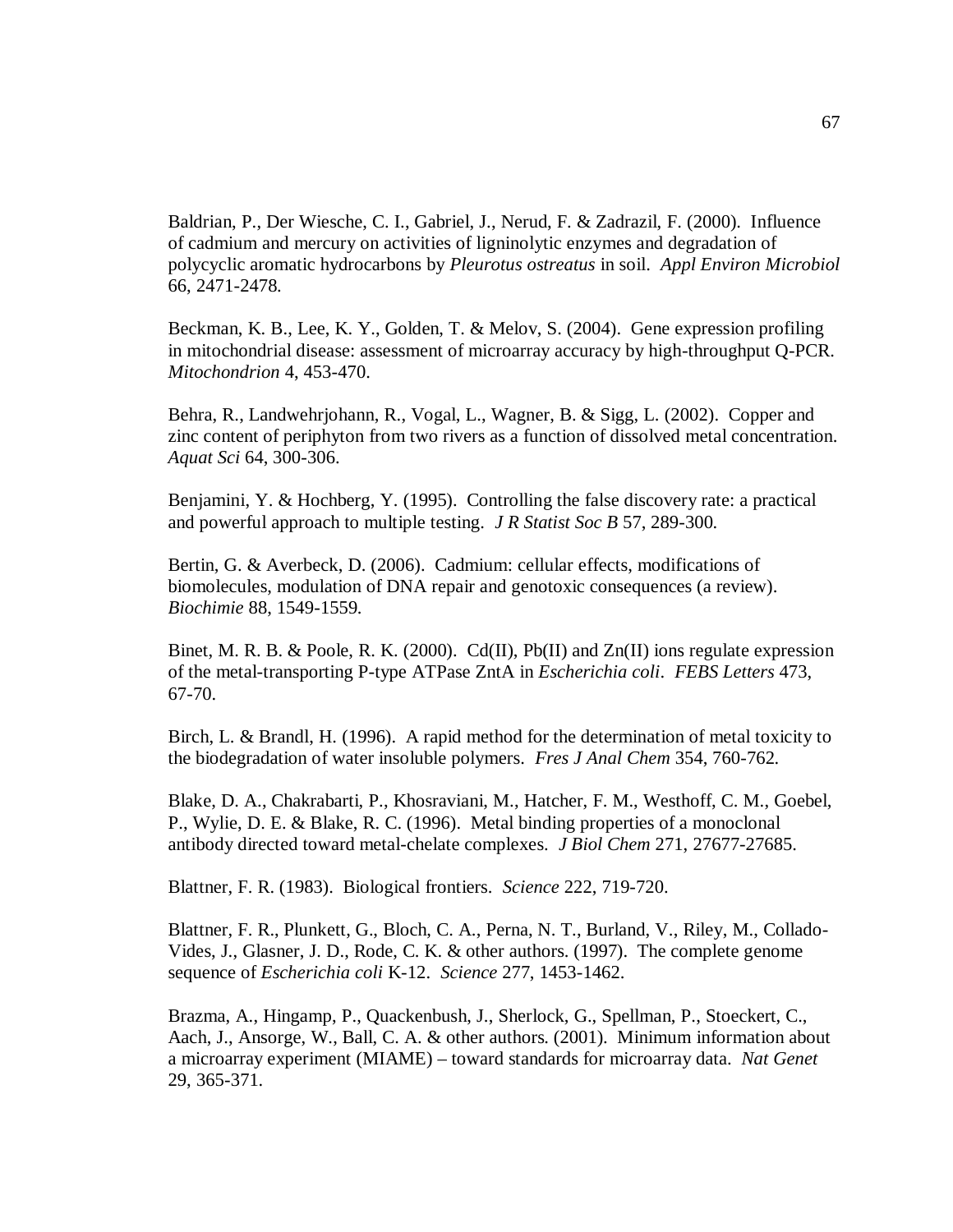Baldrian, P., Der Wiesche, C. I., Gabriel, J., Nerud, F. & Zadrazil, F. (2000). Influence of cadmium and mercury on activities of ligninolytic enzymes and degradation of polycyclic aromatic hydrocarbons by *Pleurotus ostreatus* in soil. *Appl Environ Microbiol* 66, 2471-2478.

Beckman, K. B., Lee, K. Y., Golden, T. & Melov, S. (2004). Gene expression profiling in mitochondrial disease: assessment of microarray accuracy by high-throughput Q-PCR. *Mitochondrion* 4, 453-470.

Behra, R., Landwehrjohann, R., Vogal, L., Wagner, B. & Sigg, L. (2002). Copper and zinc content of periphyton from two rivers as a function of dissolved metal concentration. *Aquat Sci* 64, 300-306.

Benjamini, Y. & Hochberg, Y. (1995). Controlling the false discovery rate: a practical and powerful approach to multiple testing. *J R Statist Soc B* 57, 289-300.

Bertin, G. & Averbeck, D. (2006). Cadmium: cellular effects, modifications of biomolecules, modulation of DNA repair and genotoxic consequences (a review). *Biochimie* 88, 1549-1559.

Binet, M. R. B. & Poole, R. K. (2000). Cd(II), Pb(II) and Zn(II) ions regulate expression of the metal-transporting P-type ATPase ZntA in *Escherichia coli*. *FEBS Letters* 473, 67-70.

Birch, L. & Brandl, H. (1996). A rapid method for the determination of metal toxicity to the biodegradation of water insoluble polymers. *Fres J Anal Chem* 354, 760-762.

Blake, D. A., Chakrabarti, P., Khosraviani, M., Hatcher, F. M., Westhoff, C. M., Goebel, P., Wylie, D. E. & Blake, R. C. (1996). Metal binding properties of a monoclonal antibody directed toward metal-chelate complexes. *J Biol Chem* 271, 27677-27685.

Blattner, F. R. (1983). Biological frontiers. *Science* 222, 719-720.

Blattner, F. R., Plunkett, G., Bloch, C. A., Perna, N. T., Burland, V., Riley, M., Collado-Vides, J., Glasner, J. D., Rode, C. K. & other authors. (1997). The complete genome sequence of *Escherichia coli* K-12. *Science* 277, 1453-1462.

Brazma, A., Hingamp, P., Quackenbush, J., Sherlock, G., Spellman, P., Stoeckert, C., Aach, J., Ansorge, W., Ball, C. A. & other authors. (2001). Minimum information about a microarray experiment (MIAME) – toward standards for microarray data. *Nat Genet* 29, 365-371.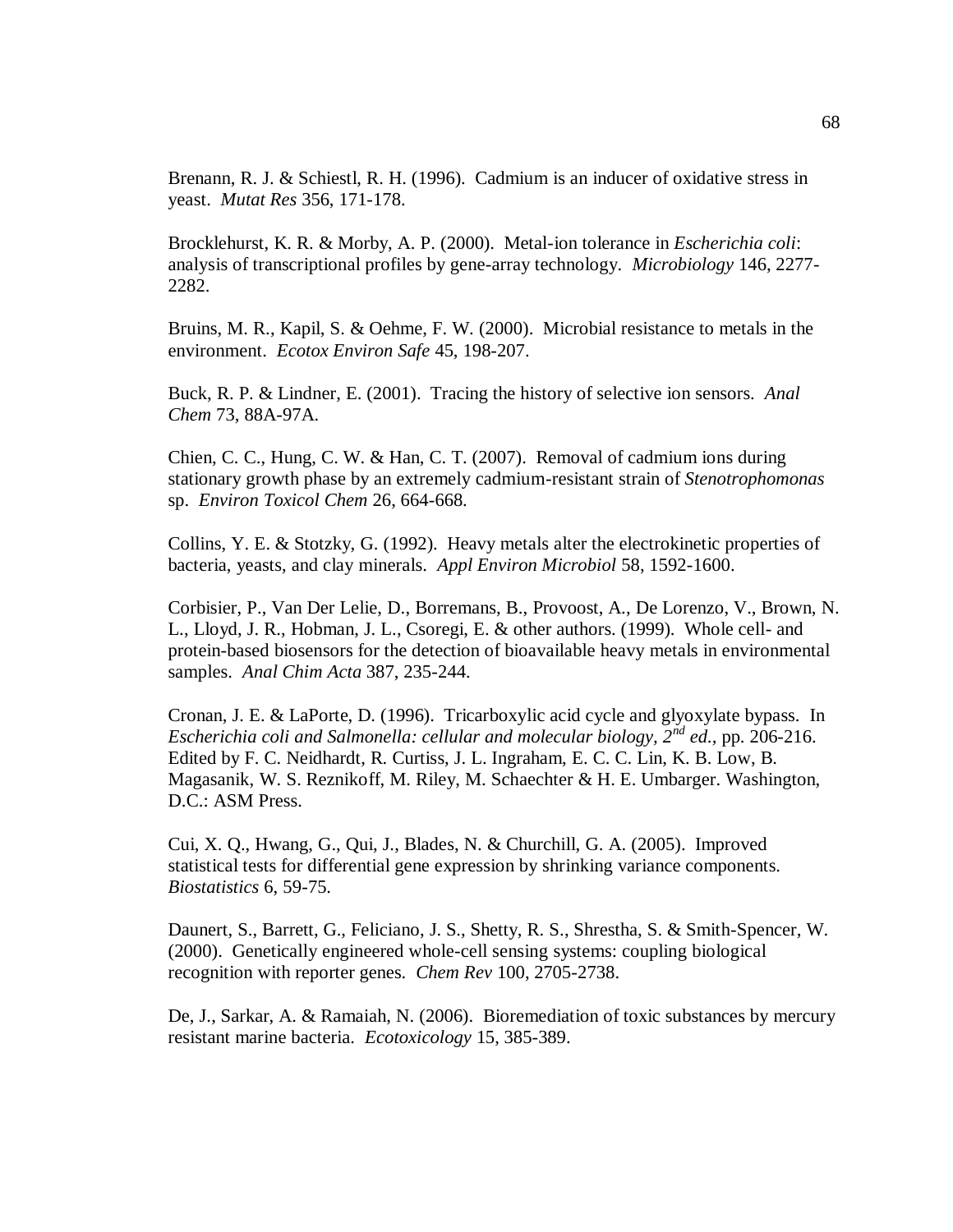Brenann, R. J. & Schiestl, R. H. (1996). Cadmium is an inducer of oxidative stress in yeast. *Mutat Res* 356, 171-178.

Brocklehurst, K. R. & Morby, A. P. (2000). Metal-ion tolerance in *Escherichia coli*: analysis of transcriptional profiles by gene-array technology. *Microbiology* 146, 2277-2282.

Bruins, M. R., Kapil, S. & Oehme, F. W. (2000). Microbial resistance to metals in the environment. *Ecotox Environ Safe* 45, 198-207.

Buck, R. P. & Lindner, E. (2001). Tracing the history of selective ion sensors. *Anal Chem* 73, 88A-97A.

Chien, C. C., Hung, C. W. & Han, C. T. (2007). Removal of cadmium ions during stationary growth phase by an extremely cadmium-resistant strain of *Stenotrophomonas* sp. *Environ Toxicol Chem* 26, 664-668.

Collins, Y. E. & Stotzky, G. (1992). Heavy metals alter the electrokinetic properties of bacteria, yeasts, and clay minerals. *Appl Environ Microbiol* 58, 1592-1600.

Corbisier, P., Van Der Lelie, D., Borremans, B., Provoost, A., De Lorenzo, V., Brown, N. L., Lloyd, J. R., Hobman, J. L., Csoregi, E. & other authors. (1999). Whole cell- and protein-based biosensors for the detection of bioavailable heavy metals in environmental samples. *Anal Chim Acta* 387, 235-244.

Cronan, J. E. & LaPorte, D. (1996). Tricarboxylic acid cycle and glyoxylate bypass. In *Escherichia coli and Salmonella: cellular and molecular biology, 2nd ed.,* pp. 206-216. Edited by F. C. Neidhardt, R. Curtiss, J. L. Ingraham, E. C. C. Lin, K. B. Low, B. Magasanik, W. S. Reznikoff, M. Riley, M. Schaechter & H. E. Umbarger. Washington, D.C.: ASM Press.

Cui, X. Q., Hwang, G., Qui, J., Blades, N. & Churchill, G. A. (2005). Improved statistical tests for differential gene expression by shrinking variance components. *Biostatistics* 6, 59-75.

Daunert, S., Barrett, G., Feliciano, J. S., Shetty, R. S., Shrestha, S. & Smith-Spencer, W. (2000). Genetically engineered whole-cell sensing systems: coupling biological recognition with reporter genes. *Chem Rev* 100, 2705-2738.

De, J., Sarkar, A. & Ramaiah, N. (2006). Bioremediation of toxic substances by mercury resistant marine bacteria. *Ecotoxicology* 15, 385-389.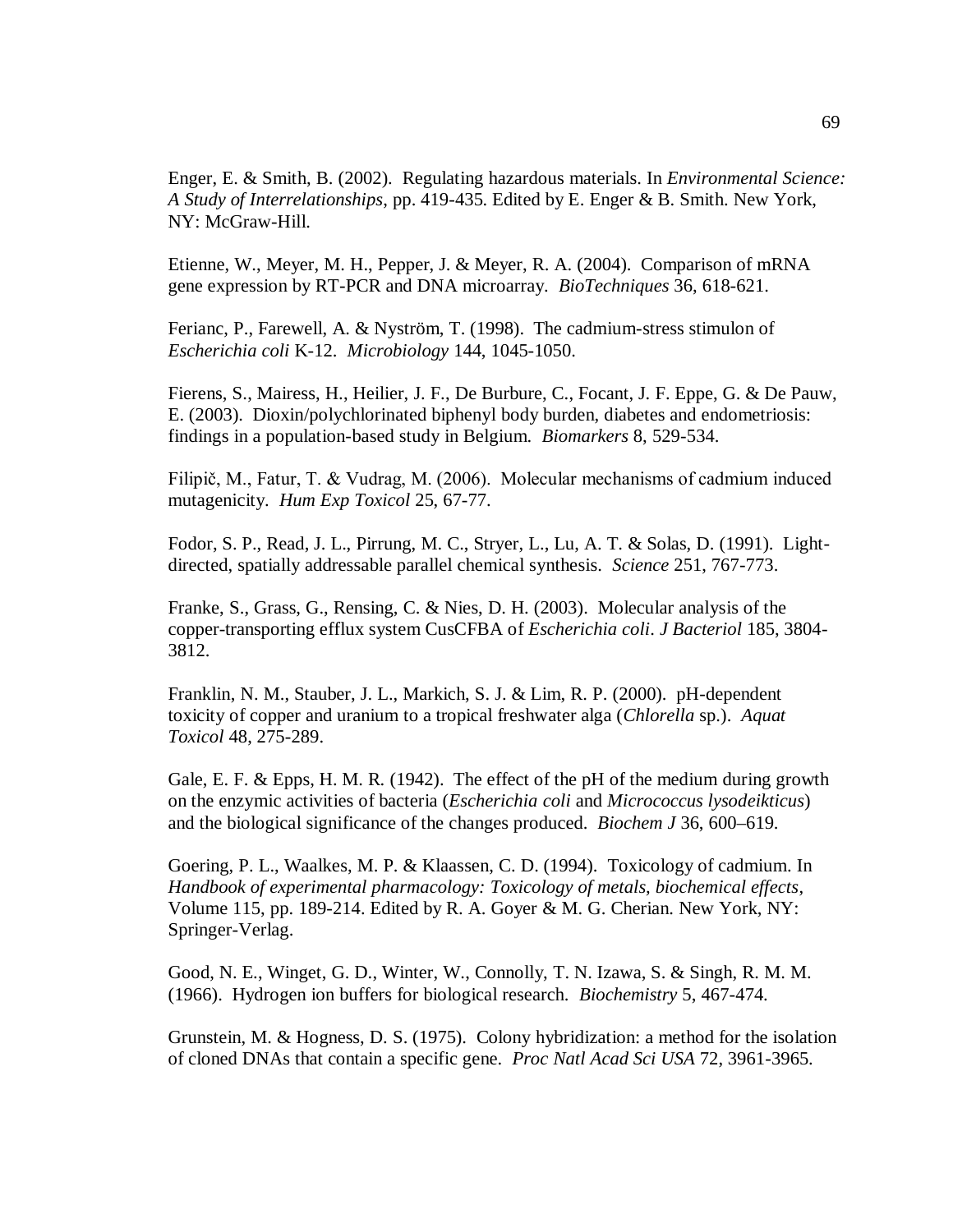Enger, E. & Smith, B. (2002). Regulating hazardous materials. In *Environmental Science: A Study of Interrelationships*, pp. 419-435. Edited by E. Enger & B. Smith. New York, NY: McGraw-Hill.

Etienne, W., Meyer, M. H., Pepper, J. & Meyer, R. A. (2004). Comparison of mRNA gene expression by RT-PCR and DNA microarray. *BioTechniques* 36, 618-621.

Ferianc, P., Farewell, A. & Nyström, T. (1998). The cadmium-stress stimulon of *Escherichia coli* K-12. *Microbiology* 144, 1045-1050.

Fierens, S., Mairess, H., Heilier, J. F., De Burbure, C., Focant, J. F. Eppe, G. & De Pauw, E. (2003). Dioxin/polychlorinated biphenyl body burden, diabetes and endometriosis: findings in a population-based study in Belgium. *Biomarkers* 8, 529-534.

Filipič, M., Fatur, T. & Vudrag, M. (2006). Molecular mechanisms of cadmium induced mutagenicity. *Hum Exp Toxicol* 25, 67-77.

Fodor, S. P., Read, J. L., Pirrung, M. C., Stryer, L., Lu, A. T. & Solas, D. (1991). Light-directed, spatially addressable parallel chemical synthesis. *Science* 251, 767-773.

Franke, S., Grass, G., Rensing, C. & Nies, D. H. (2003). Molecular analysis of the copper-transporting efflux system CusCFBA of *Escherichia coli*. *J Bacteriol* 185, 3804-3812.

Franklin, N. M., Stauber, J. L., Markich, S. J. & Lim, R. P. (2000). pH-dependent toxicity of copper and uranium to a tropical freshwater alga (*Chlorella* sp.). *Aquat Toxicol* 48, 275-289.

Gale, E. F. & Epps, H. M. R. (1942). The effect of the pH of the medium during growth on the enzymic activities of bacteria (*Escherichia coli* and *Micrococcus lysodeikticus*) and the biological significance of the changes produced. *Biochem J* 36, 600–619.

Goering, P. L., Waalkes, M. P. & Klaassen, C. D. (1994). Toxicology of cadmium. In *Handbook of experimental pharmacology: Toxicology of metals, biochemical effects*, Volume 115, pp. 189-214. Edited by R. A. Goyer & M. G. Cherian. New York, NY: Springer-Verlag.

Good, N. E., Winget, G. D., Winter, W., Connolly, T. N. Izawa, S. & Singh, R. M. M. (1966). Hydrogen ion buffers for biological research. *Biochemistry* 5, 467-474.

Grunstein, M. & Hogness, D. S. (1975). Colony hybridization: a method for the isolation of cloned DNAs that contain a specific gene. *Proc Natl Acad Sci USA* 72, 3961-3965.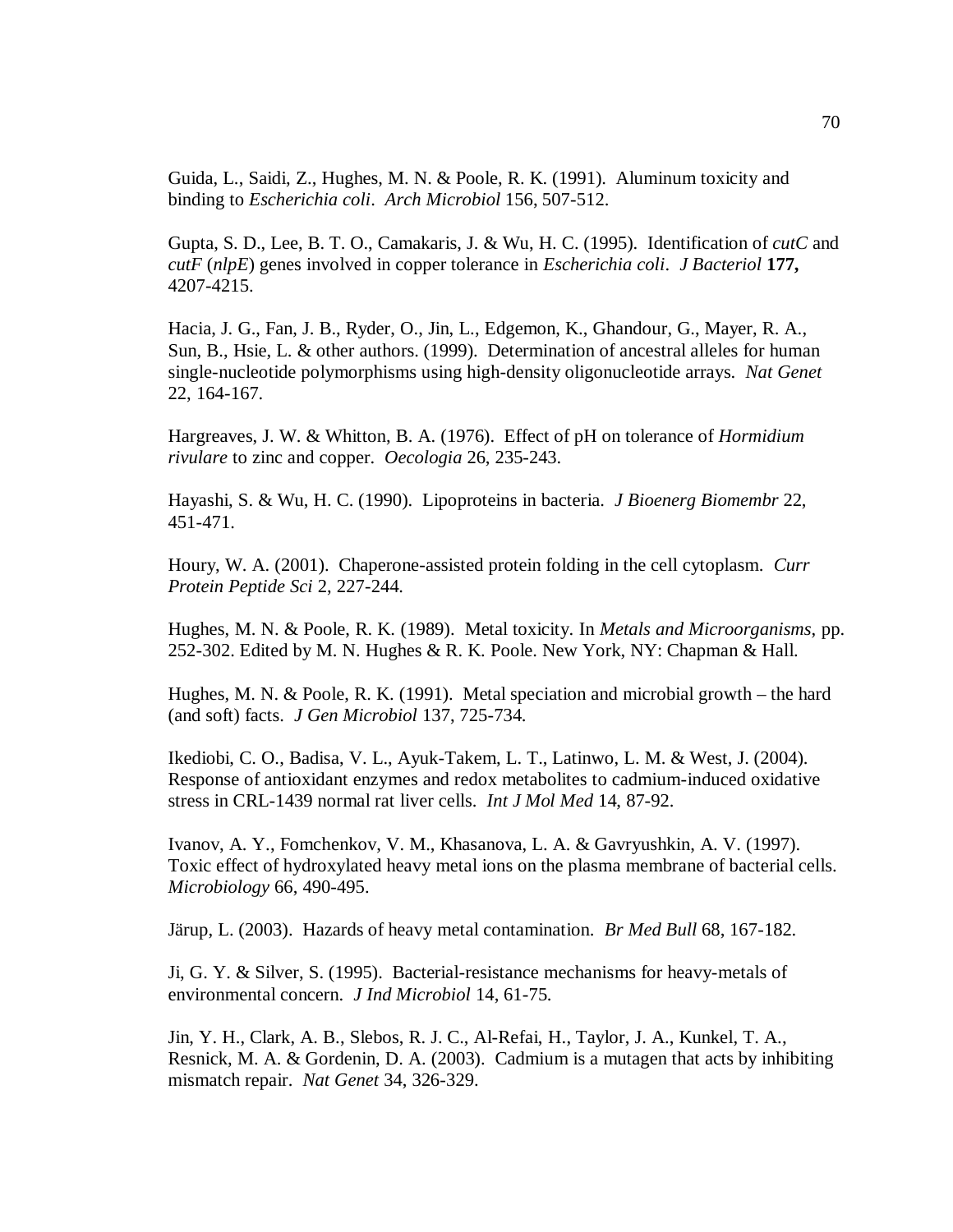Guida, L., Saidi, Z., Hughes, M. N. & Poole, R. K. (1991). Aluminum toxicity and binding to *Escherichia coli*. *Arch Microbiol* 156, 507-512.

Gupta, S. D., Lee, B. T. O., Camakaris, J. & Wu, H. C. (1995). Identification of *cutC* and *cutF* (*nlpE*) genes involved in copper tolerance in *Escherichia coli*. *J Bacteriol* **177,** 4207-4215.

Hacia, J. G., Fan, J. B., Ryder, O., Jin, L., Edgemon, K., Ghandour, G., Mayer, R. A., Sun, B., Hsie, L. & other authors. (1999). Determination of ancestral alleles for human single-nucleotide polymorphisms using high-density oligonucleotide arrays. *Nat Genet* 22, 164-167.

Hargreaves, J. W. & Whitton, B. A. (1976). Effect of pH on tolerance of *Hormidium rivulare* to zinc and copper. *Oecologia* 26, 235-243.

Hayashi, S. & Wu, H. C. (1990). Lipoproteins in bacteria. *J Bioenerg Biomembr* 22, 451-471.

Houry, W. A. (2001). Chaperone-assisted protein folding in the cell cytoplasm. *Curr Protein Peptide Sci* 2, 227-244.

Hughes, M. N. & Poole, R. K. (1989). Metal toxicity. In *Metals and Microorganisms*, pp. 252-302. Edited by M. N. Hughes & R. K. Poole. New York, NY: Chapman & Hall.

Hughes, M. N. & Poole, R. K. (1991). Metal speciation and microbial growth – the hard (and soft) facts. *J Gen Microbiol* 137, 725-734.

Ikediobi, C. O., Badisa, V. L., Ayuk-Takem, L. T., Latinwo, L. M. & West, J. (2004). Response of antioxidant enzymes and redox metabolites to cadmium-induced oxidative stress in CRL-1439 normal rat liver cells. *Int J Mol Med* 14, 87-92.

Ivanov, A. Y., Fomchenkov, V. M., Khasanova, L. A. & Gavryushkin, A. V. (1997). Toxic effect of hydroxylated heavy metal ions on the plasma membrane of bacterial cells. *Microbiology* 66, 490-495.

Järup, L. (2003). Hazards of heavy metal contamination. *Br Med Bull* 68, 167-182.

Ji, G. Y. & Silver, S. (1995). Bacterial-resistance mechanisms for heavy-metals of environmental concern. *J Ind Microbiol* 14, 61-75.

Jin, Y. H., Clark, A. B., Slebos, R. J. C., Al-Refai, H., Taylor, J. A., Kunkel, T. A., Resnick, M. A. & Gordenin, D. A. (2003). Cadmium is a mutagen that acts by inhibiting mismatch repair. *Nat Genet* 34, 326-329.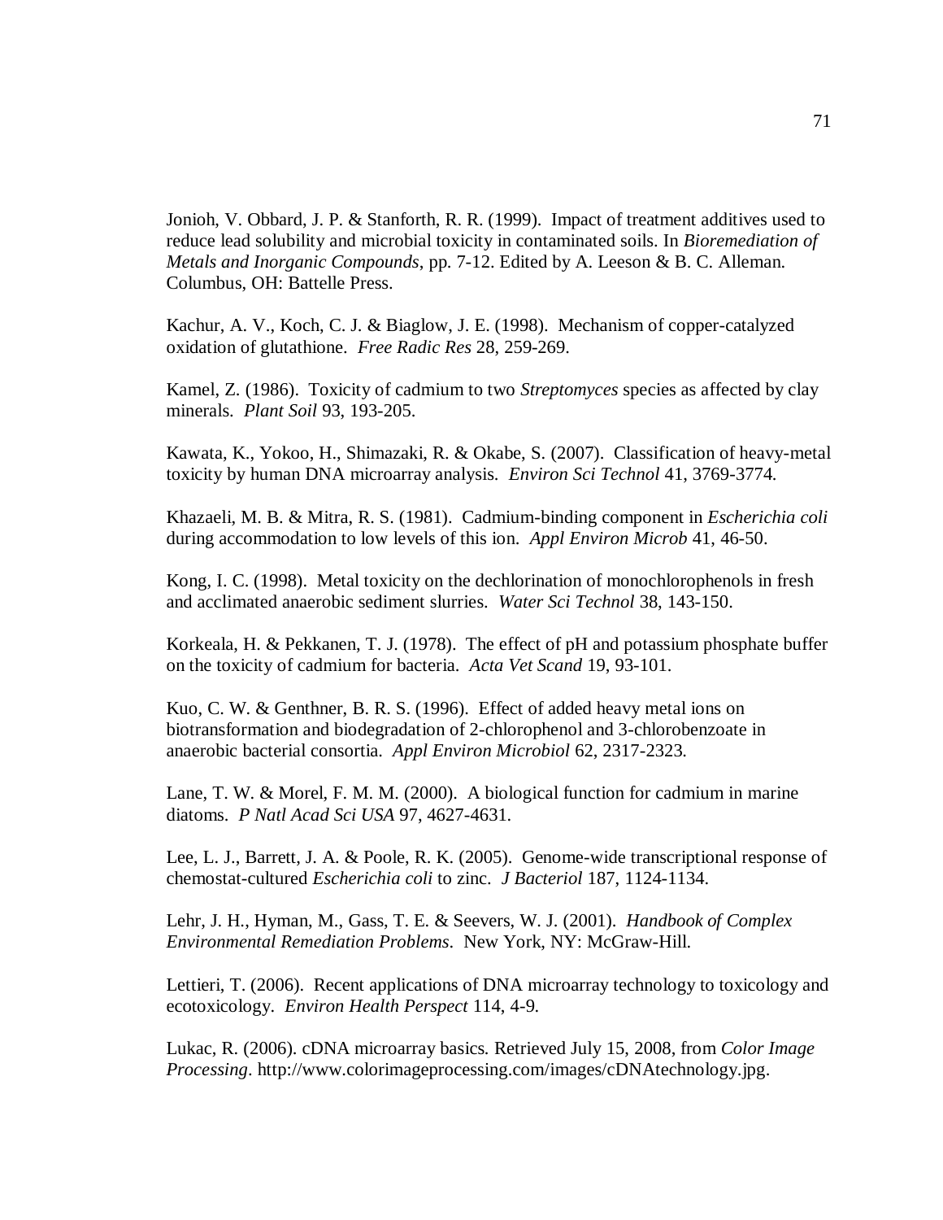Jonioh, V. Obbard, J. P. & Stanforth, R. R. (1999). Impact of treatment additives used to reduce lead solubility and microbial toxicity in contaminated soils. In *Bioremediation of Metals and Inorganic Compounds*, pp. 7-12. Edited by A. Leeson & B. C. Alleman. Columbus, OH: Battelle Press.

Kachur, A. V., Koch, C. J. & Biaglow, J. E. (1998). Mechanism of copper-catalyzed oxidation of glutathione. *Free Radic Res* 28, 259-269.

Kamel, Z. (1986). Toxicity of cadmium to two *Streptomyces* species as affected by clay minerals. *Plant Soil* 93, 193-205.

Kawata, K., Yokoo, H., Shimazaki, R. & Okabe, S. (2007). Classification of heavy-metal toxicity by human DNA microarray analysis. *Environ Sci Technol* 41, 3769-3774.

Khazaeli, M. B. & Mitra, R. S. (1981). Cadmium-binding component in *Escherichia coli* during accommodation to low levels of this ion. *Appl Environ Microb* 41, 46-50.

Kong, I. C. (1998). Metal toxicity on the dechlorination of monochlorophenols in fresh and acclimated anaerobic sediment slurries. *Water Sci Technol* 38, 143-150.

Korkeala, H. & Pekkanen, T. J. (1978). The effect of pH and potassium phosphate buffer on the toxicity of cadmium for bacteria. *Acta Vet Scand* 19, 93-101.

Kuo, C. W. & Genthner, B. R. S. (1996). Effect of added heavy metal ions on biotransformation and biodegradation of 2-chlorophenol and 3-chlorobenzoate in anaerobic bacterial consortia. *Appl Environ Microbiol* 62, 2317-2323.

Lane, T. W. & Morel, F. M. M. (2000). A biological function for cadmium in marine diatoms. *P Natl Acad Sci USA* 97, 4627-4631.

Lee, L. J., Barrett, J. A. & Poole, R. K. (2005). Genome-wide transcriptional response of chemostat-cultured *Escherichia coli* to zinc. *J Bacteriol* 187, 1124-1134.

Lehr, J. H., Hyman, M., Gass, T. E. & Seevers, W. J. (2001). *Handbook of Complex Environmental Remediation Problems*. New York, NY: McGraw-Hill.

Lettieri, T. (2006). Recent applications of DNA microarray technology to toxicology and ecotoxicology. *Environ Health Perspect* 114, 4-9.

Lukac, R. (2006). cDNA microarray basics. Retrieved July 15, 2008, from *Color Image Processing*. http://www.colorimageprocessing.com/images/cDNAtechnology.jpg.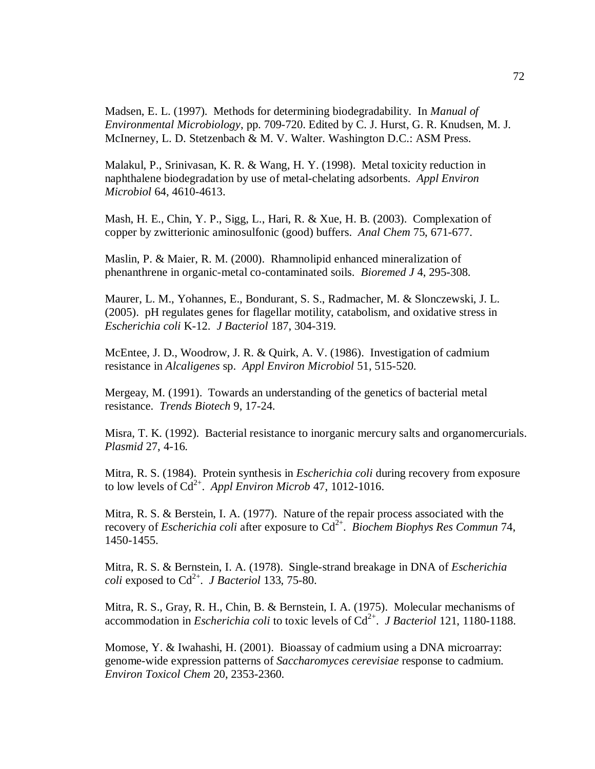Madsen, E. L. (1997). Methods for determining biodegradability. In *Manual of Environmental Microbiology*, pp. 709-720. Edited by C. J. Hurst, G. R. Knudsen, M. J. McInerney, L. D. Stetzenbach & M. V. Walter. Washington D.C.: ASM Press.

Malakul, P., Srinivasan, K. R. & Wang, H. Y. (1998). Metal toxicity reduction in naphthalene biodegradation by use of metal-chelating adsorbents. *Appl Environ Microbiol* 64, 4610-4613.

Mash, H. E., Chin, Y. P., Sigg, L., Hari, R. & Xue, H. B. (2003). Complexation of copper by zwitterionic aminosulfonic (good) buffers. *Anal Chem* 75, 671-677.

Maslin, P. & Maier, R. M. (2000). Rhamnolipid enhanced mineralization of phenanthrene in organic-metal co-contaminated soils. *Bioremed J* 4, 295-308.

Maurer, L. M., Yohannes, E., Bondurant, S. S., Radmacher, M. & Slonczewski, J. L. (2005). pH regulates genes for flagellar motility, catabolism, and oxidative stress in *Escherichia coli* K-12. *J Bacteriol* 187, 304-319.

McEntee, J. D., Woodrow, J. R. & Quirk, A. V. (1986). Investigation of cadmium resistance in *Alcaligenes* sp. *Appl Environ Microbiol* 51, 515-520.

Mergeay, M. (1991). Towards an understanding of the genetics of bacterial metal resistance. *Trends Biotech* 9, 17-24.

Misra, T. K. (1992). Bacterial resistance to inorganic mercury salts and organomercurials. *Plasmid* 27, 4-16.

Mitra, R. S. (1984). Protein synthesis in *Escherichia coli* during recovery from exposure to low levels of $Cd^{2+}$. *Appl Environ Microb* 47, 1012-1016.

Mitra, R. S. & Berstein, I. A. (1977). Nature of the repair process associated with the recovery of *Escherichia coli* after exposure to $Cd^{2+}$. *Biochem Biophys Res Commun* 74, 1450-1455.

Mitra, R. S. & Bernstein, I. A. (1978). Single-strand breakage in DNA of *Escherichia coli* exposed to $Cd^{2+}$. *J Bacteriol* 133, 75-80.

Mitra, R. S., Gray, R. H., Chin, B. & Bernstein, I. A. (1975). Molecular mechanisms of accommodation in *Escherichia coli* to toxic levels of $Cd^{2+}$. *J Bacteriol* 121, 1180-1188.

Momose, Y. & Iwahashi, H. (2001). Bioassay of cadmium using a DNA microarray: genome-wide expression patterns of *Saccharomyces cerevisiae* response to cadmium. *Environ Toxicol Chem* 20, 2353-2360.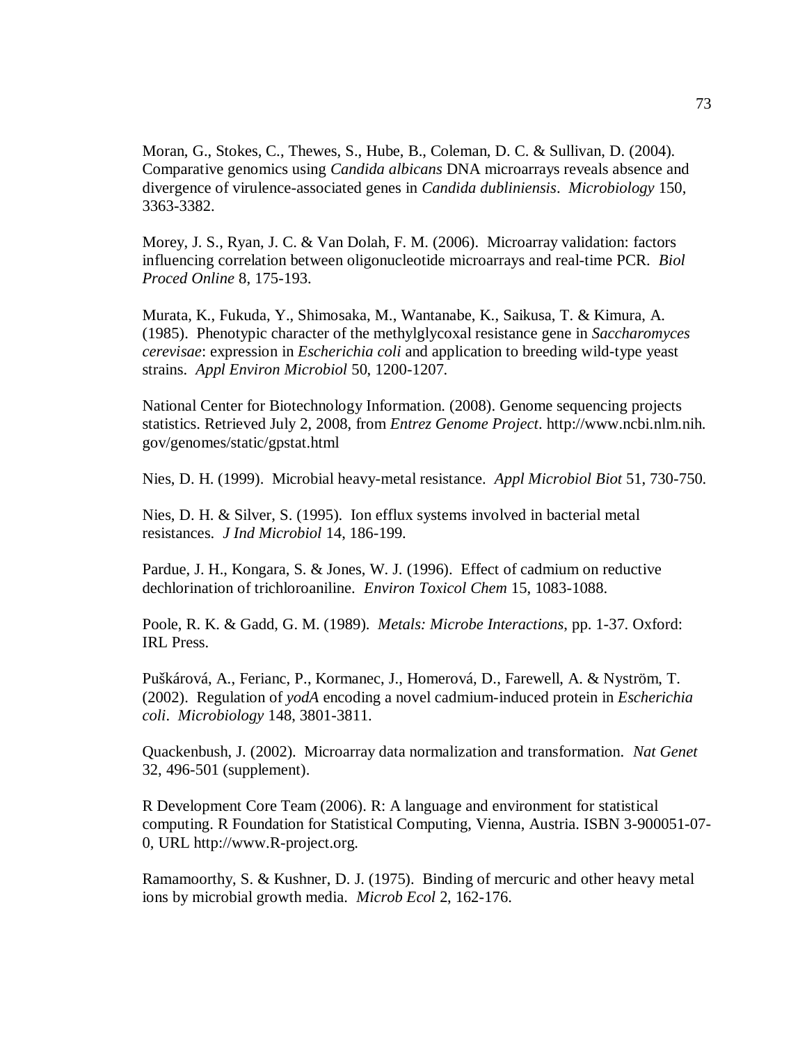Moran, G., Stokes, C., Thewes, S., Hube, B., Coleman, D. C. & Sullivan, D. (2004). Comparative genomics using *Candida albicans* DNA microarrays reveals absence and divergence of virulence-associated genes in *Candida dubliniensis*. *Microbiology* 150, 3363-3382.

Morey, J. S., Ryan, J. C. & Van Dolah, F. M. (2006). Microarray validation: factors influencing correlation between oligonucleotide microarrays and real-time PCR. *Biol Proced Online* 8, 175-193.

Murata, K., Fukuda, Y., Shimosaka, M., Wantanabe, K., Saikusa, T. & Kimura, A. (1985). Phenotypic character of the methylglycoxal resistance gene in *Saccharomyces cerevisae*: expression in *Escherichia coli* and application to breeding wild-type yeast strains. *Appl Environ Microbiol* 50, 1200-1207.

National Center for Biotechnology Information. (2008). Genome sequencing projects statistics. Retrieved July 2, 2008, from *Entrez Genome Project*. http://www.ncbi.nlm.nih.gov/genomes/static/gpstat.html

Nies, D. H. (1999). Microbial heavy-metal resistance. *Appl Microbiol Biot* 51, 730-750.

Nies, D. H. & Silver, S. (1995). Ion efflux systems involved in bacterial metal resistances. *J Ind Microbiol* 14, 186-199.

Pardue, J. H., Kongara, S. & Jones, W. J. (1996). Effect of cadmium on reductive dechlorination of trichloroaniline. *Environ Toxicol Chem* 15, 1083-1088.

Poole, R. K. & Gadd, G. M. (1989). *Metals: Microbe Interactions*, pp. 1-37. Oxford: IRL Press.

Puškárová, A., Ferianc, P., Kormanec, J., Homerová, D., Farewell, A. & Nyström, T. (2002). Regulation of *yodA* encoding a novel cadmium-induced protein in *Escherichia coli*. *Microbiology* 148, 3801-3811.

Quackenbush, J. (2002). Microarray data normalization and transformation. *Nat Genet* 32, 496-501 (supplement).

R Development Core Team (2006). R: A language and environment for statistical computing. R Foundation for Statistical Computing, Vienna, Austria. ISBN 3-900051-07-0, URL http://www.R-project.org.

Ramamoorthy, S. & Kushner, D. J. (1975). Binding of mercuric and other heavy metal ions by microbial growth media. *Microb Ecol* 2, 162-176.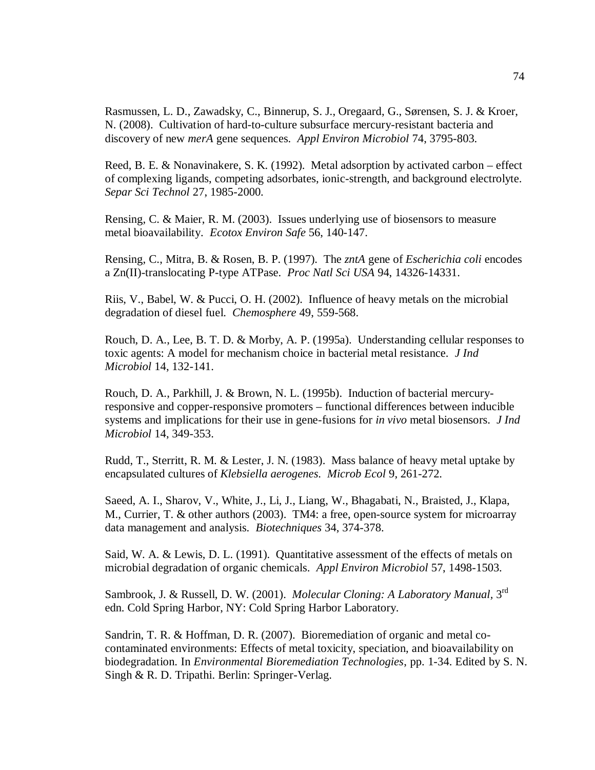Rasmussen, L. D., Zawadsky, C., Binnerup, S. J., Oregaard, G., Sørensen, S. J. & Kroer, N. (2008). Cultivation of hard-to-culture subsurface mercury-resistant bacteria and discovery of new *merA* gene sequences. *Appl Environ Microbiol* 74, 3795-803.

Reed, B. E. & Nonavinakere, S. K. (1992). Metal adsorption by activated carbon – effect of complexing ligands, competing adsorbates, ionic-strength, and background electrolyte. *Separ Sci Technol* 27, 1985-2000.

Rensing, C. & Maier, R. M. (2003). Issues underlying use of biosensors to measure metal bioavailability. *Ecotox Environ Safe* 56, 140-147.

Rensing, C., Mitra, B. & Rosen, B. P. (1997). The *zntA* gene of *Escherichia coli* encodes a Zn(II)-translocating P-type ATPase. *Proc Natl Sci USA* 94, 14326-14331.

Riis, V., Babel, W. & Pucci, O. H. (2002). Influence of heavy metals on the microbial degradation of diesel fuel. *Chemosphere* 49, 559-568.

Rouch, D. A., Lee, B. T. D. & Morby, A. P. (1995a). Understanding cellular responses to toxic agents: A model for mechanism choice in bacterial metal resistance. *J Ind Microbiol* 14, 132-141.

Rouch, D. A., Parkhill, J. & Brown, N. L. (1995b). Induction of bacterial mercury-responsive and copper-responsive promoters – functional differences between inducible systems and implications for their use in gene-fusions for *in vivo* metal biosensors. *J Ind Microbiol* 14, 349-353.

Rudd, T., Sterritt, R. M. & Lester, J. N. (1983). Mass balance of heavy metal uptake by encapsulated cultures of *Klebsiella aerogenes*. *Microb Ecol* 9, 261-272.

Saeed, A. I., Sharov, V., White, J., Li, J., Liang, W., Bhagabati, N., Braisted, J., Klapa, M., Currier, T. & other authors (2003). TM4: a free, open-source system for microarray data management and analysis. *Biotechniques* 34, 374-378.

Said, W. A. & Lewis, D. L. (1991). Quantitative assessment of the effects of metals on microbial degradation of organic chemicals. *Appl Environ Microbiol* 57, 1498-1503.

Sambrook, J. & Russell, D. W. (2001). *Molecular Cloning: A Laboratory Manual*, 3rd edn. Cold Spring Harbor, NY: Cold Spring Harbor Laboratory.

Sandrin, T. R. & Hoffman, D. R. (2007). Bioremediation of organic and metal co-contaminated environments: Effects of metal toxicity, speciation, and bioavailability on biodegradation. In *Environmental Bioremediation Technologies*, pp. 1-34. Edited by S. N. Singh & R. D. Tripathi. Berlin: Springer-Verlag.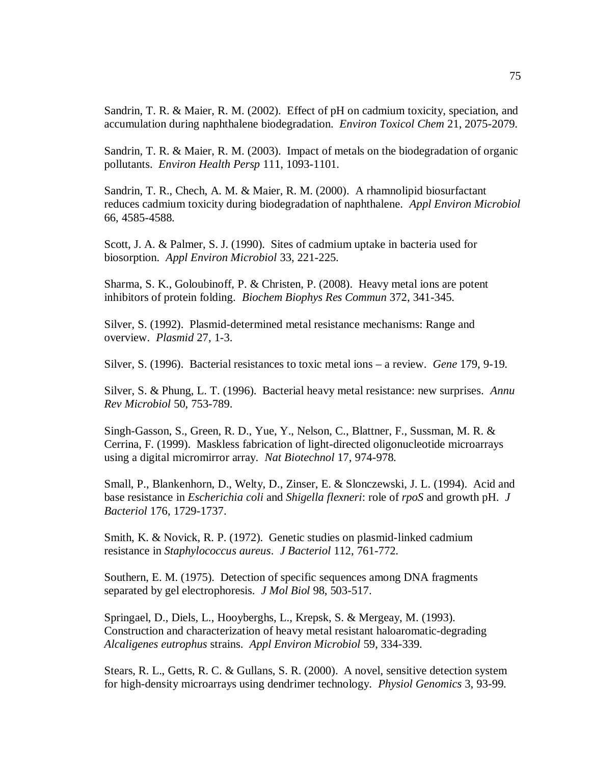Sandrin, T. R. & Maier, R. M. (2002). Effect of pH on cadmium toxicity, speciation, and accumulation during naphthalene biodegradation. *Environ Toxicol Chem* 21, 2075-2079.

Sandrin, T. R. & Maier, R. M. (2003). Impact of metals on the biodegradation of organic pollutants. *Environ Health Persp* 111, 1093-1101.

Sandrin, T. R., Chech, A. M. & Maier, R. M. (2000). A rhamnolipid biosurfactant reduces cadmium toxicity during biodegradation of naphthalene. *Appl Environ Microbiol* 66, 4585-4588.

Scott, J. A. & Palmer, S. J. (1990). Sites of cadmium uptake in bacteria used for biosorption. *Appl Environ Microbiol* 33, 221-225.

Sharma, S. K., Goloubinoff, P. & Christen, P. (2008). Heavy metal ions are potent inhibitors of protein folding. *Biochem Biophys Res Commun* 372, 341-345.

Silver, S. (1992). Plasmid-determined metal resistance mechanisms: Range and overview. *Plasmid* 27, 1-3.

Silver, S. (1996). Bacterial resistances to toxic metal ions – a review. *Gene* 179, 9-19.

Silver, S. & Phung, L. T. (1996). Bacterial heavy metal resistance: new surprises. *Annu Rev Microbiol* 50, 753-789.

Singh-Gasson, S., Green, R. D., Yue, Y., Nelson, C., Blattner, F., Sussman, M. R. & Cerrina, F. (1999). Maskless fabrication of light-directed oligonucleotide microarrays using a digital micromirror array. *Nat Biotechnol* 17, 974-978.

Small, P., Blankenhorn, D., Welty, D., Zinser, E. & Slonczewski, J. L. (1994). Acid and base resistance in *Escherichia coli* and *Shigella flexneri*: role of *rpoS* and growth pH. *J Bacteriol* 176, 1729-1737.

Smith, K. & Novick, R. P. (1972). Genetic studies on plasmid-linked cadmium resistance in *Staphylococcus aureus*. *J Bacteriol* 112, 761-772.

Southern, E. M. (1975). Detection of specific sequences among DNA fragments separated by gel electrophoresis. *J Mol Biol* 98, 503-517.

Springael, D., Diels, L., Hooyberghs, L., Krepsk, S. & Mergeay, M. (1993). Construction and characterization of heavy metal resistant haloaromatic-degrading *Alcaligenes eutrophus* strains. *Appl Environ Microbiol* 59, 334-339.

Stears, R. L., Getts, R. C. & Gullans, S. R. (2000). A novel, sensitive detection system for high-density microarrays using dendrimer technology. *Physiol Genomics* 3, 93-99.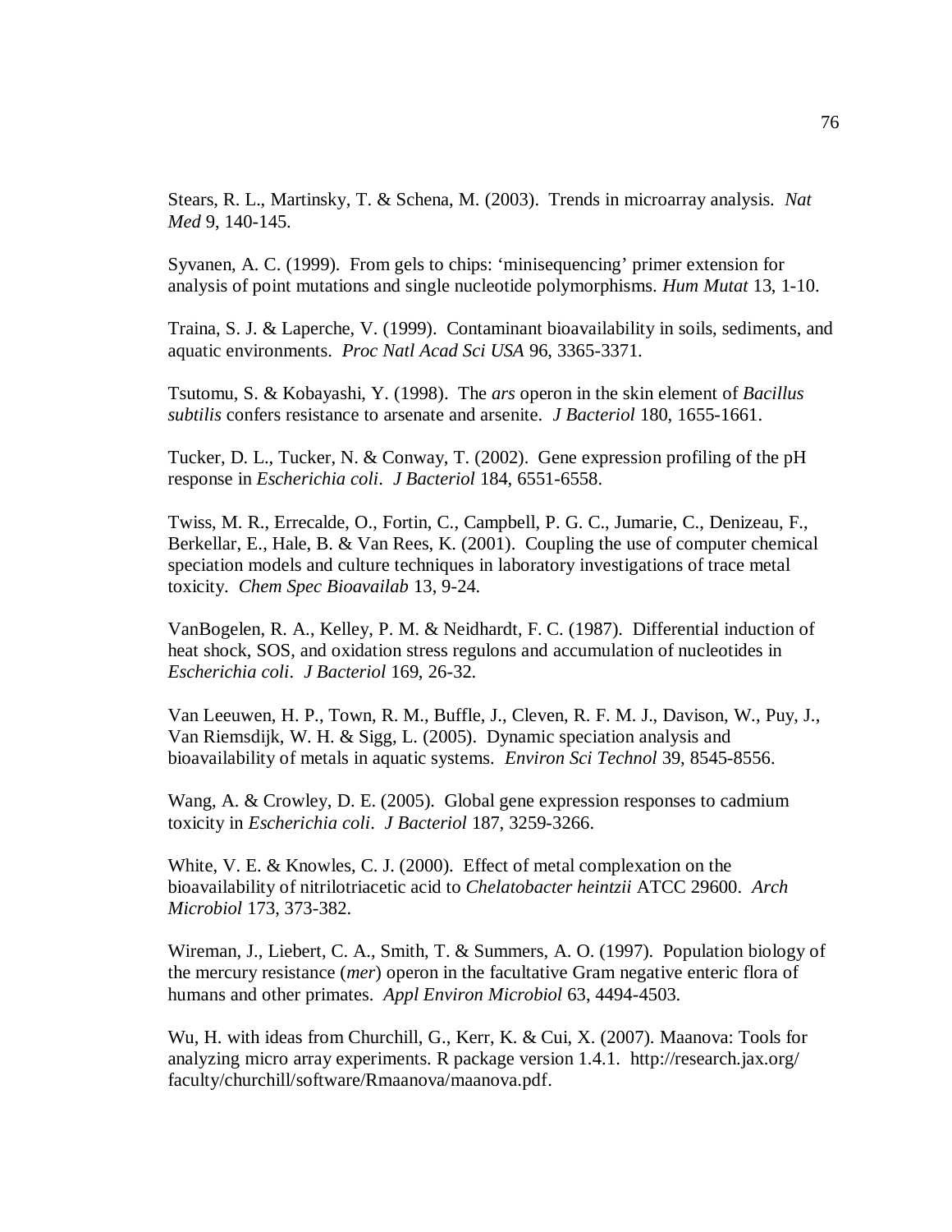Stears, R. L., Martinsky, T. & Schena, M. (2003). Trends in microarray analysis. *Nat Med* 9, 140-145.

Syvanen, A. C. (1999). From gels to chips: ‘minisequencing’ primer extension for analysis of point mutations and single nucleotide polymorphisms. *Hum Mutat* 13, 1-10.

Traina, S. J. & Laperche, V. (1999). Contaminant bioavailability in soils, sediments, and aquatic environments. *Proc Natl Acad Sci USA* 96, 3365-3371.

Tsutomu, S. & Kobayashi, Y. (1998). The *ars* operon in the skin element of *Bacillus subtilis* confers resistance to arsenate and arsenite. *J Bacteriol* 180, 1655-1661.

Tucker, D. L., Tucker, N. & Conway, T. (2002). Gene expression profiling of the pH response in *Escherichia coli*. *J Bacteriol* 184, 6551-6558.

Twiss, M. R., Errecalde, O., Fortin, C., Campbell, P. G. C., Jumarie, C., Denizeau, F., Berkellar, E., Hale, B. & Van Rees, K. (2001). Coupling the use of computer chemical speciation models and culture techniques in laboratory investigations of trace metal toxicity. *Chem Spec Bioavailab* 13, 9-24.

VanBogelen, R. A., Kelley, P. M. & Neidhardt, F. C. (1987). Differential induction of heat shock, SOS, and oxidation stress regulons and accumulation of nucleotides in *Escherichia coli*. *J Bacteriol* 169, 26-32.

Van Leeuwen, H. P., Town, R. M., Buffle, J., Cleven, R. F. M. J., Davison, W., Puy, J., Van Riemsdijk, W. H. & Sigg, L. (2005). Dynamic speciation analysis and bioavailability of metals in aquatic systems. *Environ Sci Technol* 39, 8545-8556.

Wang, A. & Crowley, D. E. (2005). Global gene expression responses to cadmium toxicity in *Escherichia coli*. *J Bacteriol* 187, 3259-3266.

White, V. E. & Knowles, C. J. (2000). Effect of metal complexation on the bioavailability of nitrilotriacetic acid to *Chelatobacter heintzii* ATCC 29600. *Arch Microbiol* 173, 373-382.

Wireman, J., Liebert, C. A., Smith, T. & Summers, A. O. (1997). Population biology of the mercury resistance (*mer*) operon in the facultative Gram negative enteric flora of humans and other primates. *Appl Environ Microbiol* 63, 4494-4503.

Wu, H. with ideas from Churchill, G., Kerr, K. & Cui, X. (2007). Maanova: Tools for analyzing micro array experiments. R package version 1.4.1. http://research.jax.org/faculty/churchill/software/Rmaanova/maanova.pdf.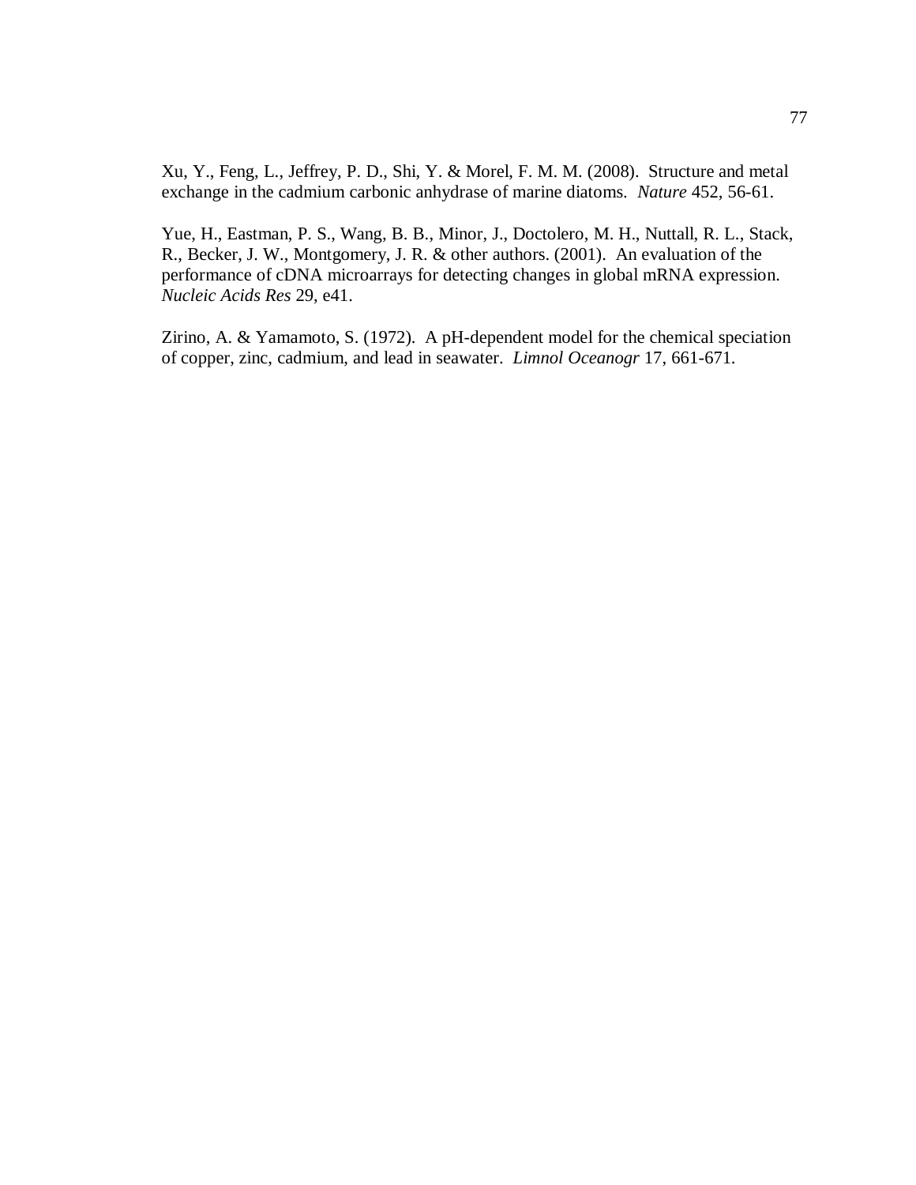Xu, Y., Feng, L., Jeffrey, P. D., Shi, Y. & Morel, F. M. M. (2008). Structure and metal exchange in the cadmium carbonic anhydrase of marine diatoms. *Nature* 452, 56-61.

Yue, H., Eastman, P. S., Wang, B. B., Minor, J., Doctolero, M. H., Nuttall, R. L., Stack, R., Becker, J. W., Montgomery, J. R. & other authors. (2001). An evaluation of the performance of cDNA microarrays for detecting changes in global mRNA expression. *Nucleic Acids Res* 29, e41.

Zirino, A. & Yamamoto, S. (1972). A pH-dependent model for the chemical speciation of copper, zinc, cadmium, and lead in seawater. *Limnol Oceanogr* 17, 661-671.